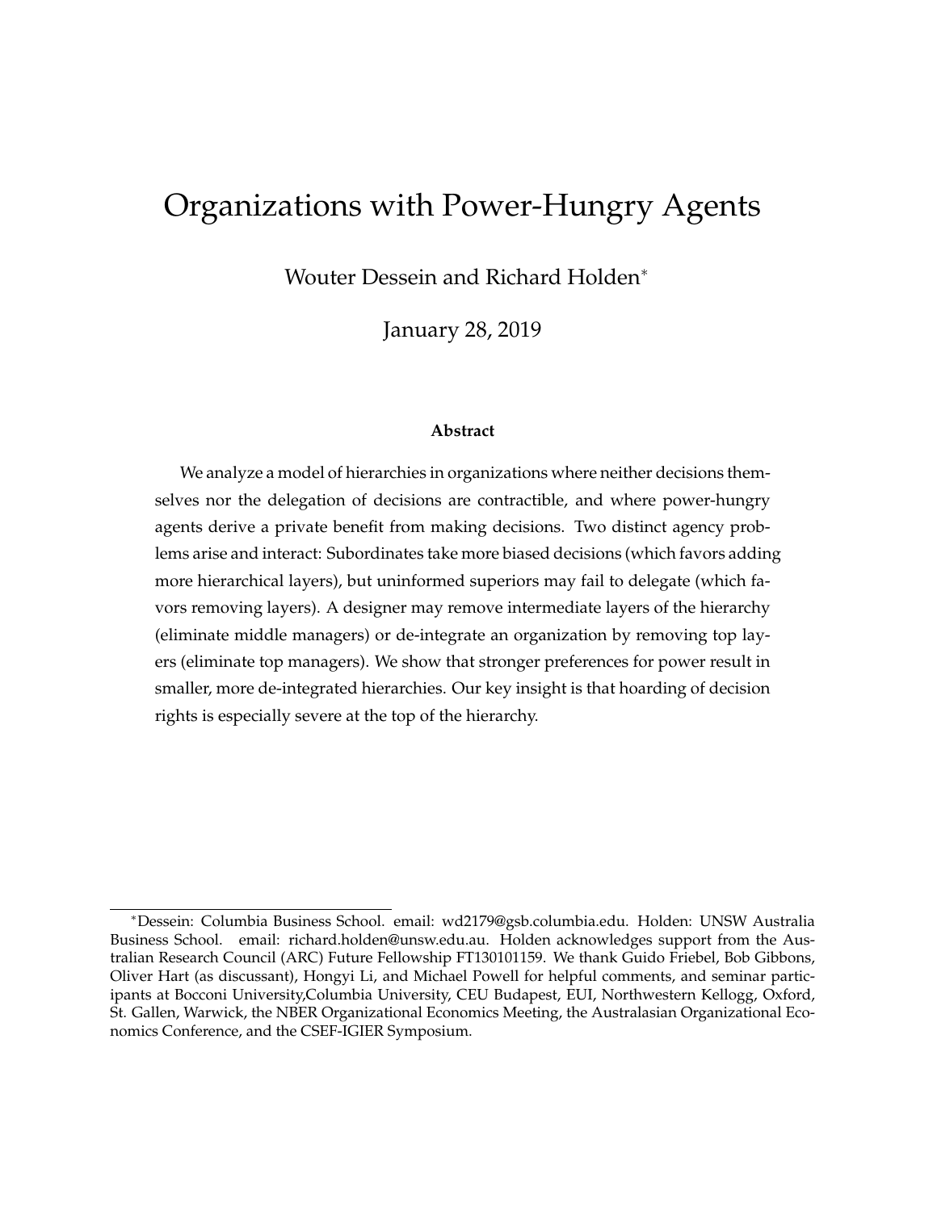# Organizations with Power-Hungry Agents

Wouter Dessein and Richard Holden*

January 28, 2019

**Abstract**

We analyze a model of hierarchies in organizations where neither decisions themselves nor the delegation of decisions are contractible, and where power-hungry agents derive a private benefit from making decisions. Two distinct agency problems arise and interact: Subordinates take more biased decisions (which favors adding more hierarchical layers), but uninformed superiors may fail to delegate (which favors removing layers). A designer may remove intermediate layers of the hierarchy (eliminate middle managers) or de-integrate an organization by removing top layers (eliminate top managers). We show that stronger preferences for power result in smaller, more de-integrated hierarchies. Our key insight is that hoarding of decision rights is especially severe at the top of the hierarchy.

---

*Dessein: Columbia Business School. email: wd2179@gsb.columbia.edu. Holden: UNSW Australia Business School. email: richard.holden@unsw.edu.au. Holden acknowledges support from the Australian Research Council (ARC) Future Fellowship FT130101159. We thank Guido Friebel, Bob Gibbons, Oliver Hart (as discussant), Hongyi Li, and Michael Powell for helpful comments, and seminar participants at Bocconi University,Columbia University, CEU Budapest, EUI, Northwestern Kellogg, Oxford, St. Gallen, Warwick, the NBER Organizational Economics Meeting, the Australasian Organizational Economics Conference, and the CSEF-IGIER Symposium.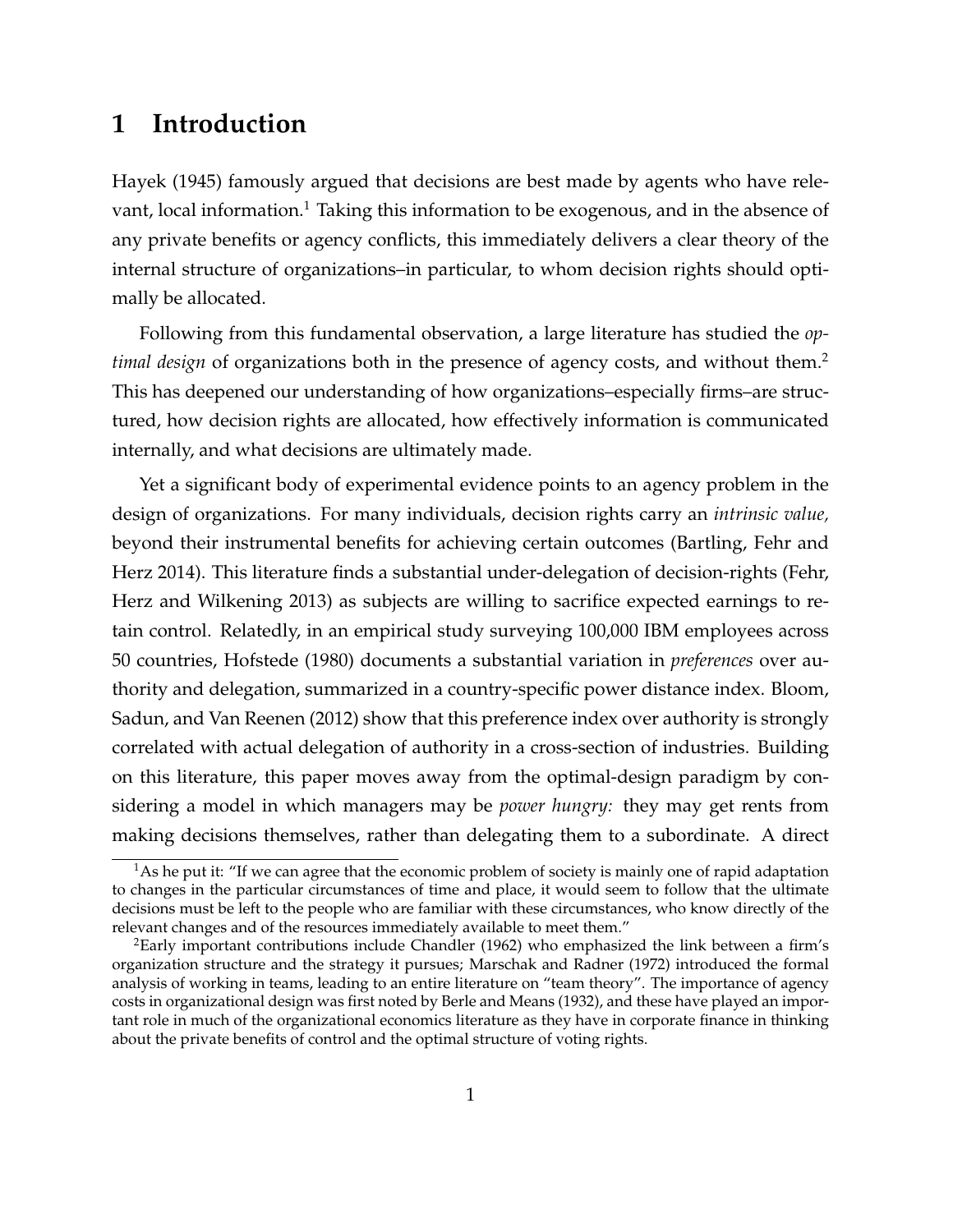# 1 Introduction

Hayek (1945) famously argued that decisions are best made by agents who have relevant, local information.[1] Taking this information to be exogenous, and in the absence of any private benefits or agency conflicts, this immediately delivers a clear theory of the internal structure of organizations–in particular, to whom decision rights should optimally be allocated.

Following from this fundamental observation, a large literature has studied the *optimal design* of organizations both in the presence of agency costs, and without them.[2] This has deepened our understanding of how organizations–especially firms–are structured, how decision rights are allocated, how effectively information is communicated internally, and what decisions are ultimately made.

Yet a significant body of experimental evidence points to an agency problem in the design of organizations. For many individuals, decision rights carry an *intrinsic value,* beyond their instrumental benefits for achieving certain outcomes (Bartling, Fehr and Herz 2014). This literature finds a substantial under-delegation of decision-rights (Fehr, Herz and Wilkening 2013) as subjects are willing to sacrifice expected earnings to retain control. Relatedly, in an empirical study surveying 100,000 IBM employees across 50 countries, Hofstede (1980) documents a substantial variation in *preferences* over authority and delegation, summarized in a country-specific power distance index. Bloom, Sadun, and Van Reenen (2012) show that this preference index over authority is strongly correlated with actual delegation of authority in a cross-section of industries. Building on this literature, this paper moves away from the optimal-design paradigm by considering a model in which managers may be *power hungry:* they may get rents from making decisions themselves, rather than delegating them to a subordinate. A direct

[1] As he put it: "If we can agree that the economic problem of society is mainly one of rapid adaptation to changes in the particular circumstances of time and place, it would seem to follow that the ultimate decisions must be left to the people who are familiar with these circumstances, who know directly of the relevant changes and of the resources immediately available to meet them."

[2] Early important contributions include Chandler (1962) who emphasized the link between a firm's organization structure and the strategy it pursues; Marschak and Radner (1972) introduced the formal analysis of working in teams, leading to an entire literature on "team theory". The importance of agency costs in organizational design was first noted by Berle and Means (1932), and these have played an important role in much of the organizational economics literature as they have in corporate finance in thinking about the private benefits of control and the optimal structure of voting rights.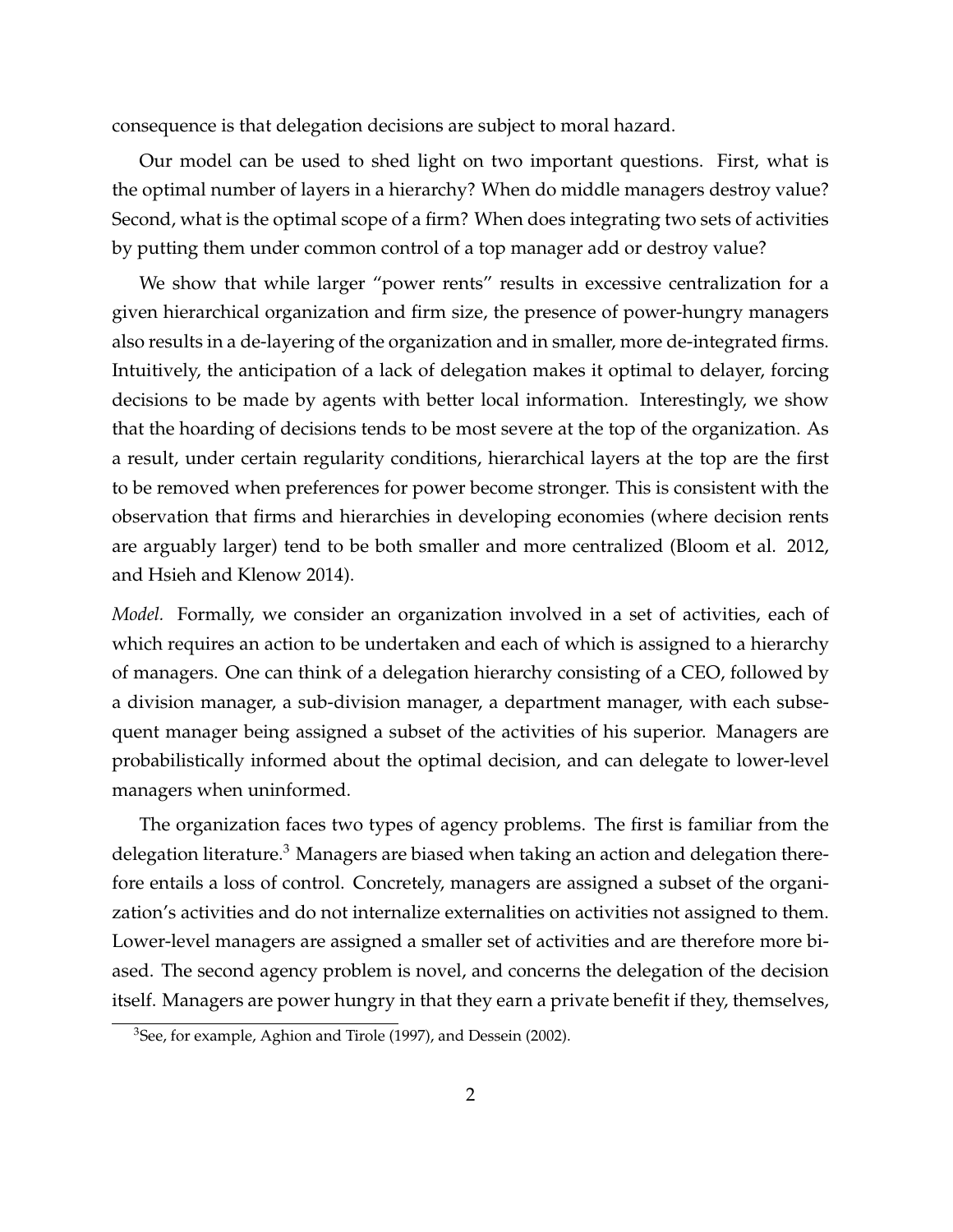consequence is that delegation decisions are subject to moral hazard.

Our model can be used to shed light on two important questions. First, what is the optimal number of layers in a hierarchy? When do middle managers destroy value? Second, what is the optimal scope of a firm? When does integrating two sets of activities by putting them under common control of a top manager add or destroy value?

We show that while larger "power rents" results in excessive centralization for a given hierarchical organization and firm size, the presence of power-hungry managers also results in a de-layering of the organization and in smaller, more de-integrated firms. Intuitively, the anticipation of a lack of delegation makes it optimal to delayer, forcing decisions to be made by agents with better local information. Interestingly, we show that the hoarding of decisions tends to be most severe at the top of the organization. As a result, under certain regularity conditions, hierarchical layers at the top are the first to be removed when preferences for power become stronger. This is consistent with the observation that firms and hierarchies in developing economies (where decision rents are arguably larger) tend to be both smaller and more centralized (Bloom et al. 2012, and Hsieh and Klenow 2014).

*Model.* Formally, we consider an organization involved in a set of activities, each of which requires an action to be undertaken and each of which is assigned to a hierarchy of managers. One can think of a delegation hierarchy consisting of a CEO, followed by a division manager, a sub-division manager, a department manager, with each subsequent manager being assigned a subset of the activities of his superior. Managers are probabilistically informed about the optimal decision, and can delegate to lower-level managers when uninformed.

The organization faces two types of agency problems. The first is familiar from the delegation literature.[3] Managers are biased when taking an action and delegation therefore entails a loss of control. Concretely, managers are assigned a subset of the organization's activities and do not internalize externalities on activities not assigned to them. Lower-level managers are assigned a smaller set of activities and are therefore more biased. The second agency problem is novel, and concerns the delegation of the decision itself. Managers are power hungry in that they earn a private benefit if they, themselves,

[3] See, for example, Aghion and Tirole (1997), and Dessein (2002).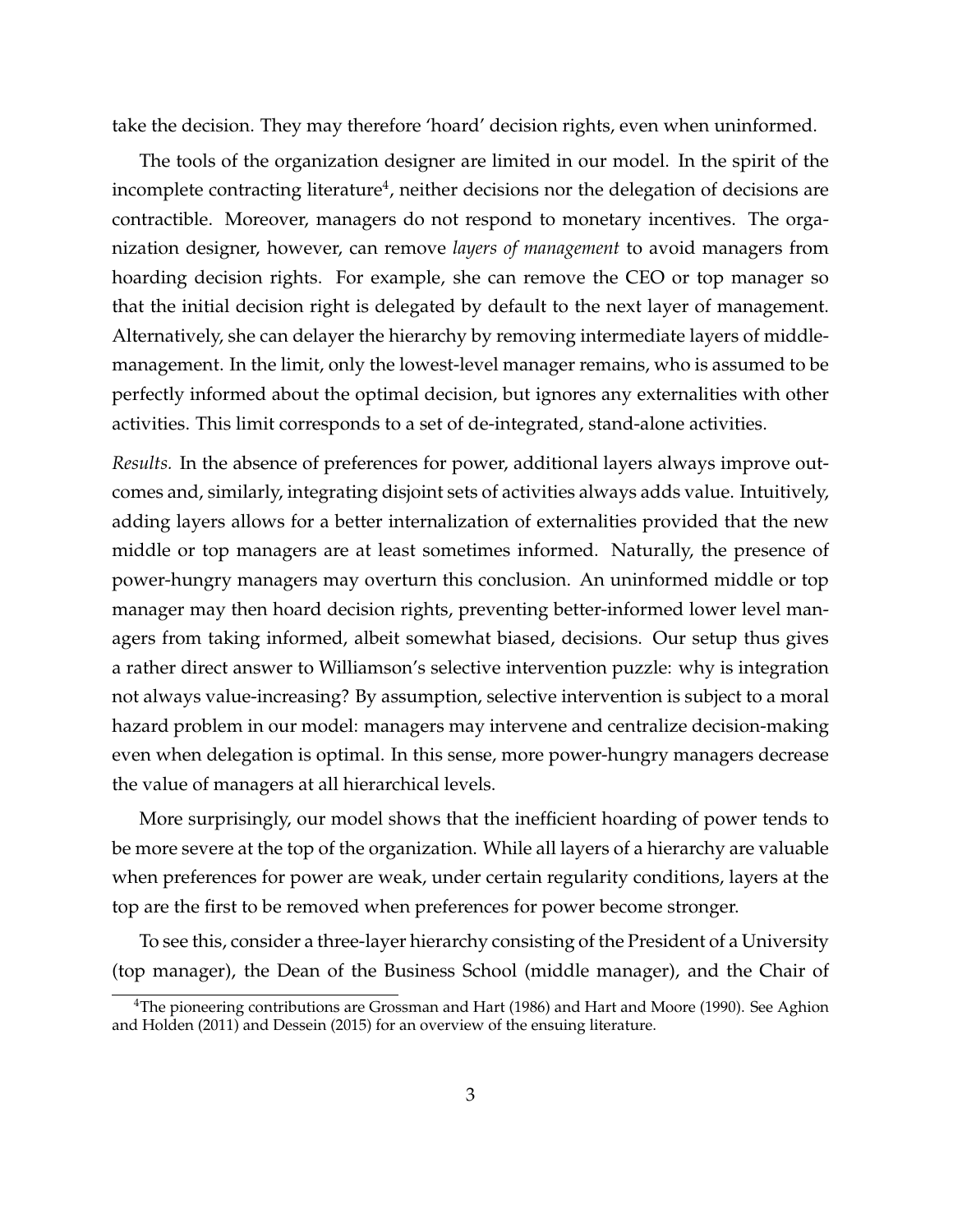take the decision. They may therefore 'hoard' decision rights, even when uninformed.

The tools of the organization designer are limited in our model. In the spirit of the incomplete contracting literature[4], neither decisions nor the delegation of decisions are contractible. Moreover, managers do not respond to monetary incentives. The organization designer, however, can remove *layers of management* to avoid managers from hoarding decision rights. For example, she can remove the CEO or top manager so that the initial decision right is delegated by default to the next layer of management. Alternatively, she can delayer the hierarchy by removing intermediate layers of middle-management. In the limit, only the lowest-level manager remains, who is assumed to be perfectly informed about the optimal decision, but ignores any externalities with other activities. This limit corresponds to a set of de-integrated, stand-alone activities.

*Results.* In the absence of preferences for power, additional layers always improve outcomes and, similarly, integrating disjoint sets of activities always adds value. Intuitively, adding layers allows for a better internalization of externalities provided that the new middle or top managers are at least sometimes informed. Naturally, the presence of power-hungry managers may overturn this conclusion. An uninformed middle or top manager may then hoard decision rights, preventing better-informed lower level managers from taking informed, albeit somewhat biased, decisions. Our setup thus gives a rather direct answer to Williamson's selective intervention puzzle: why is integration not always value-increasing? By assumption, selective intervention is subject to a moral hazard problem in our model: managers may intervene and centralize decision-making even when delegation is optimal. In this sense, more power-hungry managers decrease the value of managers at all hierarchical levels.

More surprisingly, our model shows that the inefficient hoarding of power tends to be more severe at the top of the organization. While all layers of a hierarchy are valuable when preferences for power are weak, under certain regularity conditions, layers at the top are the first to be removed when preferences for power become stronger.

To see this, consider a three-layer hierarchy consisting of the President of a University (top manager), the Dean of the Business School (middle manager), and the Chair of

[4]The pioneering contributions are Grossman and Hart (1986) and Hart and Moore (1990). See Aghion and Holden (2011) and Dessein (2015) for an overview of the ensuing literature.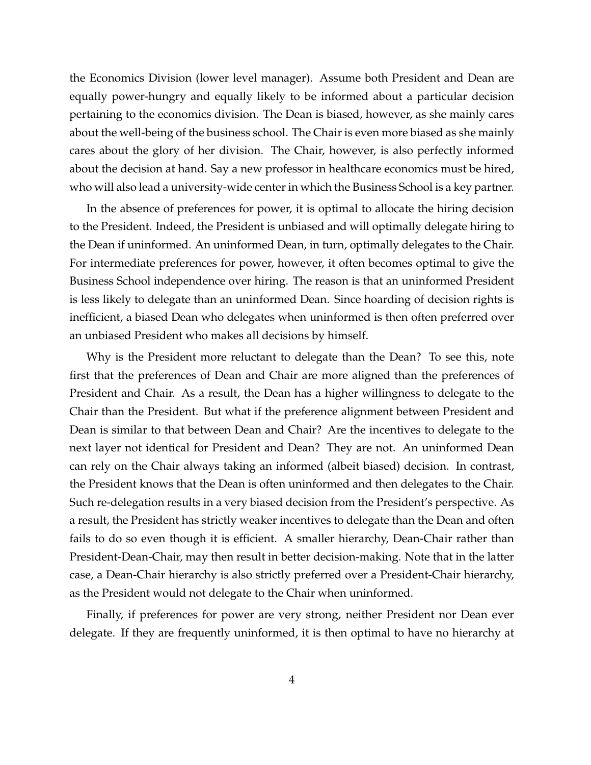the Economics Division (lower level manager). Assume both President and Dean are equally power-hungry and equally likely to be informed about a particular decision pertaining to the economics division. The Dean is biased, however, as she mainly cares about the well-being of the business school. The Chair is even more biased as she mainly cares about the glory of her division. The Chair, however, is also perfectly informed about the decision at hand. Say a new professor in healthcare economics must be hired, who will also lead a university-wide center in which the Business School is a key partner.

In the absence of preferences for power, it is optimal to allocate the hiring decision to the President. Indeed, the President is unbiased and will optimally delegate hiring to the Dean if uninformed. An uninformed Dean, in turn, optimally delegates to the Chair. For intermediate preferences for power, however, it often becomes optimal to give the Business School independence over hiring. The reason is that an uninformed President is less likely to delegate than an uninformed Dean. Since hoarding of decision rights is inefficient, a biased Dean who delegates when uninformed is then often preferred over an unbiased President who makes all decisions by himself.

Why is the President more reluctant to delegate than the Dean? To see this, note first that the preferences of Dean and Chair are more aligned than the preferences of President and Chair. As a result, the Dean has a higher willingness to delegate to the Chair than the President. But what if the preference alignment between President and Dean is similar to that between Dean and Chair? Are the incentives to delegate to the next layer not identical for President and Dean? They are not. An uninformed Dean can rely on the Chair always taking an informed (albeit biased) decision. In contrast, the President knows that the Dean is often uninformed and then delegates to the Chair. Such re-delegation results in a very biased decision from the President's perspective. As a result, the President has strictly weaker incentives to delegate than the Dean and often fails to do so even though it is efficient. A smaller hierarchy, Dean-Chair rather than President-Dean-Chair, may then result in better decision-making. Note that in the latter case, a Dean-Chair hierarchy is also strictly preferred over a President-Chair hierarchy, as the President would not delegate to the Chair when uninformed.

Finally, if preferences for power are very strong, neither President nor Dean ever delegate. If they are frequently uninformed, it is then optimal to have no hierarchy at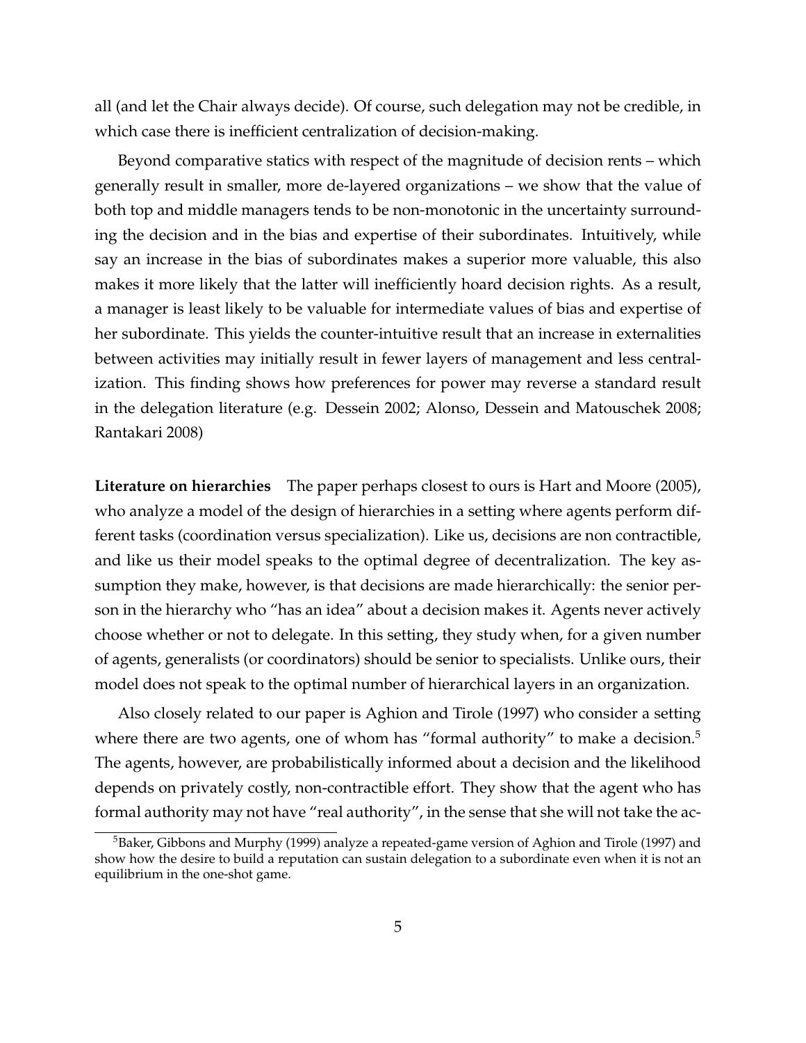all (and let the Chair always decide). Of course, such delegation may not be credible, in which case there is inefficient centralization of decision-making.

Beyond comparative statics with respect of the magnitude of decision rents – which generally result in smaller, more de-layered organizations – we show that the value of both top and middle managers tends to be non-monotonic in the uncertainty surrounding the decision and in the bias and expertise of their subordinates. Intuitively, while say an increase in the bias of subordinates makes a superior more valuable, this also makes it more likely that the latter will inefficiently hoard decision rights. As a result, a manager is least likely to be valuable for intermediate values of bias and expertise of her subordinate. This yields the counter-intuitive result that an increase in externalities between activities may initially result in fewer layers of management and less centralization. This finding shows how preferences for power may reverse a standard result in the delegation literature (e.g. Dessein 2002; Alonso, Dessein and Matouschek 2008; Rantakari 2008)

**Literature on hierarchies** The paper perhaps closest to ours is Hart and Moore (2005), who analyze a model of the design of hierarchies in a setting where agents perform different tasks (coordination versus specialization). Like us, decisions are non contractible, and like us their model speaks to the optimal degree of decentralization. The key assumption they make, however, is that decisions are made hierarchically: the senior person in the hierarchy who "has an idea" about a decision makes it. Agents never actively choose whether or not to delegate. In this setting, they study when, for a given number of agents, generalists (or coordinators) should be senior to specialists. Unlike ours, their model does not speak to the optimal number of hierarchical layers in an organization.

Also closely related to our paper is Aghion and Tirole (1997) who consider a setting where there are two agents, one of whom has "formal authority" to make a decision.[5] The agents, however, are probabilistically informed about a decision and the likelihood depends on privately costly, non-contractible effort. They show that the agent who has formal authority may not have "real authority", in the sense that she will not take the ac-

[5] Baker, Gibbons and Murphy (1999) analyze a repeated-game version of Aghion and Tirole (1997) and show how the desire to build a reputation can sustain delegation to a subordinate even when it is not an equilibrium in the one-shot game.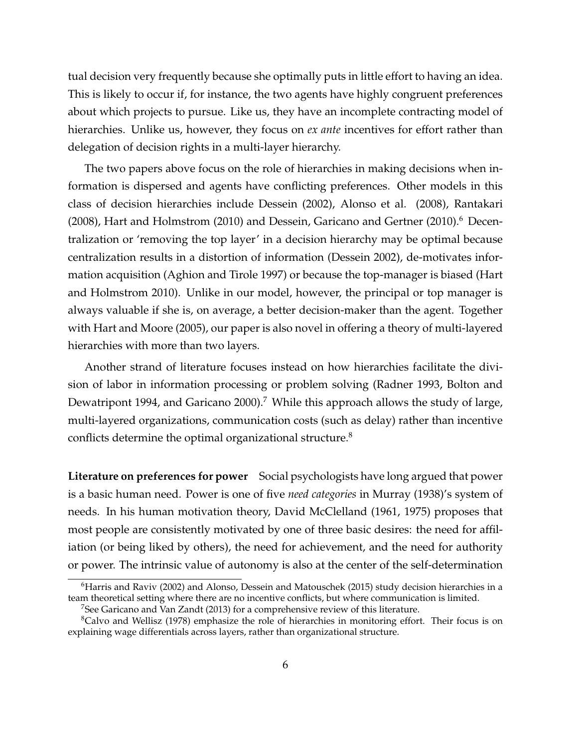tual decision very frequently because she optimally puts in little effort to having an idea. This is likely to occur if, for instance, the two agents have highly congruent preferences about which projects to pursue. Like us, they have an incomplete contracting model of hierarchies. Unlike us, however, they focus on *ex ante* incentives for effort rather than delegation of decision rights in a multi-layer hierarchy.

The two papers above focus on the role of hierarchies in making decisions when information is dispersed and agents have conflicting preferences. Other models in this class of decision hierarchies include Dessein (2002), Alonso et al. (2008), Rantakari (2008), Hart and Holmstrom (2010) and Dessein, Garicano and Gertner (2010).[6] Decentralization or 'removing the top layer' in a decision hierarchy may be optimal because centralization results in a distortion of information (Dessein 2002), de-motivates information acquisition (Aghion and Tirole 1997) or because the top-manager is biased (Hart and Holmstrom 2010). Unlike in our model, however, the principal or top manager is always valuable if she is, on average, a better decision-maker than the agent. Together with Hart and Moore (2005), our paper is also novel in offering a theory of multi-layered hierarchies with more than two layers.

Another strand of literature focuses instead on how hierarchies facilitate the division of labor in information processing or problem solving (Radner 1993, Bolton and Dewatripont 1994, and Garicano 2000).[7] While this approach allows the study of large, multi-layered organizations, communication costs (such as delay) rather than incentive conflicts determine the optimal organizational structure.[8]

**Literature on preferences for power** Social psychologists have long argued that power is a basic human need. Power is one of five *need categories* in Murray (1938)'s system of needs. In his human motivation theory, David McClelland (1961, 1975) proposes that most people are consistently motivated by one of three basic desires: the need for affiliation (or being liked by others), the need for achievement, and the need for authority or power. The intrinsic value of autonomy is also at the center of the self-determination

---

[6] Harris and Raviv (2002) and Alonso, Dessein and Matouschek (2015) study decision hierarchies in a team theoretical setting where there are no incentive conflicts, but where communication is limited.

[7] See Garicano and Van Zandt (2013) for a comprehensive review of this literature.

[8] Calvo and Wellisz (1978) emphasize the role of hierarchies in monitoring effort. Their focus is on explaining wage differentials across layers, rather than organizational structure.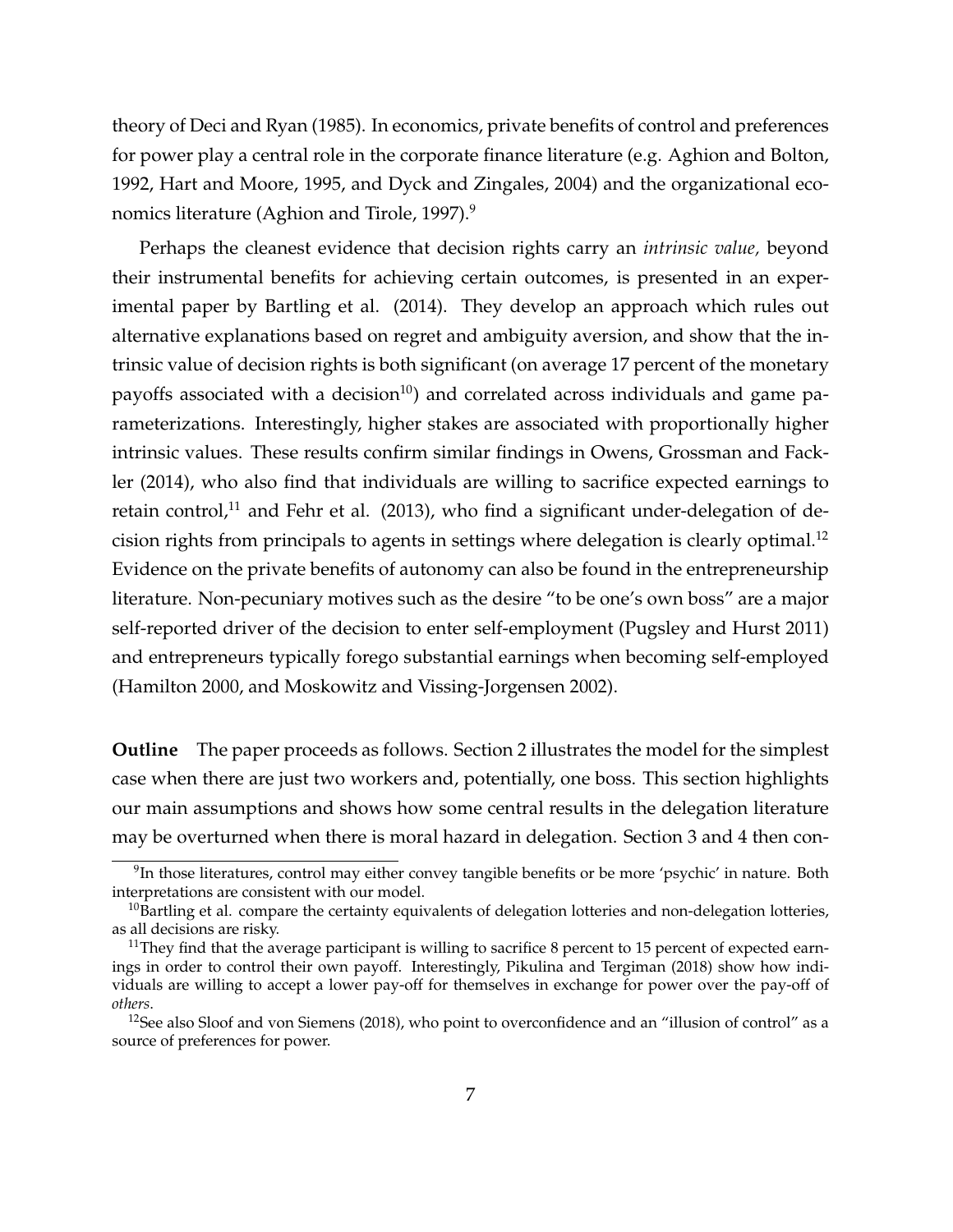theory of Deci and Ryan (1985). In economics, private benefits of control and preferences for power play a central role in the corporate finance literature (e.g. Aghion and Bolton, 1992, Hart and Moore, 1995, and Dyck and Zingales, 2004) and the organizational economics literature (Aghion and Tirole, 1997).[9]

Perhaps the cleanest evidence that decision rights carry an *intrinsic value,* beyond their instrumental benefits for achieving certain outcomes, is presented in an experimental paper by Bartling et al. (2014). They develop an approach which rules out alternative explanations based on regret and ambiguity aversion, and show that the intrinsic value of decision rights is both significant (on average 17 percent of the monetary payoffs associated with a decision[10]) and correlated across individuals and game parameterizations. Interestingly, higher stakes are associated with proportionally higher intrinsic values. These results confirm similar findings in Owens, Grossman and Fackler (2014), who also find that individuals are willing to sacrifice expected earnings to retain control,[11] and Fehr et al. (2013), who find a significant under-delegation of decision rights from principals to agents in settings where delegation is clearly optimal.[12] Evidence on the private benefits of autonomy can also be found in the entrepreneurship literature. Non-pecuniary motives such as the desire "to be one's own boss" are a major self-reported driver of the decision to enter self-employment (Pugsley and Hurst 2011) and entrepreneurs typically forego substantial earnings when becoming self-employed (Hamilton 2000, and Moskowitz and Vissing-Jorgensen 2002).

**Outline** The paper proceeds as follows. Section 2 illustrates the model for the simplest case when there are just two workers and, potentially, one boss. This section highlights our main assumptions and shows how some central results in the delegation literature may be overturned when there is moral hazard in delegation. Section 3 and 4 then con-

[9] In those literatures, control may either convey tangible benefits or be more 'psychic' in nature. Both interpretations are consistent with our model.

[10] Bartling et al. compare the certainty equivalents of delegation lotteries and non-delegation lotteries, as all decisions are risky.

[11] They find that the average participant is willing to sacrifice 8 percent to 15 percent of expected earnings in order to control their own payoff. Interestingly, Pikulina and Tergiman (2018) show how individuals are willing to accept a lower pay-off for themselves in exchange for power over the pay-off of *others*.

[12] See also Sloof and von Siemens (2018), who point to overconfidence and an "illusion of control" as a source of preferences for power.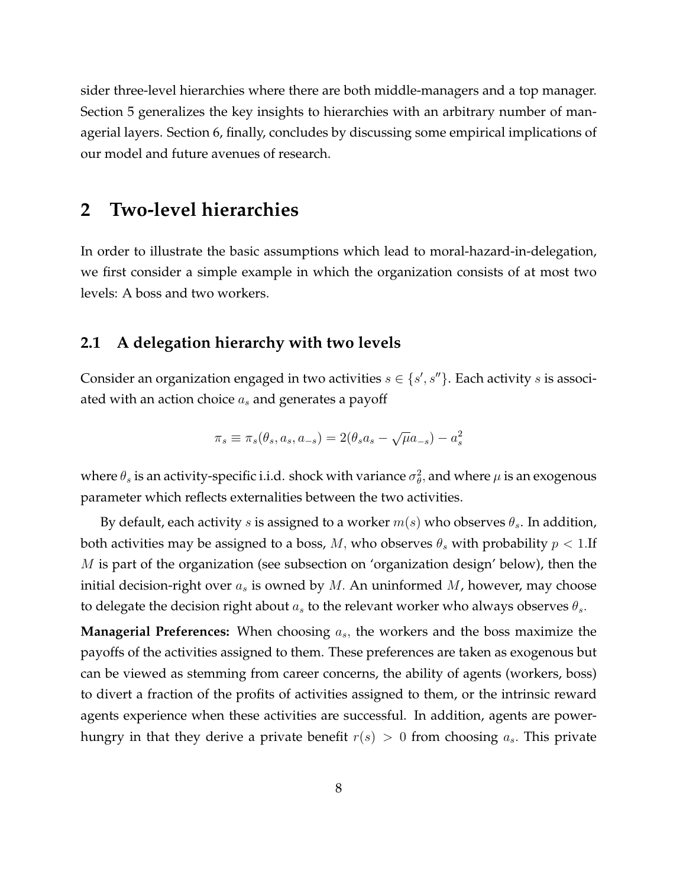sider three-level hierarchies where there are both middle-managers and a top manager. Section 5 generalizes the key insights to hierarchies with an arbitrary number of managerial layers. Section 6, finally, concludes by discussing some empirical implications of our model and future avenues of research.

## 2 Two-level hierarchies

In order to illustrate the basic assumptions which lead to moral-hazard-in-delegation, we first consider a simple example in which the organization consists of at most two levels: A boss and two workers.

### 2.1 A delegation hierarchy with two levels

Consider an organization engaged in two activities $s \in \{s', s''\}$. Each activity $s$ is associated with an action choice $a_s$ and generates a payoff

$$\pi_s \equiv \pi_s(\theta_s, a_s, a_{-s}) = 2(\theta_s a_s - \sqrt{\mu} a_{-s}) - a_s^2$$

where $\theta_s$ is an activity-specific i.i.d. shock with variance $\sigma_\theta^2$, and where $\mu$ is an exogenous parameter which reflects externalities between the two activities.

By default, each activity $s$ is assigned to a worker $m(s)$ who observes $\theta_s$. In addition, both activities may be assigned to a boss, $M$, who observes $\theta_s$ with probability $p < 1$.If $M$ is part of the organization (see subsection on 'organization design' below), then the initial decision-right over $a_s$ is owned by $M$. An uninformed $M$, however, may choose to delegate the decision right about $a_s$ to the relevant worker who always observes $\theta_s$.

**Managerial Preferences:** When choosing $a_s$, the workers and the boss maximize the payoffs of the activities assigned to them. These preferences are taken as exogenous but can be viewed as stemming from career concerns, the ability of agents (workers, boss) to divert a fraction of the profits of activities assigned to them, or the intrinsic reward agents experience when these activities are successful. In addition, agents are power-hungry in that they derive a private benefit $r(s) > 0$ from choosing $a_s$. This private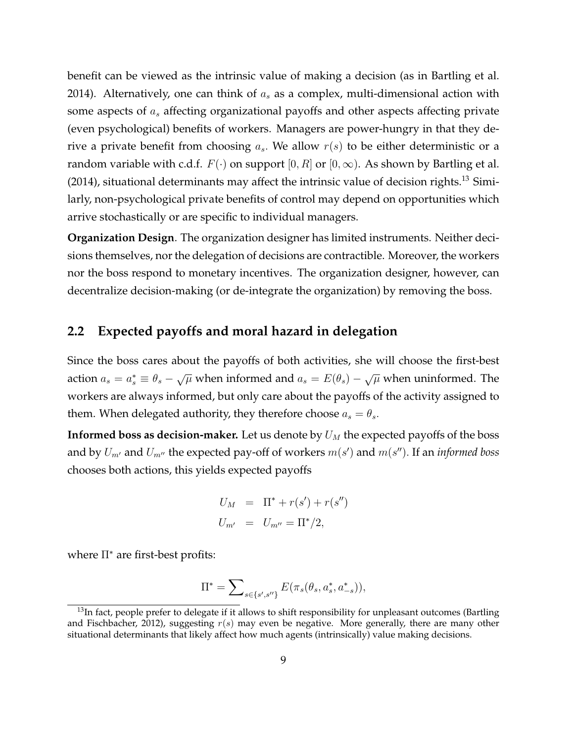benefit can be viewed as the intrinsic value of making a decision (as in Bartling et al. 2014). Alternatively, one can think of $a_s$ as a complex, multi-dimensional action with some aspects of $a_s$ affecting organizational payoffs and other aspects affecting private (even psychological) benefits of workers. Managers are power-hungry in that they derive a private benefit from choosing $a_s$. We allow $r(s)$ to be either deterministic or a random variable with c.d.f. $F(\cdot)$ on support $[0, R]$ or $[0, \infty)$. As shown by Bartling et al. (2014), situational determinants may affect the intrinsic value of decision rights.[13] Similarly, non-psychological private benefits of control may depend on opportunities which arrive stochastically or are specific to individual managers.

**Organization Design**. The organization designer has limited instruments. Neither decisions themselves, nor the delegation of decisions are contractible. Moreover, the workers nor the boss respond to monetary incentives. The organization designer, however, can decentralize decision-making (or de-integrate the organization) by removing the boss.

## 2.2 Expected payoffs and moral hazard in delegation

Since the boss cares about the payoffs of both activities, she will choose the first-best action $a_s = a_s^* \equiv \theta_s - \sqrt{\mu}$ when informed and $a_s = E(\theta_s) - \sqrt{\mu}$ when uninformed. The workers are always informed, but only care about the payoffs of the activity assigned to them. When delegated authority, they therefore choose $a_s = \theta_s$.

**Informed boss as decision-maker.** Let us denote by $U_M$ the expected payoffs of the boss and by $U_{m'}$ and $U_{m''}$ the expected pay-off of workers $m(s')$ and $m(s'')$. If an *informed boss* chooses both actions, this yields expected payoffs

$$
\begin{aligned}
U_M &= \Pi^* + r(s') + r(s'') \\
U_{m'} &= U_{m''} = \Pi^*/2,
\end{aligned}
$$

where $\Pi^*$ are first-best profits:

$$
\Pi^* = \sum_{s \in \{s', s''\}} E(\pi_s(\theta_s, a_s^*, a_{-s}^*)),
$$

[13] In fact, people prefer to delegate if it allows to shift responsibility for unpleasant outcomes (Bartling and Fischbacher, 2012), suggesting $r(s)$ may even be negative. More generally, there are many other situational determinants that likely affect how much agents (intrinsically) value making decisions.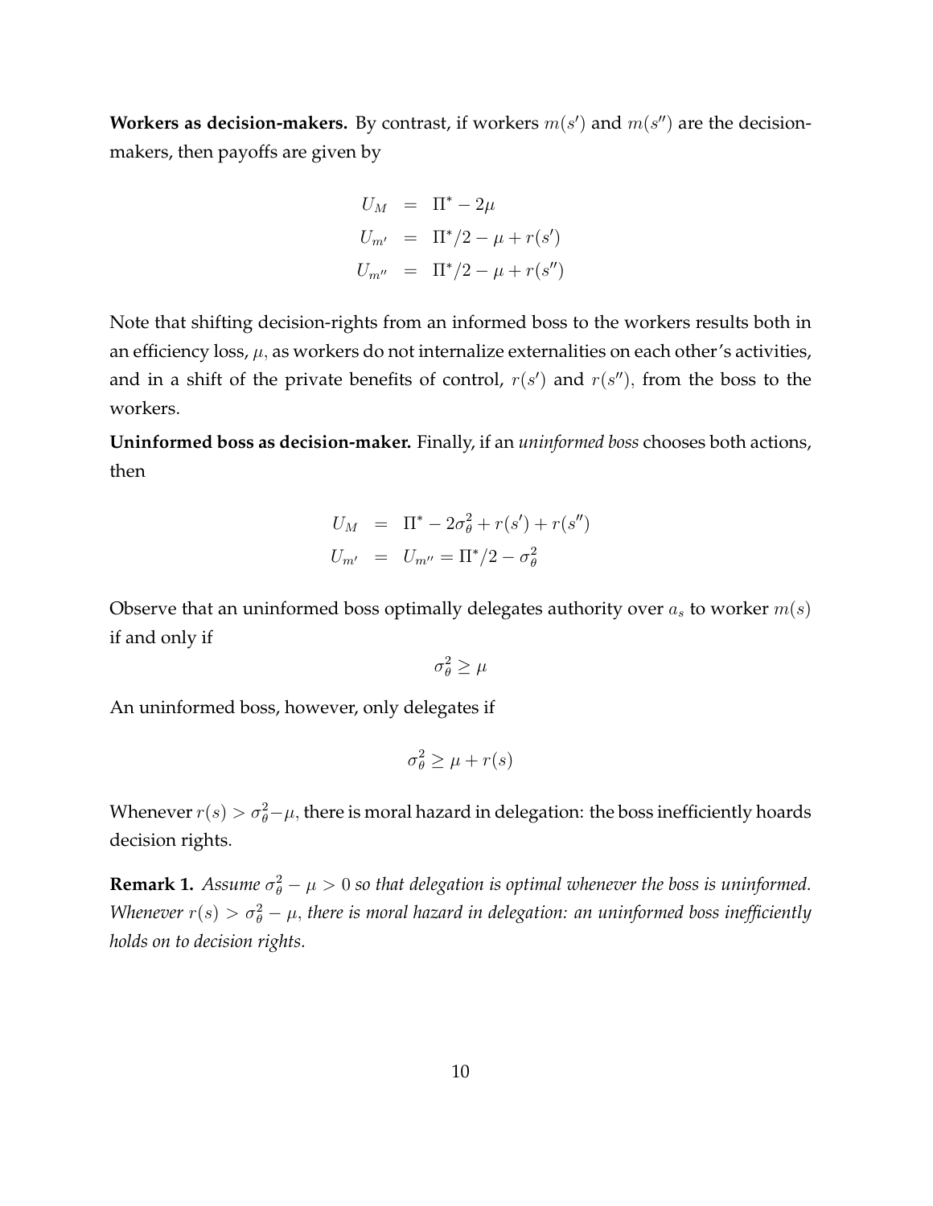**Workers as decision-makers.** By contrast, if workers $m(s')$ and $m(s'')$ are the decision-makers, then payoffs are given by

$$
\begin{aligned}
U_M &= \Pi^* - 2\mu \\
U_{m'} &= \Pi^*/2 - \mu + r(s') \\
U_{m''} &= \Pi^*/2 - \mu + r(s'')
\end{aligned}
$$

Note that shifting decision-rights from an informed boss to the workers results both in an efficiency loss, $\mu$, as workers do not internalize externalities on each other's activities, and in a shift of the private benefits of control, $r(s')$ and $r(s'')$, from the boss to the workers.

**Uninformed boss as decision-maker.** Finally, if an *uninformed boss* chooses both actions, then

$$
\begin{aligned}
U_M &= \Pi^* - 2\sigma_\theta^2 + r(s') + r(s'') \\
U_{m'} &= U_{m''} = \Pi^*/2 - \sigma_\theta^2
\end{aligned}
$$

Observe that an uninformed boss optimally delegates authority over $a_s$ to worker $m(s)$ if and only if

$$
\sigma_\theta^2 \geq \mu
$$

An uninformed boss, however, only delegates if

$$
\sigma_\theta^2 \geq \mu + r(s)
$$

Whenever $r(s) > \sigma_\theta^2 - \mu$, there is moral hazard in delegation: the boss inefficiently hoards decision rights.

**Remark 1.** *Assume $\sigma_\theta^2 - \mu > 0$ so that delegation is optimal whenever the boss is uninformed. Whenever $r(s) > \sigma_\theta^2 - \mu$, there is moral hazard in delegation: an uninformed boss inefficiently holds on to decision rights.*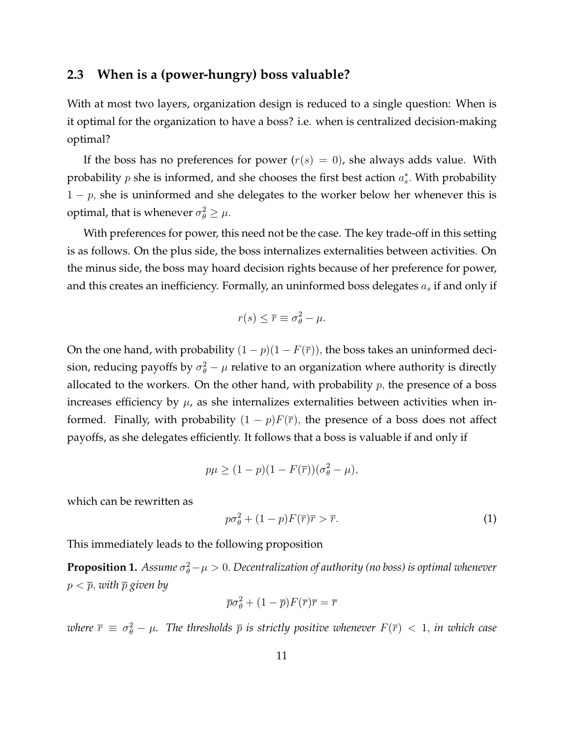### 2.3 When is a (power-hungry) boss valuable?

With at most two layers, organization design is reduced to a single question: When is it optimal for the organization to have a boss? i.e. when is centralized decision-making optimal?

If the boss has no preferences for power ($r(s) = 0$), she always adds value. With probability $p$ she is informed, and she chooses the first best action $a_s^*$. With probability $1 - p$, she is uninformed and she delegates to the worker below her whenever this is optimal, that is whenever $\sigma_\theta^2 \geq \mu$.

With preferences for power, this need not be the case. The key trade-off in this setting is as follows. On the plus side, the boss internalizes externalities between activities. On the minus side, the boss may hoard decision rights because of her preference for power, and this creates an inefficiency. Formally, an uninformed boss delegates $a_s$ if and only if

$$r(s) \leq \overline{r} \equiv \sigma_\theta^2 - \mu.$$

On the one hand, with probability $(1 - p)(1 - F(\overline{r}))$, the boss takes an uninformed decision, reducing payoffs by $\sigma_\theta^2 - \mu$ relative to an organization where authority is directly allocated to the workers. On the other hand, with probability $p$, the presence of a boss increases efficiency by $\mu$, as she internalizes externalities between activities when informed. Finally, with probability $(1 - p)F(\overline{r})$, the presence of a boss does not affect payoffs, as she delegates efficiently. It follows that a boss is valuable if and only if

$$p\mu \geq (1 - p)(1 - F(\overline{r}))(\sigma_\theta^2 - \mu),$$

which can be rewritten as

$$p\sigma_\theta^2 + (1 - p)F(\overline{r})\overline{r} > \overline{r}. \tag{1}$$

This immediately leads to the following proposition

**Proposition 1.** *Assume $\sigma_\theta^2 - \mu > 0$. Decentralization of authority (no boss) is optimal whenever $p < \overline{p}$, with $\overline{p}$ given by*

$$\overline{p}\sigma_\theta^2 + (1 - \overline{p})F(\overline{r})\overline{r} = \overline{r}$$

*where $\overline{r} \equiv \sigma_\theta^2 - \mu$. The thresholds $\overline{p}$ is strictly positive whenever $F(\overline{r}) < 1$, in which case*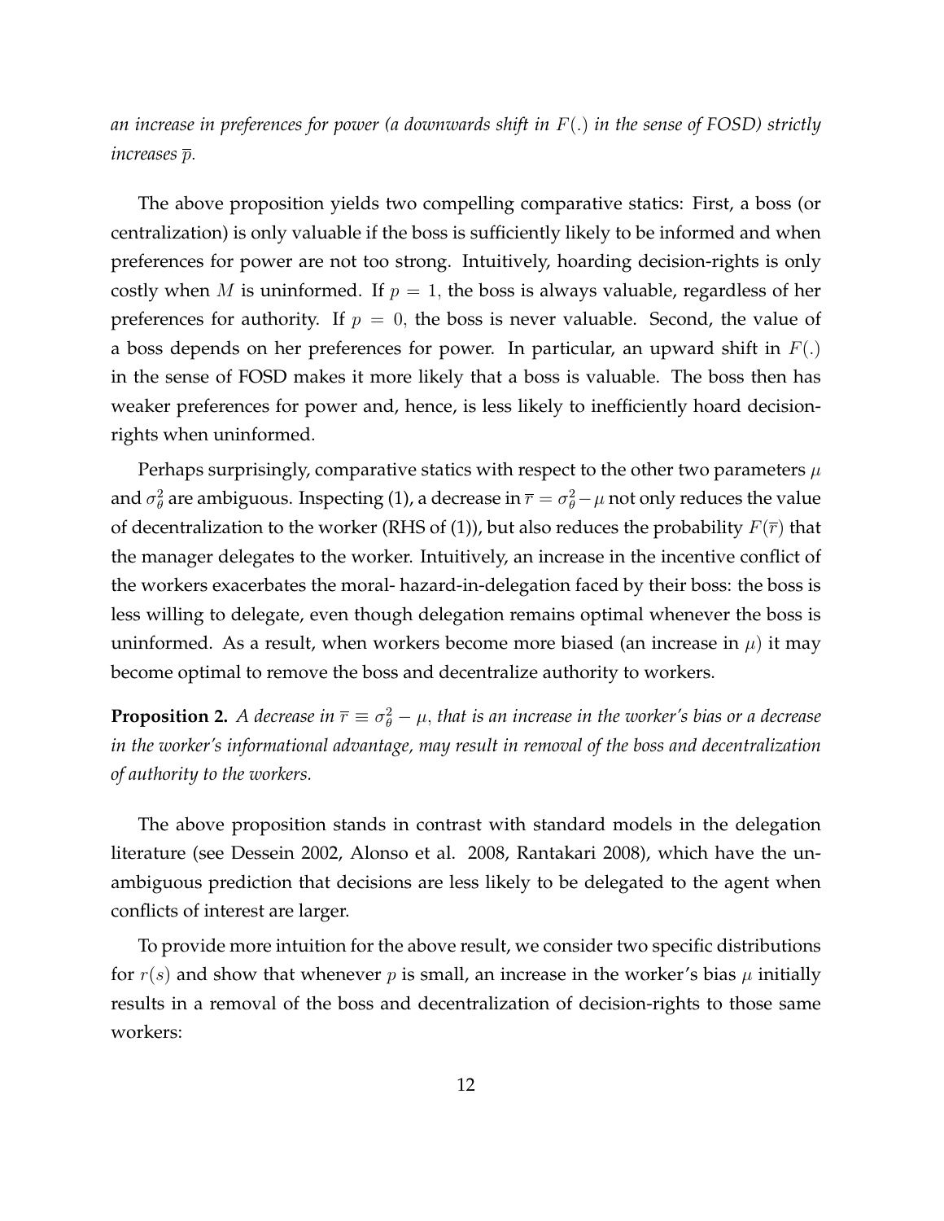*an increase in preferences for power (a downwards shift in $F(.)$ in the sense of FOSD) strictly increases $\overline{p}$.*

The above proposition yields two compelling comparative statics: First, a boss (or centralization) is only valuable if the boss is sufficiently likely to be informed and when preferences for power are not too strong. Intuitively, hoarding decision-rights is only costly when $M$ is uninformed. If $p = 1$, the boss is always valuable, regardless of her preferences for authority. If $p = 0$, the boss is never valuable. Second, the value of a boss depends on her preferences for power. In particular, an upward shift in $F(.)$ in the sense of FOSD makes it more likely that a boss is valuable. The boss then has weaker preferences for power and, hence, is less likely to inefficiently hoard decision-rights when uninformed.

Perhaps surprisingly, comparative statics with respect to the other two parameters $\mu$ and $\sigma_\theta^2$ are ambiguous. Inspecting (1), a decrease in $\overline{r} = \sigma_\theta^2 - \mu$ not only reduces the value of decentralization to the worker (RHS of (1)), but also reduces the probability $F(\overline{r})$ that the manager delegates to the worker. Intuitively, an increase in the incentive conflict of the workers exacerbates the moral- hazard-in-delegation faced by their boss: the boss is less willing to delegate, even though delegation remains optimal whenever the boss is uninformed. As a result, when workers become more biased (an increase in $\mu$) it may become optimal to remove the boss and decentralize authority to workers.

**Proposition 2.** *A decrease in $\overline{r} \equiv \sigma_\theta^2 - \mu$, that is an increase in the worker's bias or a decrease in the worker's informational advantage, may result in removal of the boss and decentralization of authority to the workers.*

The above proposition stands in contrast with standard models in the delegation literature (see Dessein 2002, Alonso et al. 2008, Rantakari 2008), which have the unambiguous prediction that decisions are less likely to be delegated to the agent when conflicts of interest are larger.

To provide more intuition for the above result, we consider two specific distributions for $r(s)$ and show that whenever $p$ is small, an increase in the worker's bias $\mu$ initially results in a removal of the boss and decentralization of decision-rights to those same workers: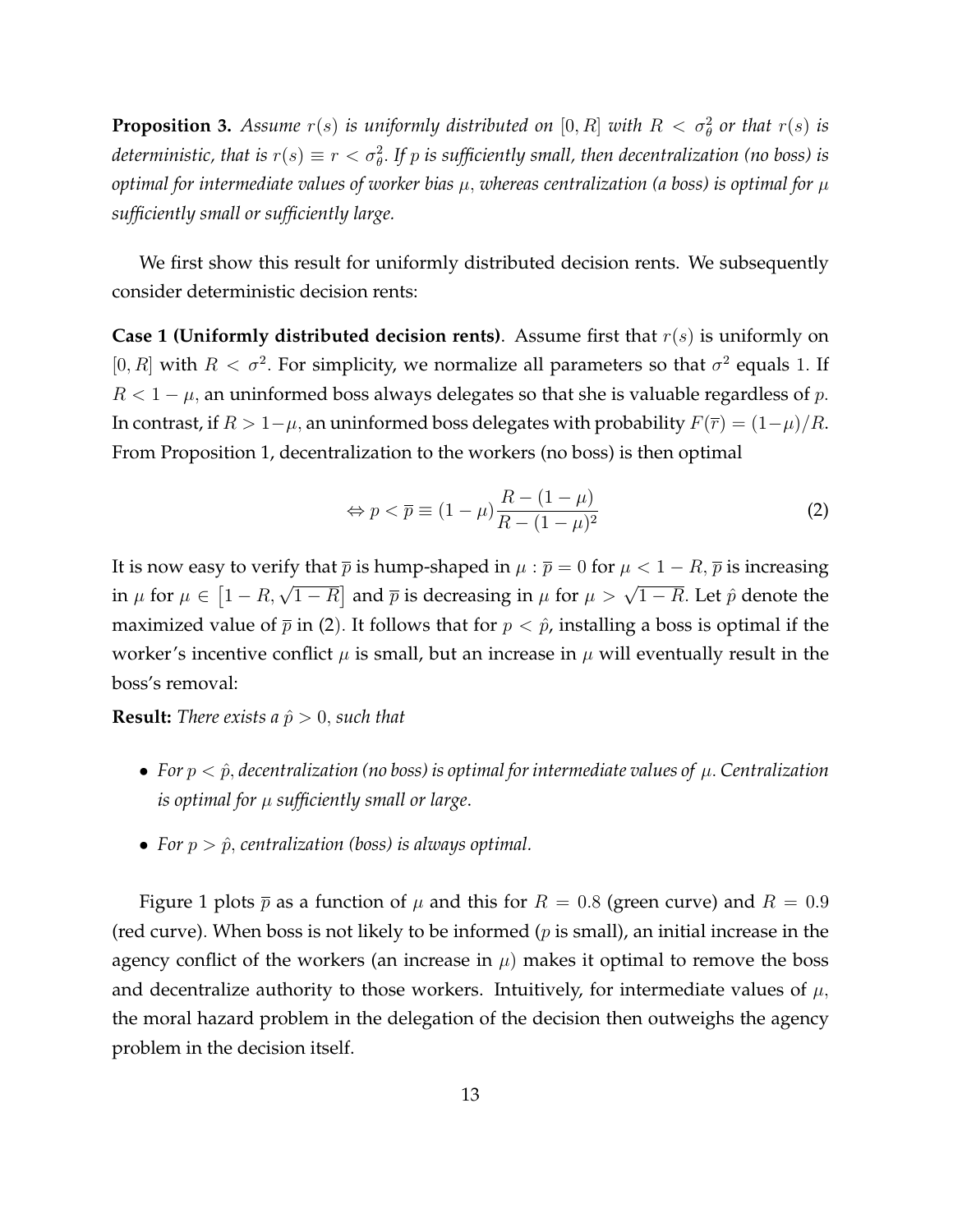**Proposition 3.** *Assume $r(s)$ is uniformly distributed on $[0, R]$ with $R < \sigma_\theta^2$ or that $r(s)$ is deterministic, that is $r(s) \equiv r < \sigma_\theta^2$. If $p$ is sufficiently small, then decentralization (no boss) is optimal for intermediate values of worker bias $\mu$, whereas centralization (a boss) is optimal for $\mu$ sufficiently small or sufficiently large.*

We first show this result for uniformly distributed decision rents. We subsequently consider deterministic decision rents:

**Case 1 (Uniformly distributed decision rents)**. Assume first that $r(s)$ is uniformly on $[0, R]$ with $R < \sigma^2$. For simplicity, we normalize all parameters so that $\sigma^2$ equals 1. If $R < 1 - \mu$, an uninformed boss always delegates so that she is valuable regardless of $p$. In contrast, if $R > 1-\mu$, an uninformed boss delegates with probability $F(\overline{r}) = (1-\mu)/R$. From Proposition 1, decentralization to the workers (no boss) is then optimal

$$\Leftrightarrow p < \overline{p} \equiv (1-\mu)\frac{R-(1-\mu)}{R-(1-\mu)^2} \tag{2}$$

It is now easy to verify that $\overline{p}$ is hump-shaped in $\mu$ : $\overline{p} = 0$ for $\mu < 1 - R$, $\overline{p}$ is increasing in $\mu$ for $\mu \in \left[1 - R, \sqrt{1-R}\right]$ and $\overline{p}$ is decreasing in $\mu$ for $\mu > \sqrt{1-R}$. Let $\hat{p}$ denote the maximized value of $\overline{p}$ in (2). It follows that for $p < \hat{p}$, installing a boss is optimal if the worker's incentive conflict $\mu$ is small, but an increase in $\mu$ will eventually result in the boss's removal:

**Result:** *There exists a $\hat{p} > 0$, such that*

- *For $p < \hat{p}$, decentralization (no boss) is optimal for intermediate values of $\mu$. Centralization is optimal for $\mu$ sufficiently small or large.*
- *For $p > \hat{p}$, centralization (boss) is always optimal.*

Figure 1 plots $\overline{p}$ as a function of $\mu$ and this for $R = 0.8$ (green curve) and $R = 0.9$ (red curve). When boss is not likely to be informed ($p$ is small), an initial increase in the agency conflict of the workers (an increase in $\mu$) makes it optimal to remove the boss and decentralize authority to those workers. Intuitively, for intermediate values of $\mu$, the moral hazard problem in the delegation of the decision then outweighs the agency problem in the decision itself.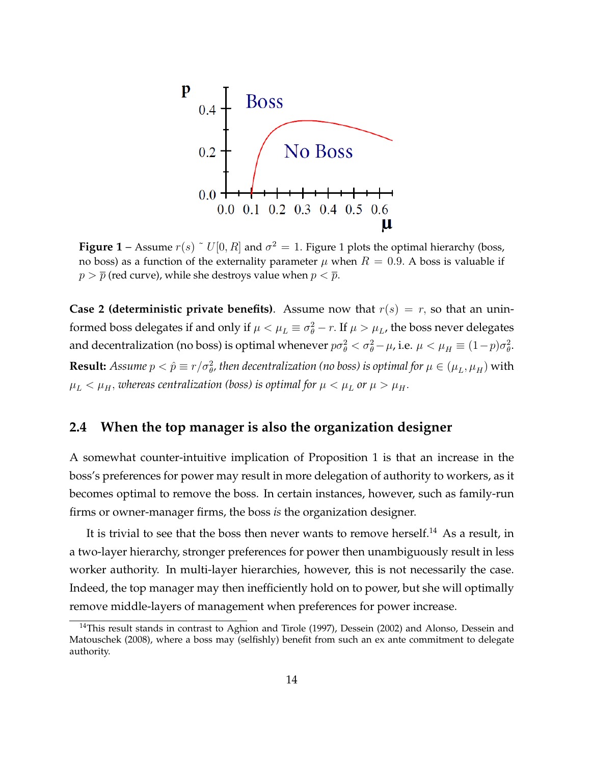**Figure 1** – Assume $r(s) \sim U[0, R]$ and $\sigma^2 = 1$. Figure 1 plots the optimal hierarchy (boss, no boss) as a function of the externality parameter $\mu$ when $R = 0.9$. A boss is valuable if $p > \overline{p}$ (red curve), while she destroys value when $p < \overline{p}$.

**Case 2 (deterministic private benefits)**. Assume now that $r(s) = r$, so that an uninformed boss delegates if and only if $\mu < \mu_L \equiv \sigma_\theta^2 - r$. If $\mu > \mu_L$, the boss never delegates and decentralization (no boss) is optimal whenever $p\sigma_\theta^2 < \sigma_\theta^2 - \mu$, i.e. $\mu < \mu_H \equiv (1-p)\sigma_\theta^2$.

**Result:** *Assume $p < \hat{p} \equiv r/\sigma_\theta^2$, then decentralization (no boss) is optimal for $\mu \in (\mu_L, \mu_H)$ with $\mu_L < \mu_H$, whereas centralization (boss) is optimal for $\mu < \mu_L$ or $\mu > \mu_H$.*

## 2.4 When the top manager is also the organization designer

A somewhat counter-intuitive implication of Proposition 1 is that an increase in the boss's preferences for power may result in more delegation of authority to workers, as it becomes optimal to remove the boss. In certain instances, however, such as family-run firms or owner-manager firms, the boss *is* the organization designer.

It is trivial to see that the boss then never wants to remove herself.[14] As a result, in a two-layer hierarchy, stronger preferences for power then unambiguously result in less worker authority. In multi-layer hierarchies, however, this is not necessarily the case. Indeed, the top manager may then inefficiently hold on to power, but she will optimally remove middle-layers of management when preferences for power increase.

[14]This result stands in contrast to Aghion and Tirole (1997), Dessein (2002) and Alonso, Dessein and Matouschek (2008), where a boss may (selfishly) benefit from such an ex ante commitment to delegate authority.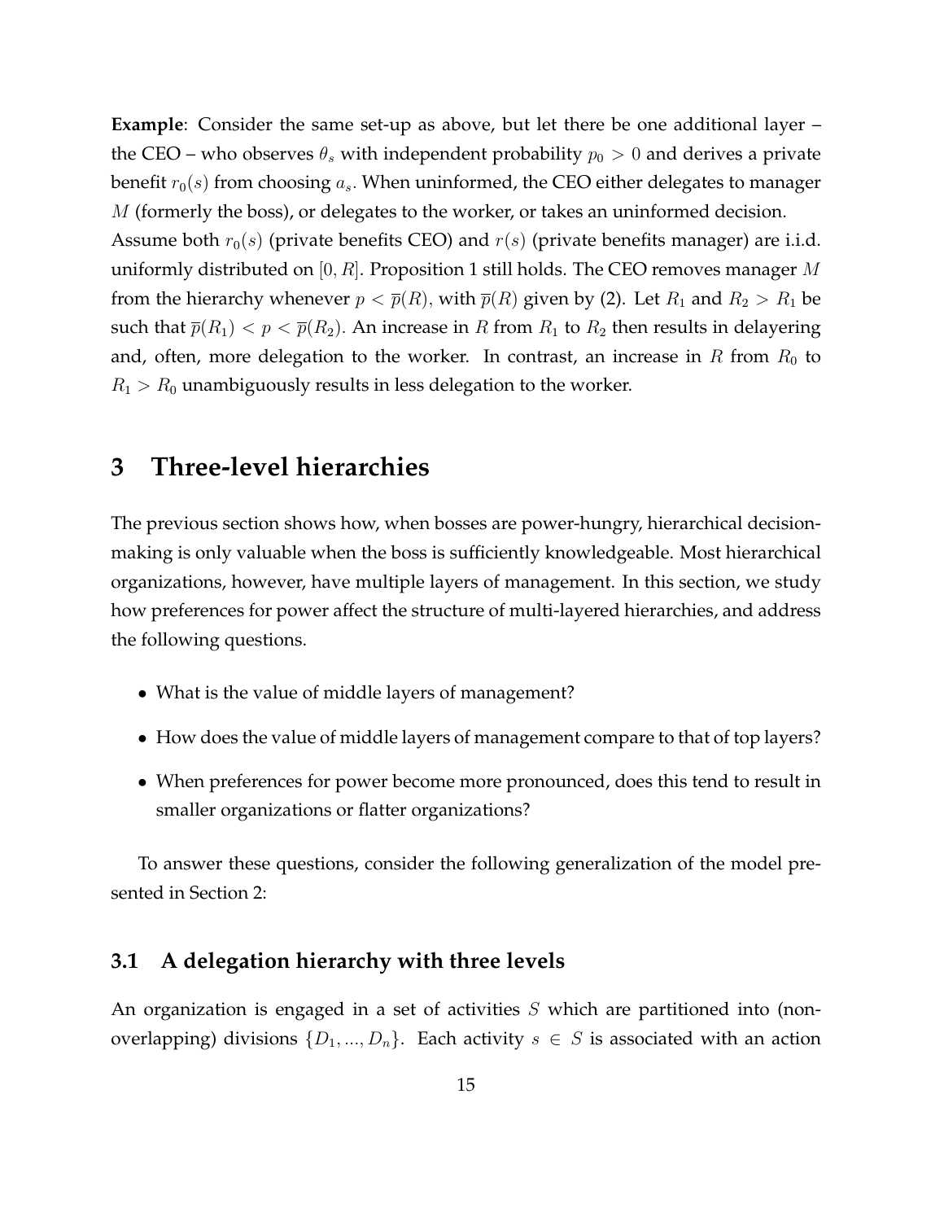**Example**: Consider the same set-up as above, but let there be one additional layer – the CEO – who observes $\theta_s$ with independent probability $p_0 > 0$ and derives a private benefit $r_0(s)$ from choosing $a_s$. When uninformed, the CEO either delegates to manager $M$ (formerly the boss), or delegates to the worker, or takes an uninformed decision. Assume both $r_0(s)$ (private benefits CEO) and $r(s)$ (private benefits manager) are i.i.d. uniformly distributed on $[0, R]$. Proposition 1 still holds. The CEO removes manager $M$ from the hierarchy whenever $p < \overline{p}(R)$, with $\overline{p}(R)$ given by (2). Let $R_1$ and $R_2 > R_1$ be such that $\overline{p}(R_1) < p < \overline{p}(R_2)$. An increase in $R$ from $R_1$ to $R_2$ then results in delayering and, often, more delegation to the worker. In contrast, an increase in $R$ from $R_0$ to $R_1 > R_0$ unambiguously results in less delegation to the worker.

# 3 Three-level hierarchies

The previous section shows how, when bosses are power-hungry, hierarchical decision-making is only valuable when the boss is sufficiently knowledgeable. Most hierarchical organizations, however, have multiple layers of management. In this section, we study how preferences for power affect the structure of multi-layered hierarchies, and address the following questions.

- What is the value of middle layers of management?
- How does the value of middle layers of management compare to that of top layers?
- When preferences for power become more pronounced, does this tend to result in smaller organizations or flatter organizations?

To answer these questions, consider the following generalization of the model presented in Section 2:

## 3.1 A delegation hierarchy with three levels

An organization is engaged in a set of activities $S$ which are partitioned into (non-overlapping) divisions $\{D_1, ..., D_n\}$. Each activity $s \in S$ is associated with an action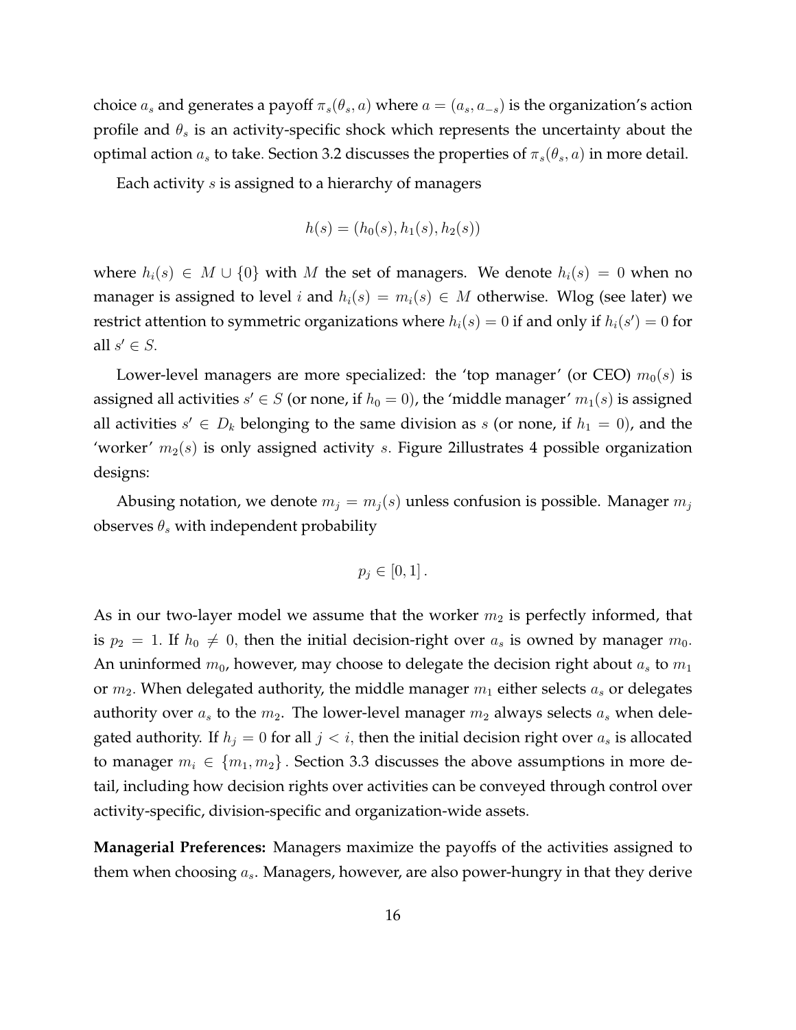choice $a_s$ and generates a payoff $\pi_s(\theta_s, a)$ where $a = (a_s, a_{-s})$ is the organization's action profile and $\theta_s$ is an activity-specific shock which represents the uncertainty about the optimal action $a_s$ to take. Section 3.2 discusses the properties of $\pi_s(\theta_s, a)$ in more detail.

Each activity $s$ is assigned to a hierarchy of managers

$$h(s) = (h_0(s), h_1(s), h_2(s))$$

where $h_i(s) \in M \cup \{0\}$ with $M$ the set of managers. We denote $h_i(s) = 0$ when no manager is assigned to level $i$ and $h_i(s) = m_i(s) \in M$ otherwise. Wlog (see later) we restrict attention to symmetric organizations where $h_i(s) = 0$ if and only if $h_i(s') = 0$ for all $s' \in S$.

Lower-level managers are more specialized: the 'top manager' (or CEO) $m_0(s)$ is assigned all activities $s' \in S$ (or none, if $h_0 = 0$), the 'middle manager' $m_1(s)$ is assigned all activities $s' \in D_k$ belonging to the same division as $s$ (or none, if $h_1 = 0$), and the 'worker' $m_2(s)$ is only assigned activity $s$. Figure 2illustrates 4 possible organization designs:

Abusing notation, we denote $m_j = m_j(s)$ unless confusion is possible. Manager $m_j$ observes $\theta_s$ with independent probability

$$p_j \in [0, 1].$$

As in our two-layer model we assume that the worker $m_2$ is perfectly informed, that is $p_2 = 1$. If $h_0 \neq 0$, then the initial decision-right over $a_s$ is owned by manager $m_0$. An uninformed $m_0$, however, may choose to delegate the decision right about $a_s$ to $m_1$ or $m_2$. When delegated authority, the middle manager $m_1$ either selects $a_s$ or delegates authority over $a_s$ to the $m_2$. The lower-level manager $m_2$ always selects $a_s$ when delegated authority. If $h_j = 0$ for all $j < i$, then the initial decision right over $a_s$ is allocated to manager $m_i \in \{m_1, m_2\}$. Section 3.3 discusses the above assumptions in more detail, including how decision rights over activities can be conveyed through control over activity-specific, division-specific and organization-wide assets.

**Managerial Preferences:** Managers maximize the payoffs of the activities assigned to them when choosing $a_s$. Managers, however, are also power-hungry in that they derive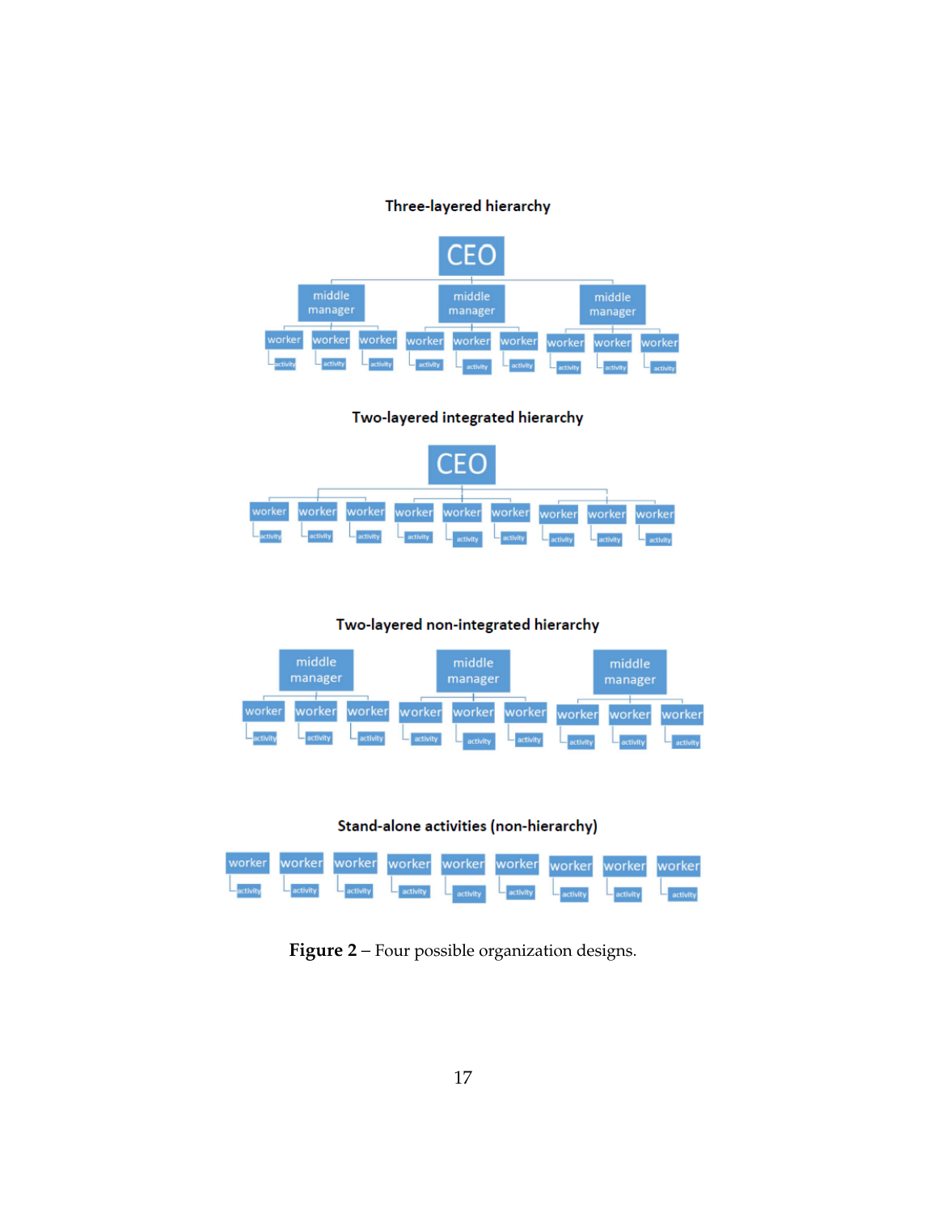**Figure 2** – Four possible organization designs.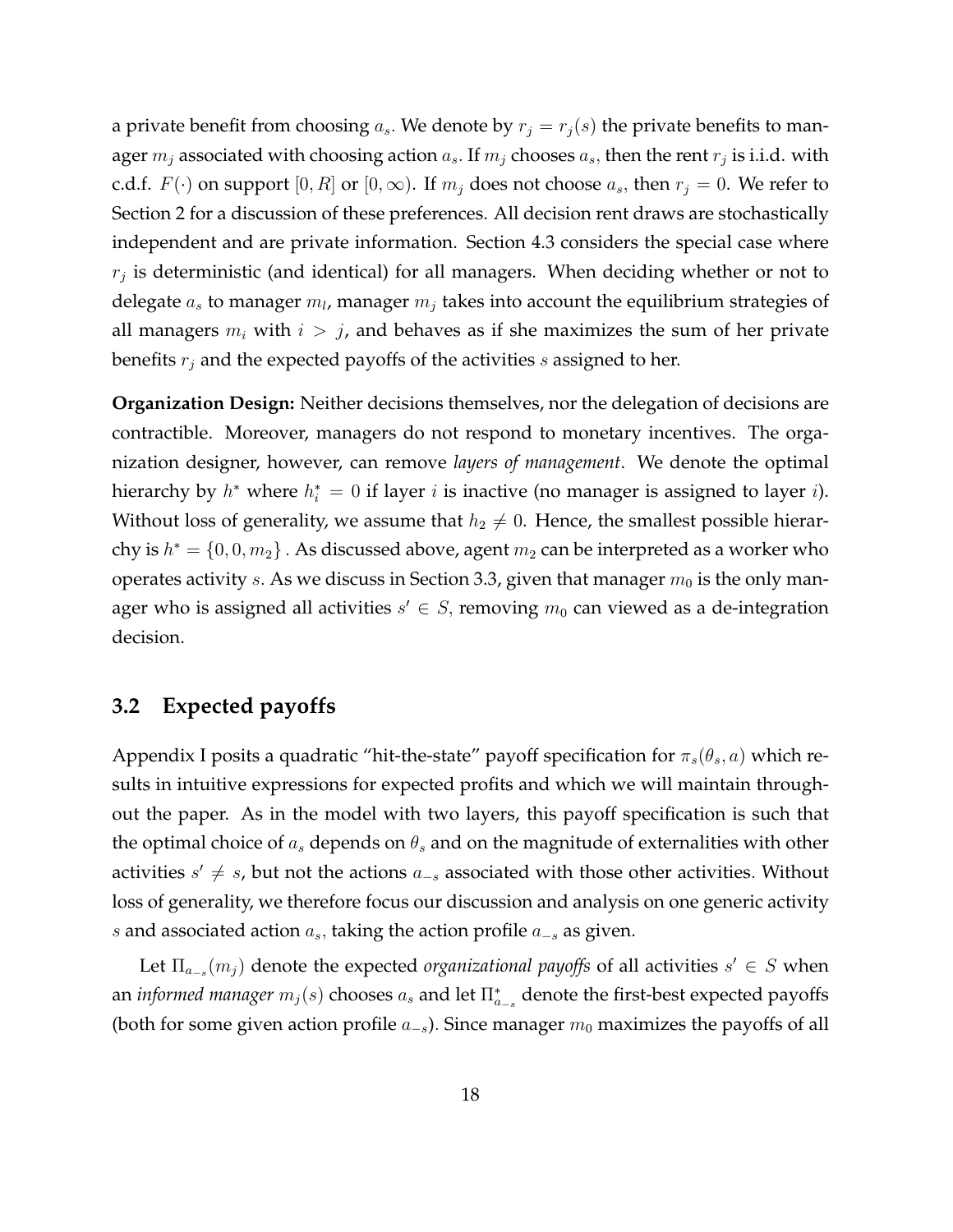a private benefit from choosing $a_s$. We denote by $r_j = r_j(s)$ the private benefits to manager $m_j$ associated with choosing action $a_s$. If $m_j$ chooses $a_s$, then the rent $r_j$ is i.i.d. with c.d.f. $F(\cdot)$ on support $[0, R]$ or $[0, \infty)$. If $m_j$ does not choose $a_s$, then $r_j = 0$. We refer to Section 2 for a discussion of these preferences. All decision rent draws are stochastically independent and are private information. Section 4.3 considers the special case where $r_j$ is deterministic (and identical) for all managers. When deciding whether or not to delegate $a_s$ to manager $m_l$, manager $m_j$ takes into account the equilibrium strategies of all managers $m_i$ with $i > j$, and behaves as if she maximizes the sum of her private benefits $r_j$ and the expected payoffs of the activities $s$ assigned to her.

**Organization Design:** Neither decisions themselves, nor the delegation of decisions are contractible. Moreover, managers do not respond to monetary incentives. The organization designer, however, can remove *layers of management*. We denote the optimal hierarchy by $h^*$ where $h_i^* = 0$ if layer $i$ is inactive (no manager is assigned to layer $i$). Without loss of generality, we assume that $h_2 \neq 0$. Hence, the smallest possible hierarchy is $h^* = \{0, 0, m_2\}$ . As discussed above, agent $m_2$ can be interpreted as a worker who operates activity $s$. As we discuss in Section 3.3, given that manager $m_0$ is the only manager who is assigned all activities $s' \in S$, removing $m_0$ can viewed as a de-integration decision.

## 3.2 Expected payoffs

Appendix I posits a quadratic "hit-the-state" payoff specification for $\pi_s(\theta_s, a)$ which results in intuitive expressions for expected profits and which we will maintain throughout the paper. As in the model with two layers, this payoff specification is such that the optimal choice of $a_s$ depends on $\theta_s$ and on the magnitude of externalities with other activities $s' \neq s$, but not the actions $a_{-s}$ associated with those other activities. Without loss of generality, we therefore focus our discussion and analysis on one generic activity $s$ and associated action $a_s$, taking the action profile $a_{-s}$ as given.

Let $\Pi_{a_{-s}}(m_j)$ denote the expected *organizational payoffs* of all activities $s' \in S$ when an *informed manager* $m_j(s)$ chooses $a_s$ and let $\Pi^*_{a_{-s}}$ denote the first-best expected payoffs (both for some given action profile $a_{-s}$). Since manager $m_0$ maximizes the payoffs of all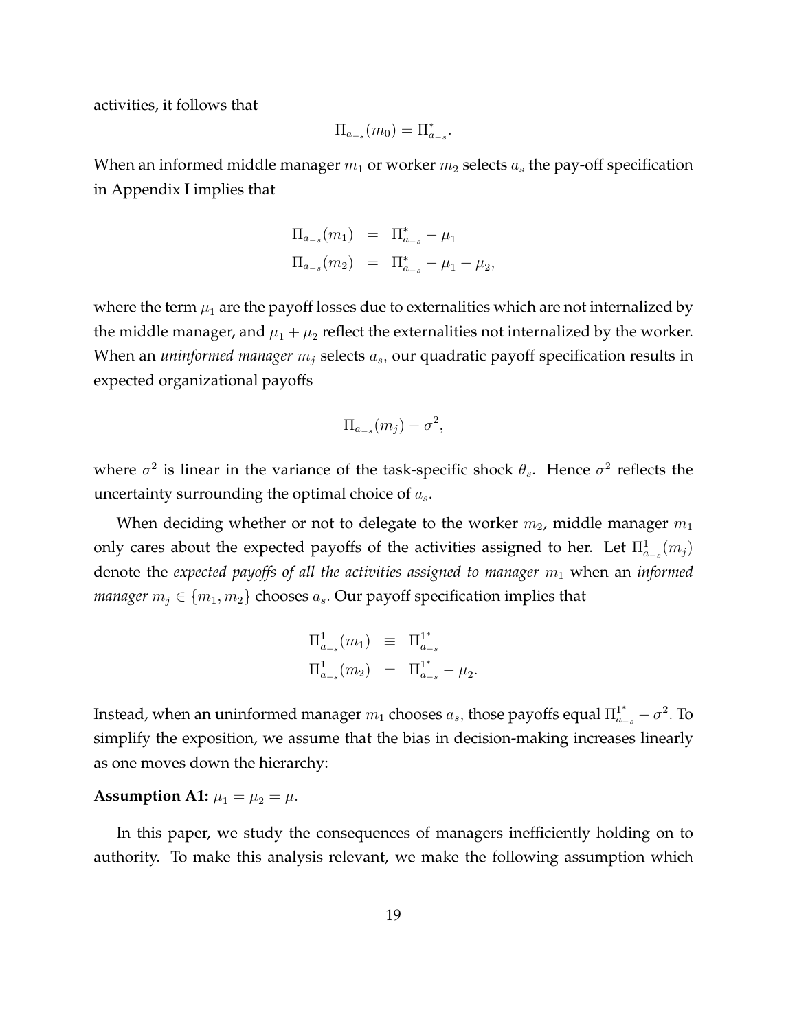activities, it follows that

$$\Pi_{a_{-s}}(m_0) = \Pi^*_{a_{-s}}.$$

When an informed middle manager $m_1$ or worker $m_2$ selects $a_s$ the pay-off specification in Appendix I implies that

$$\begin{aligned}
\Pi_{a_{-s}}(m_1) &= \Pi^*_{a_{-s}} - \mu_1 \\
\Pi_{a_{-s}}(m_2) &= \Pi^*_{a_{-s}} - \mu_1 - \mu_2,
\end{aligned}$$

where the term $\mu_1$ are the payoff losses due to externalities which are not internalized by the middle manager, and $\mu_1 + \mu_2$ reflect the externalities not internalized by the worker. When an *uninformed manager* $m_j$ selects $a_s$, our quadratic payoff specification results in expected organizational payoffs

$$\Pi_{a_{-s}}(m_j) - \sigma^2,$$

where $\sigma^2$ is linear in the variance of the task-specific shock $\theta_s$. Hence $\sigma^2$ reflects the uncertainty surrounding the optimal choice of $a_s$.

When deciding whether or not to delegate to the worker $m_2$, middle manager $m_1$ only cares about the expected payoffs of the activities assigned to her. Let $\Pi^1_{a_{-s}}(m_j)$ denote the *expected payoffs of all the activities assigned to manager* $m_1$ when an *informed manager* $m_j \in \{m_1, m_2\}$ chooses $a_s$. Our payoff specification implies that

$$\begin{aligned}
\Pi^1_{a_{-s}}(m_1) &\equiv \Pi^{1^*}_{a_{-s}} \\
\Pi^1_{a_{-s}}(m_2) &= \Pi^{1^*}_{a_{-s}} - \mu_2.
\end{aligned}$$

Instead, when an uninformed manager $m_1$ chooses $a_s$, those payoffs equal $\Pi^{1^*}_{a_{-s}} - \sigma^2$. To simplify the exposition, we assume that the bias in decision-making increases linearly as one moves down the hierarchy:

**Assumption A1:** $\mu_1 = \mu_2 = \mu$.

In this paper, we study the consequences of managers inefficiently holding on to authority. To make this analysis relevant, we make the following assumption which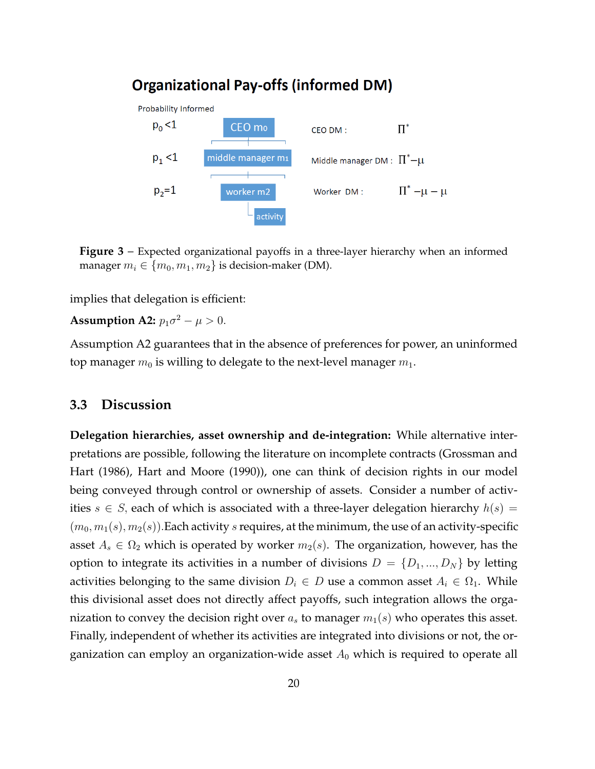**Organizational Pay-offs (informed DM)**

| Probability Informed | | | |
|---|---|---|---|
| $p_0 < 1$ | CEO $m_0$ | CEO DM : | $\Pi^*$ |
| $p_1 < 1$ | middle manager $m_1$ | Middle manager DM : | $\Pi^* - \mu$ |
| $p_2 = 1$ | worker $m_2$ | Worker DM : | $\Pi^* - \mu - \mu$ |
| | activity | | |

**Figure 3** – Expected organizational payoffs in a three-layer hierarchy when an informed manager $m_i \in \{m_0, m_1, m_2\}$ is decision-maker (DM).

implies that delegation is efficient:

**Assumption A2:** $p_1\sigma^2 - \mu > 0$.

Assumption A2 guarantees that in the absence of preferences for power, an uninformed top manager $m_0$ is willing to delegate to the next-level manager $m_1$.

### 3.3 Discussion

**Delegation hierarchies, asset ownership and de-integration:** While alternative interpretations are possible, following the literature on incomplete contracts (Grossman and Hart (1986), Hart and Moore (1990)), one can think of decision rights in our model being conveyed through control or ownership of assets. Consider a number of activities $s \in S$, each of which is associated with a three-layer delegation hierarchy $h(s) = (m_0, m_1(s), m_2(s))$.Each activity $s$ requires, at the minimum, the use of an activity-specific asset $A_s \in \Omega_2$ which is operated by worker $m_2(s)$. The organization, however, has the option to integrate its activities in a number of divisions $D = \{D_1, ..., D_N\}$ by letting activities belonging to the same division $D_i \in D$ use a common asset $A_i \in \Omega_1$. While this divisional asset does not directly affect payoffs, such integration allows the organization to convey the decision right over $a_s$ to manager $m_1(s)$ who operates this asset. Finally, independent of whether its activities are integrated into divisions or not, the organization can employ an organization-wide asset $A_0$ which is required to operate all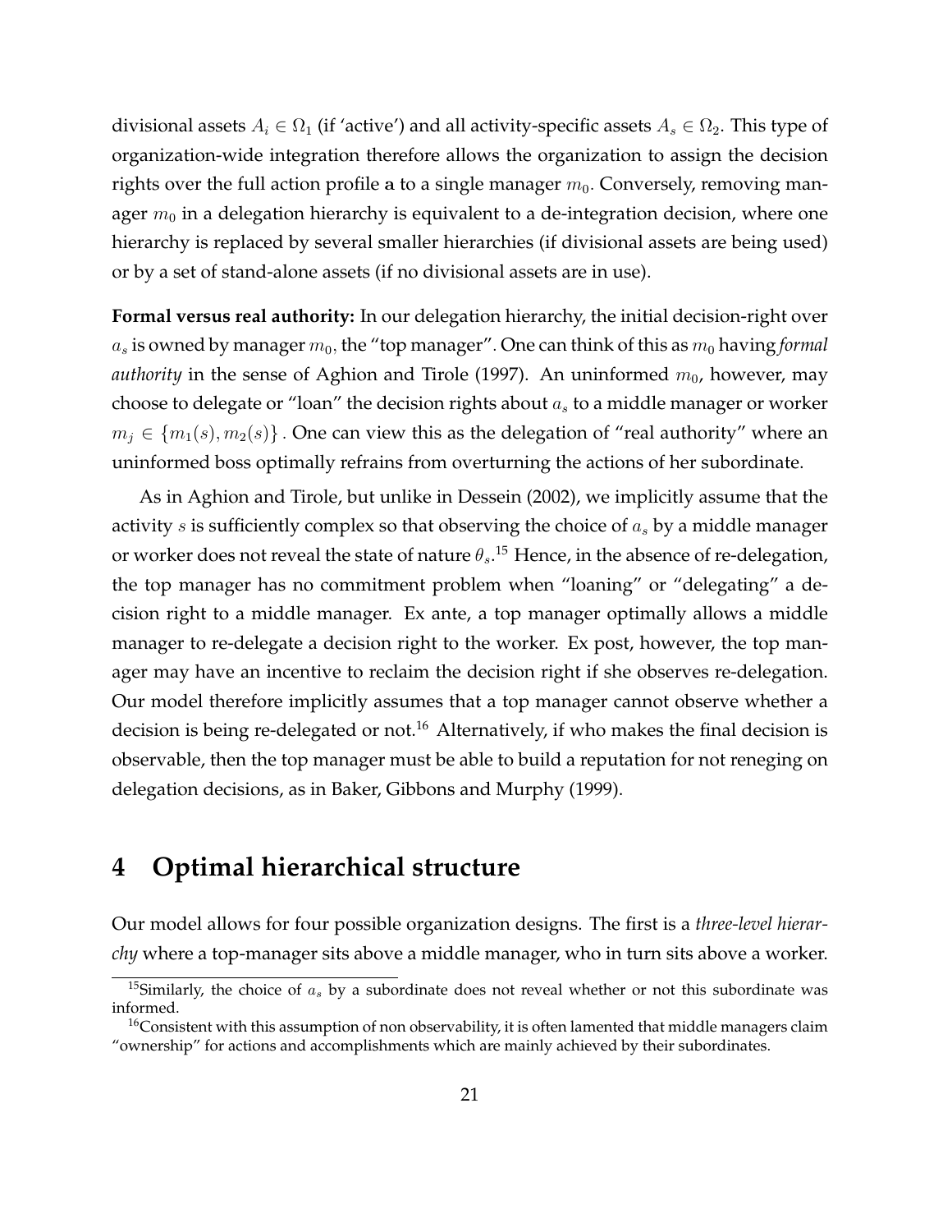divisional assets $A_i \in \Omega_1$ (if 'active') and all activity-specific assets $A_s \in \Omega_2$. This type of organization-wide integration therefore allows the organization to assign the decision rights over the full action profile $\mathbf{a}$ to a single manager $m_0$. Conversely, removing manager $m_0$ in a delegation hierarchy is equivalent to a de-integration decision, where one hierarchy is replaced by several smaller hierarchies (if divisional assets are being used) or by a set of stand-alone assets (if no divisional assets are in use).

**Formal versus real authority:** In our delegation hierarchy, the initial decision-right over $a_s$ is owned by manager $m_0$, the "top manager". One can think of this as $m_0$ having *formal authority* in the sense of Aghion and Tirole (1997). An uninformed $m_0$, however, may choose to delegate or "loan" the decision rights about $a_s$ to a middle manager or worker $m_j \in \{m_1(s), m_2(s)\}$. One can view this as the delegation of "real authority" where an uninformed boss optimally refrains from overturning the actions of her subordinate.

As in Aghion and Tirole, but unlike in Dessein (2002), we implicitly assume that the activity $s$ is sufficiently complex so that observing the choice of $a_s$ by a middle manager or worker does not reveal the state of nature $\theta_s$.[15] Hence, in the absence of re-delegation, the top manager has no commitment problem when "loaning" or "delegating" a decision right to a middle manager. Ex ante, a top manager optimally allows a middle manager to re-delegate a decision right to the worker. Ex post, however, the top manager may have an incentive to reclaim the decision right if she observes re-delegation. Our model therefore implicitly assumes that a top manager cannot observe whether a decision is being re-delegated or not.[16] Alternatively, if who makes the final decision is observable, then the top manager must be able to build a reputation for not reneging on delegation decisions, as in Baker, Gibbons and Murphy (1999).

# 4 Optimal hierarchical structure

Our model allows for four possible organization designs. The first is a *three-level hierarchy* where a top-manager sits above a middle manager, who in turn sits above a worker.

[15] Similarly, the choice of $a_s$ by a subordinate does not reveal whether or not this subordinate was informed.

[16] Consistent with this assumption of non observability, it is often lamented that middle managers claim "ownership" for actions and accomplishments which are mainly achieved by their subordinates.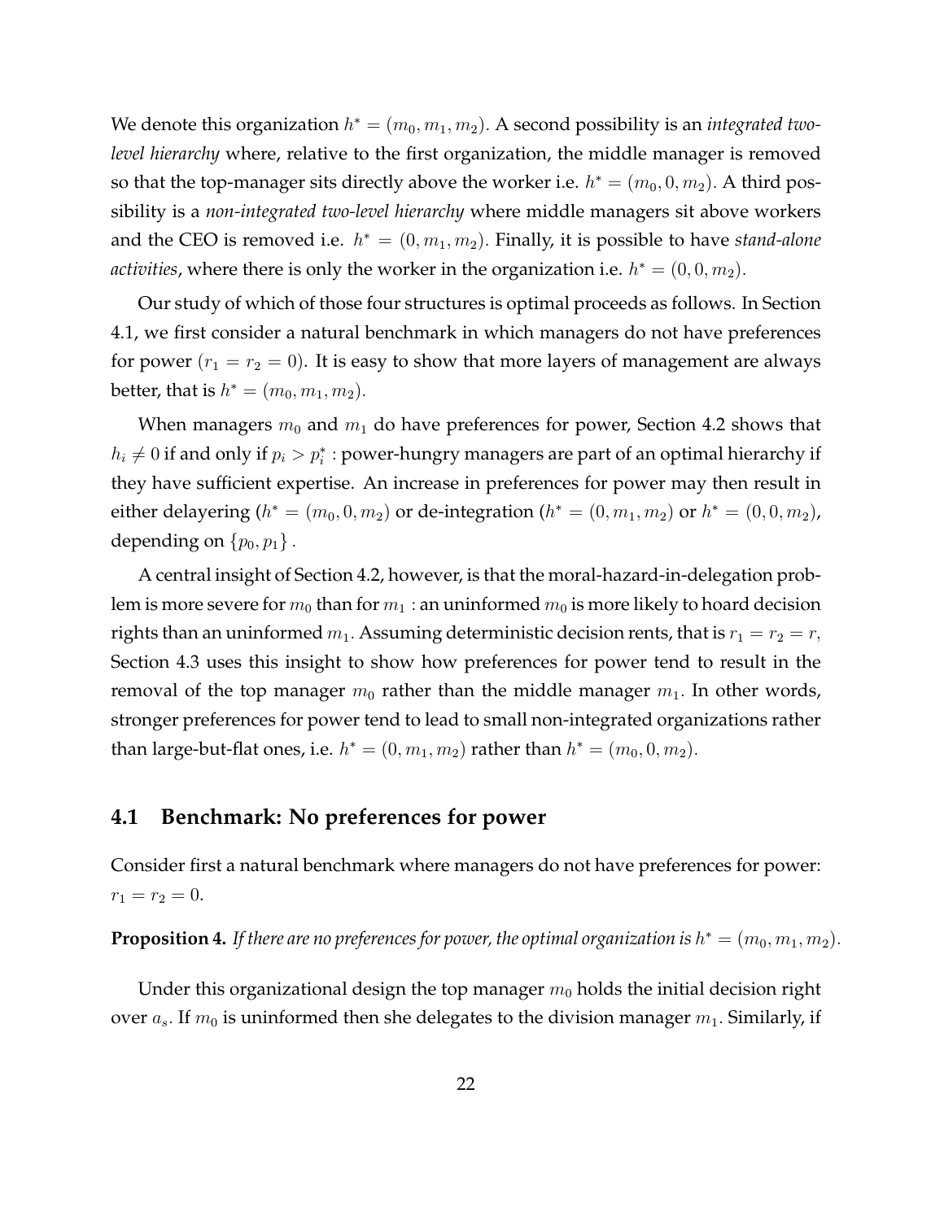We denote this organization $h^* = (m_0, m_1, m_2)$. A second possibility is an *integrated two-level hierarchy* where, relative to the first organization, the middle manager is removed so that the top-manager sits directly above the worker i.e. $h^* = (m_0, 0, m_2)$. A third possibility is a *non-integrated two-level hierarchy* where middle managers sit above workers and the CEO is removed i.e. $h^* = (0, m_1, m_2)$. Finally, it is possible to have *stand-alone activities*, where there is only the worker in the organization i.e. $h^* = (0, 0, m_2)$.

Our study of which of those four structures is optimal proceeds as follows. In Section 4.1, we first consider a natural benchmark in which managers do not have preferences for power ($r_1 = r_2 = 0$). It is easy to show that more layers of management are always better, that is $h^* = (m_0, m_1, m_2)$.

When managers $m_0$ and $m_1$ do have preferences for power, Section 4.2 shows that $h_i \neq 0$ if and only if $p_i > p_i^*$ : power-hungry managers are part of an optimal hierarchy if they have sufficient expertise. An increase in preferences for power may then result in either delayering ($h^* = (m_0, 0, m_2)$ or de-integration ($h^* = (0, m_1, m_2)$ or $h^* = (0, 0, m_2)$, depending on $\{p_0, p_1\}$ .

A central insight of Section 4.2, however, is that the moral-hazard-in-delegation problem is more severe for $m_0$ than for $m_1$ : an uninformed $m_0$ is more likely to hoard decision rights than an uninformed $m_1$. Assuming deterministic decision rents, that is $r_1 = r_2 = r$, Section 4.3 uses this insight to show how preferences for power tend to result in the removal of the top manager $m_0$ rather than the middle manager $m_1$. In other words, stronger preferences for power tend to lead to small non-integrated organizations rather than large-but-flat ones, i.e. $h^* = (0, m_1, m_2)$ rather than $h^* = (m_0, 0, m_2)$.

## 4.1 Benchmark: No preferences for power

Consider first a natural benchmark where managers do not have preferences for power: $r_1 = r_2 = 0$.

**Proposition 4.** *If there are no preferences for power, the optimal organization is* $h^* = (m_0, m_1, m_2)$.

Under this organizational design the top manager $m_0$ holds the initial decision right over $a_s$. If $m_0$ is uninformed then she delegates to the division manager $m_1$. Similarly, if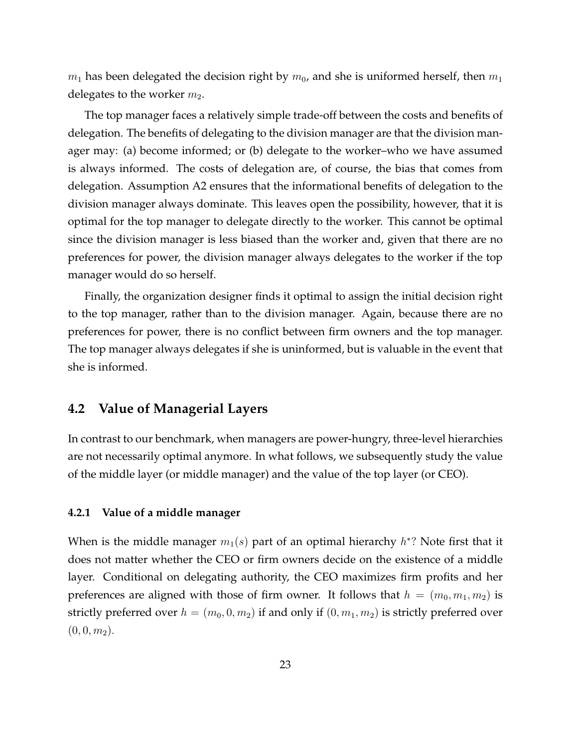$m_1$ has been delegated the decision right by $m_0$, and she is uniformed herself, then $m_1$ delegates to the worker $m_2$.

The top manager faces a relatively simple trade-off between the costs and benefits of delegation. The benefits of delegating to the division manager are that the division manager may: (a) become informed; or (b) delegate to the worker–who we have assumed is always informed. The costs of delegation are, of course, the bias that comes from delegation. Assumption A2 ensures that the informational benefits of delegation to the division manager always dominate. This leaves open the possibility, however, that it is optimal for the top manager to delegate directly to the worker. This cannot be optimal since the division manager is less biased than the worker and, given that there are no preferences for power, the division manager always delegates to the worker if the top manager would do so herself.

Finally, the organization designer finds it optimal to assign the initial decision right to the top manager, rather than to the division manager. Again, because there are no preferences for power, there is no conflict between firm owners and the top manager. The top manager always delegates if she is uninformed, but is valuable in the event that she is informed.

## 4.2 Value of Managerial Layers

In contrast to our benchmark, when managers are power-hungry, three-level hierarchies are not necessarily optimal anymore. In what follows, we subsequently study the value of the middle layer (or middle manager) and the value of the top layer (or CEO).

### 4.2.1 Value of a middle manager

When is the middle manager $m_1(s)$ part of an optimal hierarchy $h^*$? Note first that it does not matter whether the CEO or firm owners decide on the existence of a middle layer. Conditional on delegating authority, the CEO maximizes firm profits and her preferences are aligned with those of firm owner. It follows that $h = (m_0, m_1, m_2)$ is strictly preferred over $h = (m_0, 0, m_2)$ if and only if $(0, m_1, m_2)$ is strictly preferred over $(0, 0, m_2)$.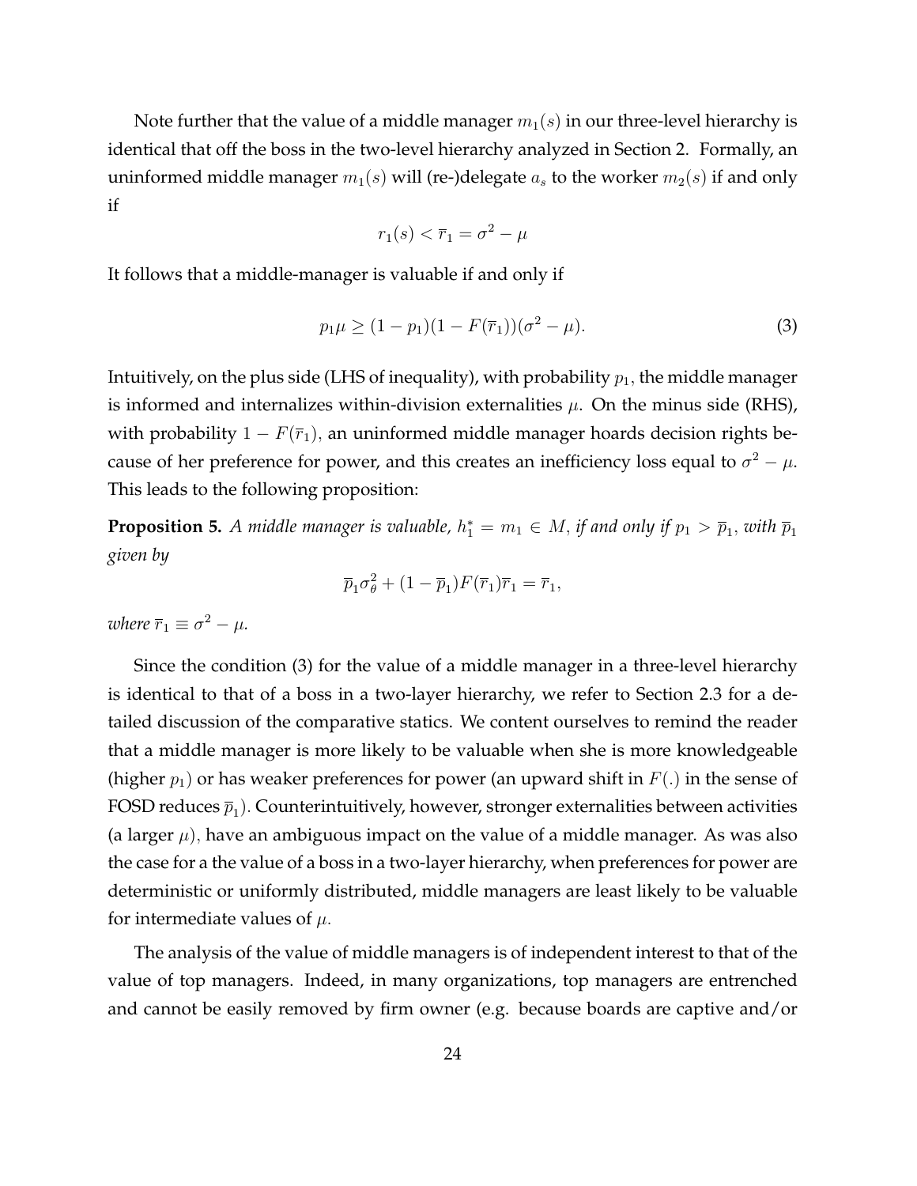Note further that the value of a middle manager $m_1(s)$ in our three-level hierarchy is identical that off the boss in the two-level hierarchy analyzed in Section 2. Formally, an uninformed middle manager $m_1(s)$ will (re-)delegate $a_s$ to the worker $m_2(s)$ if and only if

$$r_1(s) < \overline{r}_1 = \sigma^2 - \mu$$

It follows that a middle-manager is valuable if and only if

$$p_1 \mu \geq (1 - p_1)(1 - F(\overline{r}_1))(\sigma^2 - \mu). \tag{3}$$

Intuitively, on the plus side (LHS of inequality), with probability $p_1$, the middle manager is informed and internalizes within-division externalities $\mu$. On the minus side (RHS), with probability $1 - F(\overline{r}_1)$, an uninformed middle manager hoards decision rights because of her preference for power, and this creates an inefficiency loss equal to $\sigma^2 - \mu$. This leads to the following proposition:

**Proposition 5.** *A middle manager is valuable, $h_1^* = m_1 \in M$, if and only if $p_1 > \overline{p}_1$, with $\overline{p}_1$ given by*

$$\overline{p}_1 \sigma_\theta^2 + (1 - \overline{p}_1) F(\overline{r}_1) \overline{r}_1 = \overline{r}_1,$$

*where $\overline{r}_1 \equiv \sigma^2 - \mu$.*

Since the condition (3) for the value of a middle manager in a three-level hierarchy is identical to that of a boss in a two-layer hierarchy, we refer to Section 2.3 for a detailed discussion of the comparative statics. We content ourselves to remind the reader that a middle manager is more likely to be valuable when she is more knowledgeable (higher $p_1$) or has weaker preferences for power (an upward shift in $F(.)$ in the sense of FOSD reduces $\overline{p}_1$). Counterintuitively, however, stronger externalities between activities (a larger $\mu$), have an ambiguous impact on the value of a middle manager. As was also the case for a the value of a boss in a two-layer hierarchy, when preferences for power are deterministic or uniformly distributed, middle managers are least likely to be valuable for intermediate values of $\mu$.

The analysis of the value of middle managers is of independent interest to that of the value of top managers. Indeed, in many organizations, top managers are entrenched and cannot be easily removed by firm owner (e.g. because boards are captive and/or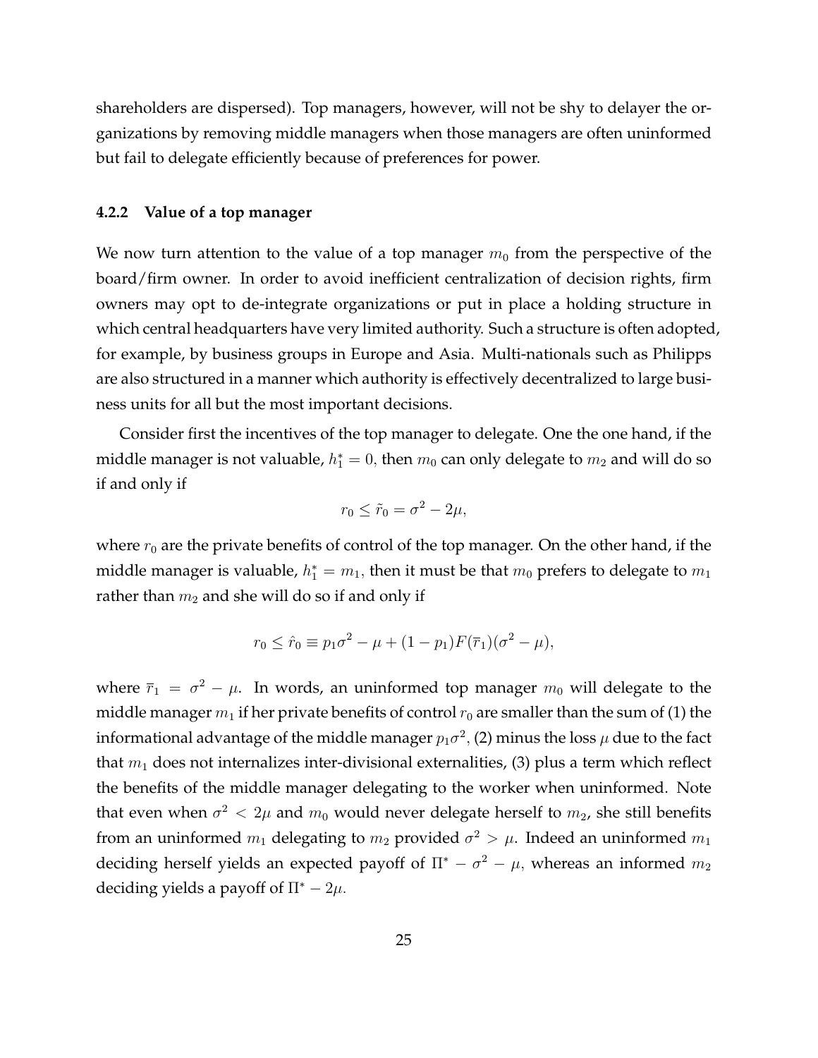shareholders are dispersed). Top managers, however, will not be shy to delayer the organizations by removing middle managers when those managers are often uninformed but fail to delegate efficiently because of preferences for power.

#### 4.2.2 Value of a top manager

We now turn attention to the value of a top manager $m_0$ from the perspective of the board/firm owner. In order to avoid inefficient centralization of decision rights, firm owners may opt to de-integrate organizations or put in place a holding structure in which central headquarters have very limited authority. Such a structure is often adopted, for example, by business groups in Europe and Asia. Multi-nationals such as Philipps are also structured in a manner which authority is effectively decentralized to large business units for all but the most important decisions.

Consider first the incentives of the top manager to delegate. One the one hand, if the middle manager is not valuable, $h_1^* = 0$, then $m_0$ can only delegate to $m_2$ and will do so if and only if

$$r_0 \leq \tilde{r}_0 = \sigma^2 - 2\mu,$$

where $r_0$ are the private benefits of control of the top manager. On the other hand, if the middle manager is valuable, $h_1^* = m_1$, then it must be that $m_0$ prefers to delegate to $m_1$ rather than $m_2$ and she will do so if and only if

$$r_0 \leq \hat{r}_0 \equiv p_1\sigma^2 - \mu + (1 - p_1)F(\bar{r}_1)(\sigma^2 - \mu),$$

where $\bar{r}_1 = \sigma^2 - \mu$. In words, an uninformed top manager $m_0$ will delegate to the middle manager $m_1$ if her private benefits of control $r_0$ are smaller than the sum of (1) the informational advantage of the middle manager $p_1\sigma^2$, (2) minus the loss $\mu$ due to the fact that $m_1$ does not internalizes inter-divisional externalities, (3) plus a term which reflect the benefits of the middle manager delegating to the worker when uninformed. Note that even when $\sigma^2 < 2\mu$ and $m_0$ would never delegate herself to $m_2$, she still benefits from an uninformed $m_1$ delegating to $m_2$ provided $\sigma^2 > \mu$. Indeed an uninformed $m_1$ deciding herself yields an expected payoff of $\Pi^* - \sigma^2 - \mu$, whereas an informed $m_2$ deciding yields a payoff of $\Pi^* - 2\mu$.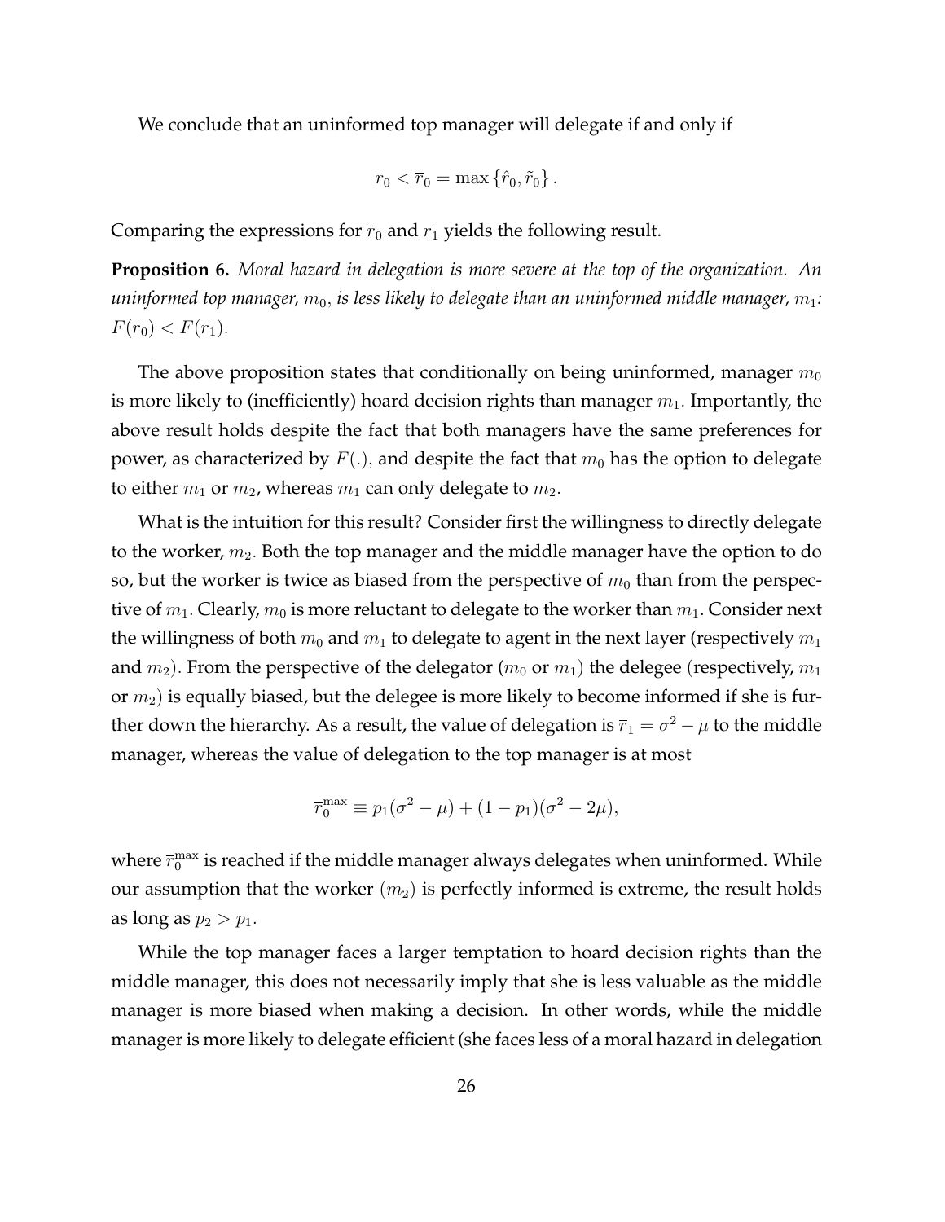We conclude that an uninformed top manager will delegate if and only if

$$r_0 < \overline{r}_0 = \max\{\hat{r}_0, \tilde{r}_0\}.$$

Comparing the expressions for $\overline{r}_0$ and $\overline{r}_1$ yields the following result.

**Proposition 6.** *Moral hazard in delegation is more severe at the top of the organization. An uninformed top manager, $m_0$, is less likely to delegate than an uninformed middle manager, $m_1$: $F(\overline{r}_0) < F(\overline{r}_1)$.*

The above proposition states that conditionally on being uninformed, manager $m_0$ is more likely to (inefficiently) hoard decision rights than manager $m_1$. Importantly, the above result holds despite the fact that both managers have the same preferences for power, as characterized by $F(.)$, and despite the fact that $m_0$ has the option to delegate to either $m_1$ or $m_2$, whereas $m_1$ can only delegate to $m_2$.

What is the intuition for this result? Consider first the willingness to directly delegate to the worker, $m_2$. Both the top manager and the middle manager have the option to do so, but the worker is twice as biased from the perspective of $m_0$ than from the perspective of $m_1$. Clearly, $m_0$ is more reluctant to delegate to the worker than $m_1$. Consider next the willingness of both $m_0$ and $m_1$ to delegate to agent in the next layer (respectively $m_1$ and $m_2$). From the perspective of the delegator ($m_0$ or $m_1$) the delegee (respectively, $m_1$ or $m_2$) is equally biased, but the delegee is more likely to become informed if she is further down the hierarchy. As a result, the value of delegation is $\overline{r}_1 = \sigma^2 - \mu$ to the middle manager, whereas the value of delegation to the top manager is at most

$$\overline{r}_0^{\max} \equiv p_1(\sigma^2 - \mu) + (1 - p_1)(\sigma^2 - 2\mu),$$

where $\overline{r}_0^{\max}$ is reached if the middle manager always delegates when uninformed. While our assumption that the worker ($m_2$) is perfectly informed is extreme, the result holds as long as $p_2 > p_1$.

While the top manager faces a larger temptation to hoard decision rights than the middle manager, this does not necessarily imply that she is less valuable as the middle manager is more biased when making a decision. In other words, while the middle manager is more likely to delegate efficient (she faces less of a moral hazard in delegation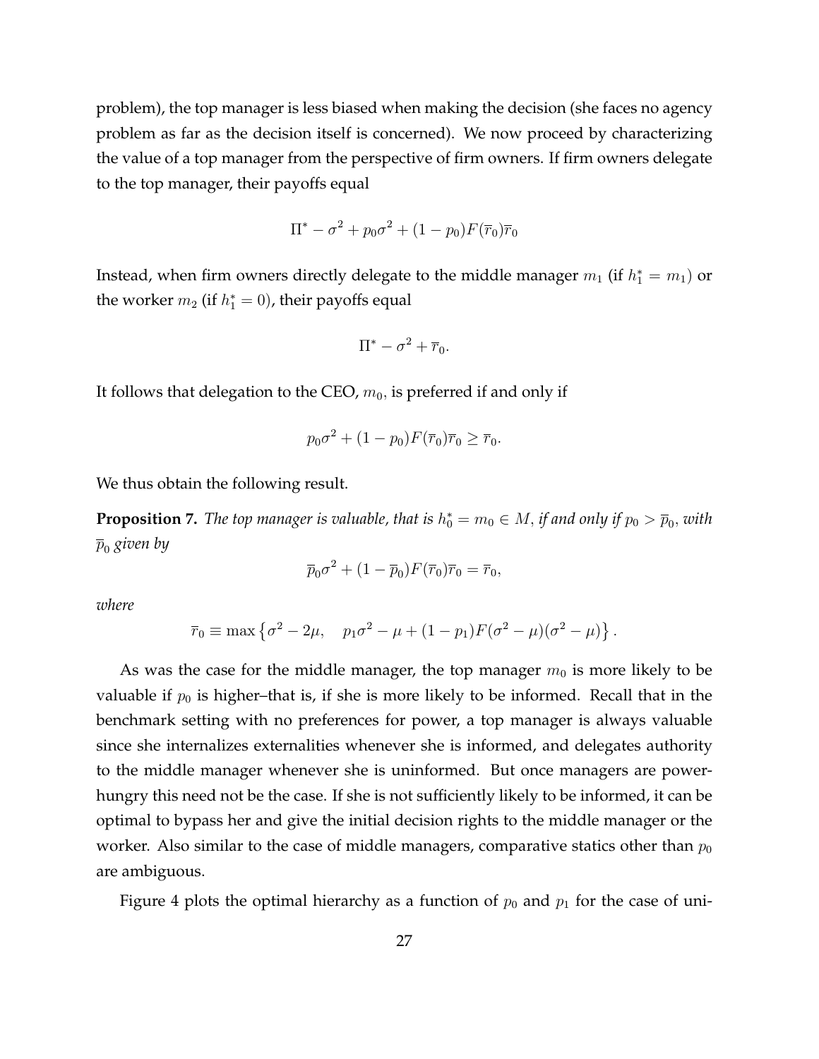problem), the top manager is less biased when making the decision (she faces no agency problem as far as the decision itself is concerned). We now proceed by characterizing the value of a top manager from the perspective of firm owners. If firm owners delegate to the top manager, their payoffs equal

$$\Pi^* - \sigma^2 + p_0\sigma^2 + (1-p_0)F(\overline{r}_0)\overline{r}_0$$

Instead, when firm owners directly delegate to the middle manager $m_1$ (if $h_1^* = m_1$) or the worker $m_2$ (if $h_1^* = 0$), their payoffs equal

$$\Pi^* - \sigma^2 + \overline{r}_0.$$

It follows that delegation to the CEO, $m_0$, is preferred if and only if

$$p_0\sigma^2 + (1-p_0)F(\overline{r}_0)\overline{r}_0 \geq \overline{r}_0.$$

We thus obtain the following result.

**Proposition 7.** *The top manager is valuable, that is $h_0^* = m_0 \in M$, if and only if $p_0 > \overline{p}_0$, with $\overline{p}_0$ given by*

$$\overline{p}_0\sigma^2 + (1-\overline{p}_0)F(\overline{r}_0)\overline{r}_0 = \overline{r}_0,$$

*where*

$$\overline{r}_0 \equiv \max\left\{\sigma^2 - 2\mu, \quad p_1\sigma^2 - \mu + (1-p_1)F(\sigma^2-\mu)(\sigma^2-\mu)\right\}.$$

As was the case for the middle manager, the top manager $m_0$ is more likely to be valuable if $p_0$ is higher–that is, if she is more likely to be informed. Recall that in the benchmark setting with no preferences for power, a top manager is always valuable since she internalizes externalities whenever she is informed, and delegates authority to the middle manager whenever she is uninformed. But once managers are power-hungry this need not be the case. If she is not sufficiently likely to be informed, it can be optimal to bypass her and give the initial decision rights to the middle manager or the worker. Also similar to the case of middle managers, comparative statics other than $p_0$ are ambiguous.

Figure 4 plots the optimal hierarchy as a function of $p_0$ and $p_1$ for the case of uni-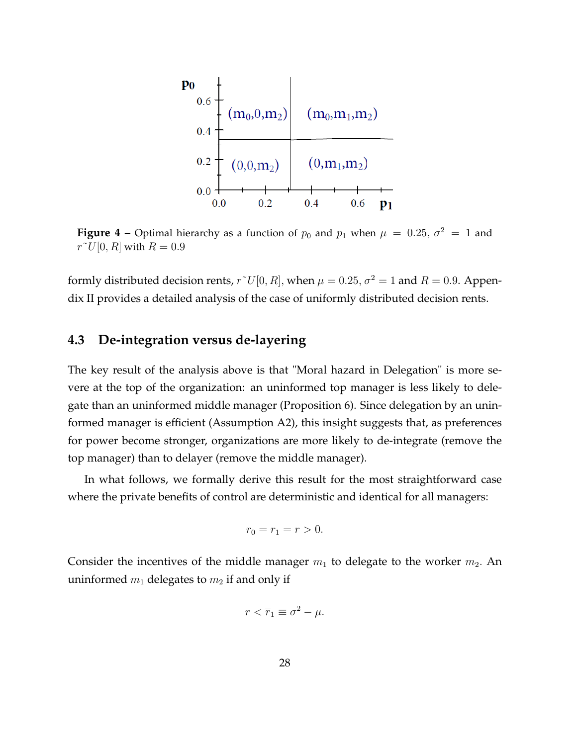**Figure 4** – Optimal hierarchy as a function of $p_0$ and $p_1$ when $\mu = 0.25$, $\sigma^2 = 1$ and $r\tilde{}U[0, R]$ with $R = 0.9$

formly distributed decision rents, $r\tilde{}U[0, R]$, when $\mu = 0.25$, $\sigma^2 = 1$ and $R = 0.9$. Appendix II provides a detailed analysis of the case of uniformly distributed decision rents.

## 4.3 De-integration versus de-layering

The key result of the analysis above is that "Moral hazard in Delegation" is more severe at the top of the organization: an uninformed top manager is less likely to delegate than an uninformed middle manager (Proposition 6). Since delegation by an uninformed manager is efficient (Assumption A2), this insight suggests that, as preferences for power become stronger, organizations are more likely to de-integrate (remove the top manager) than to delayer (remove the middle manager).

In what follows, we formally derive this result for the most straightforward case where the private benefits of control are deterministic and identical for all managers:

$$r_0 = r_1 = r > 0.$$

Consider the incentives of the middle manager $m_1$ to delegate to the worker $m_2$. An uninformed $m_1$ delegates to $m_2$ if and only if

$$r < \overline{r}_1 \equiv \sigma^2 - \mu.$$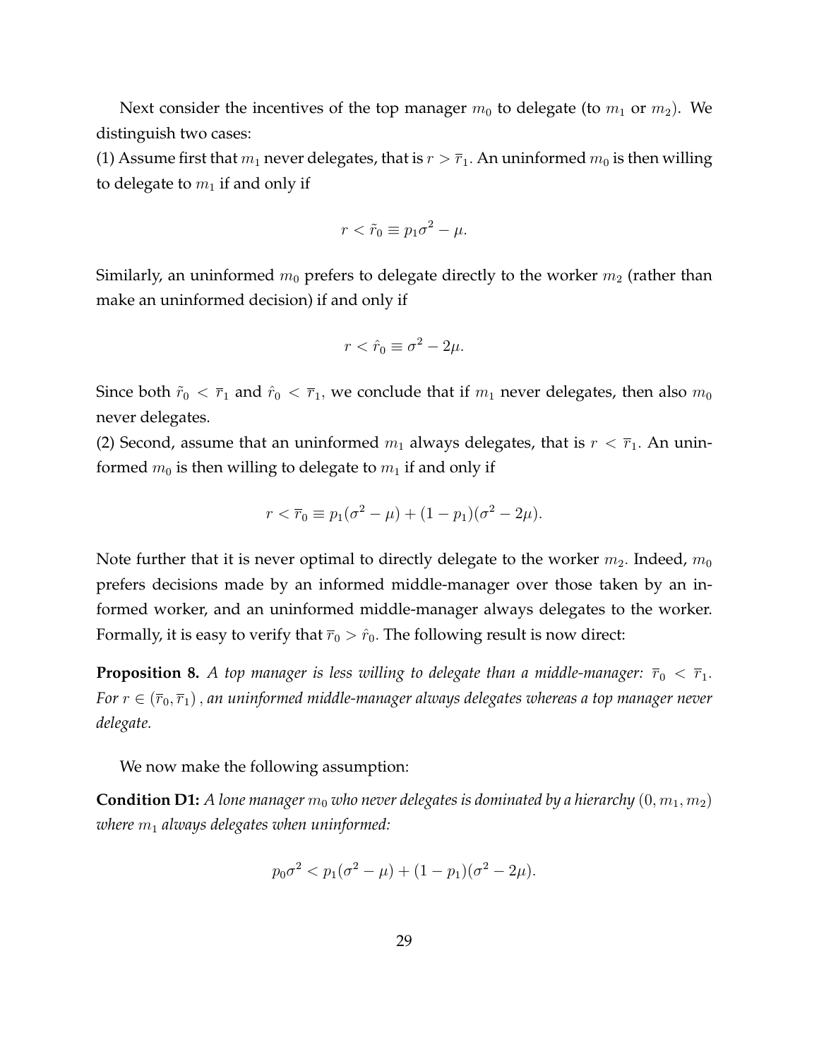Next consider the incentives of the top manager $m_0$ to delegate (to $m_1$ or $m_2$). We distinguish two cases:

(1) Assume first that $m_1$ never delegates, that is $r > \overline{r}_1$. An uninformed $m_0$ is then willing to delegate to $m_1$ if and only if

$$r < \tilde{r}_0 \equiv p_1\sigma^2 - \mu.$$

Similarly, an uninformed $m_0$ prefers to delegate directly to the worker $m_2$ (rather than make an uninformed decision) if and only if

$$r < \hat{r}_0 \equiv \sigma^2 - 2\mu.$$

Since both $\tilde{r}_0 < \overline{r}_1$ and $\hat{r}_0 < \overline{r}_1$, we conclude that if $m_1$ never delegates, then also $m_0$ never delegates.

(2) Second, assume that an uninformed $m_1$ always delegates, that is $r < \overline{r}_1$. An uninformed $m_0$ is then willing to delegate to $m_1$ if and only if

$$r < \overline{r}_0 \equiv p_1(\sigma^2 - \mu) + (1 - p_1)(\sigma^2 - 2\mu).$$

Note further that it is never optimal to directly delegate to the worker $m_2$. Indeed, $m_0$ prefers decisions made by an informed middle-manager over those taken by an informed worker, and an uninformed middle-manager always delegates to the worker. Formally, it is easy to verify that $\overline{r}_0 > \hat{r}_0$. The following result is now direct:

**Proposition 8.** *A top manager is less willing to delegate than a middle-manager: $\overline{r}_0 < \overline{r}_1$. For $r \in (\overline{r}_0, \overline{r}_1)$ , an uninformed middle-manager always delegates whereas a top manager never delegate.*

We now make the following assumption:

**Condition D1:** *A lone manager $m_0$ who never delegates is dominated by a hierarchy $(0, m_1, m_2)$ where $m_1$ always delegates when uninformed:*

$$p_0\sigma^2 < p_1(\sigma^2 - \mu) + (1 - p_1)(\sigma^2 - 2\mu).$$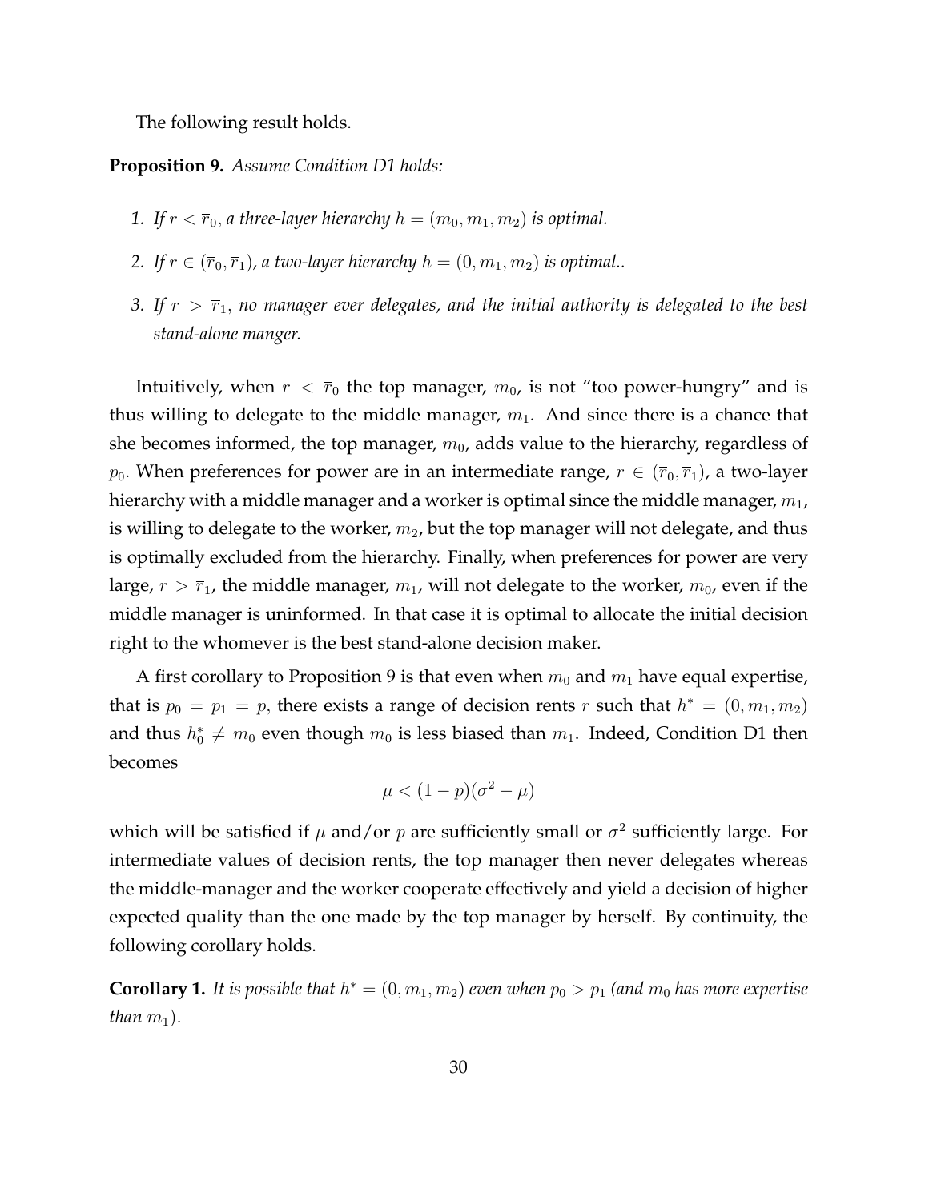The following result holds.

**Proposition 9.** *Assume Condition D1 holds:*

1. *If $r < \overline{r}_0$, a three-layer hierarchy $h = (m_0, m_1, m_2)$ is optimal.*
2. *If $r \in (\overline{r}_0, \overline{r}_1)$, a two-layer hierarchy $h = (0, m_1, m_2)$ is optimal..*
3. *If $r > \overline{r}_1$, no manager ever delegates, and the initial authority is delegated to the best stand-alone manger.*

Intuitively, when $r < \overline{r}_0$ the top manager, $m_0$, is not "too power-hungry" and is thus willing to delegate to the middle manager, $m_1$. And since there is a chance that she becomes informed, the top manager, $m_0$, adds value to the hierarchy, regardless of $p_0$. When preferences for power are in an intermediate range, $r \in (\overline{r}_0, \overline{r}_1)$, a two-layer hierarchy with a middle manager and a worker is optimal since the middle manager, $m_1$, is willing to delegate to the worker, $m_2$, but the top manager will not delegate, and thus is optimally excluded from the hierarchy. Finally, when preferences for power are very large, $r > \overline{r}_1$, the middle manager, $m_1$, will not delegate to the worker, $m_0$, even if the middle manager is uninformed. In that case it is optimal to allocate the initial decision right to the whomever is the best stand-alone decision maker.

A first corollary to Proposition 9 is that even when $m_0$ and $m_1$ have equal expertise, that is $p_0 = p_1 = p$, there exists a range of decision rents $r$ such that $h^* = (0, m_1, m_2)$ and thus $h_0^* \neq m_0$ even though $m_0$ is less biased than $m_1$. Indeed, Condition D1 then becomes

$$\mu < (1 - p)(\sigma^2 - \mu)$$

which will be satisfied if $\mu$ and/or $p$ are sufficiently small or $\sigma^2$ sufficiently large. For intermediate values of decision rents, the top manager then never delegates whereas the middle-manager and the worker cooperate effectively and yield a decision of higher expected quality than the one made by the top manager by herself. By continuity, the following corollary holds.

**Corollary 1.** *It is possible that $h^* = (0, m_1, m_2)$ even when $p_0 > p_1$ (and $m_0$ has more expertise than $m_1$).*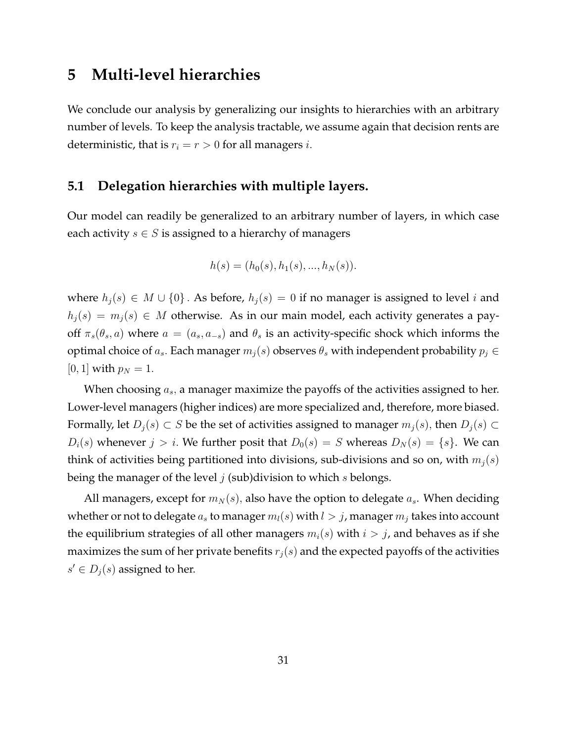# 5 Multi-level hierarchies

We conclude our analysis by generalizing our insights to hierarchies with an arbitrary number of levels. To keep the analysis tractable, we assume again that decision rents are deterministic, that is $r_i = r > 0$ for all managers $i$.

## 5.1 Delegation hierarchies with multiple layers.

Our model can readily be generalized to an arbitrary number of layers, in which case each activity $s \in S$ is assigned to a hierarchy of managers

$$h(s) = (h_0(s), h_1(s), ..., h_N(s)).$$

where $h_j(s) \in M \cup \{0\}$. As before, $h_j(s) = 0$ if no manager is assigned to level $i$ and $h_j(s) = m_j(s) \in M$ otherwise. As in our main model, each activity generates a payoff $\pi_s(\theta_s, a)$ where $a = (a_s, a_{-s})$ and $\theta_s$ is an activity-specific shock which informs the optimal choice of $a_s$. Each manager $m_j(s)$ observes $\theta_s$ with independent probability $p_j \in [0, 1]$ with $p_N = 1$.

When choosing $a_s$, a manager maximize the payoffs of the activities assigned to her. Lower-level managers (higher indices) are more specialized and, therefore, more biased. Formally, let $D_j(s) \subset S$ be the set of activities assigned to manager $m_j(s)$, then $D_j(s) \subset D_i(s)$ whenever $j > i$. We further posit that $D_0(s) = S$ whereas $D_N(s) = \{s\}$. We can think of activities being partitioned into divisions, sub-divisions and so on, with $m_j(s)$ being the manager of the level $j$ (sub)division to which $s$ belongs.

All managers, except for $m_N(s)$, also have the option to delegate $a_s$. When deciding whether or not to delegate $a_s$ to manager $m_l(s)$ with $l > j$, manager $m_j$ takes into account the equilibrium strategies of all other managers $m_i(s)$ with $i > j$, and behaves as if she maximizes the sum of her private benefits $r_j(s)$ and the expected payoffs of the activities $s' \in D_j(s)$ assigned to her.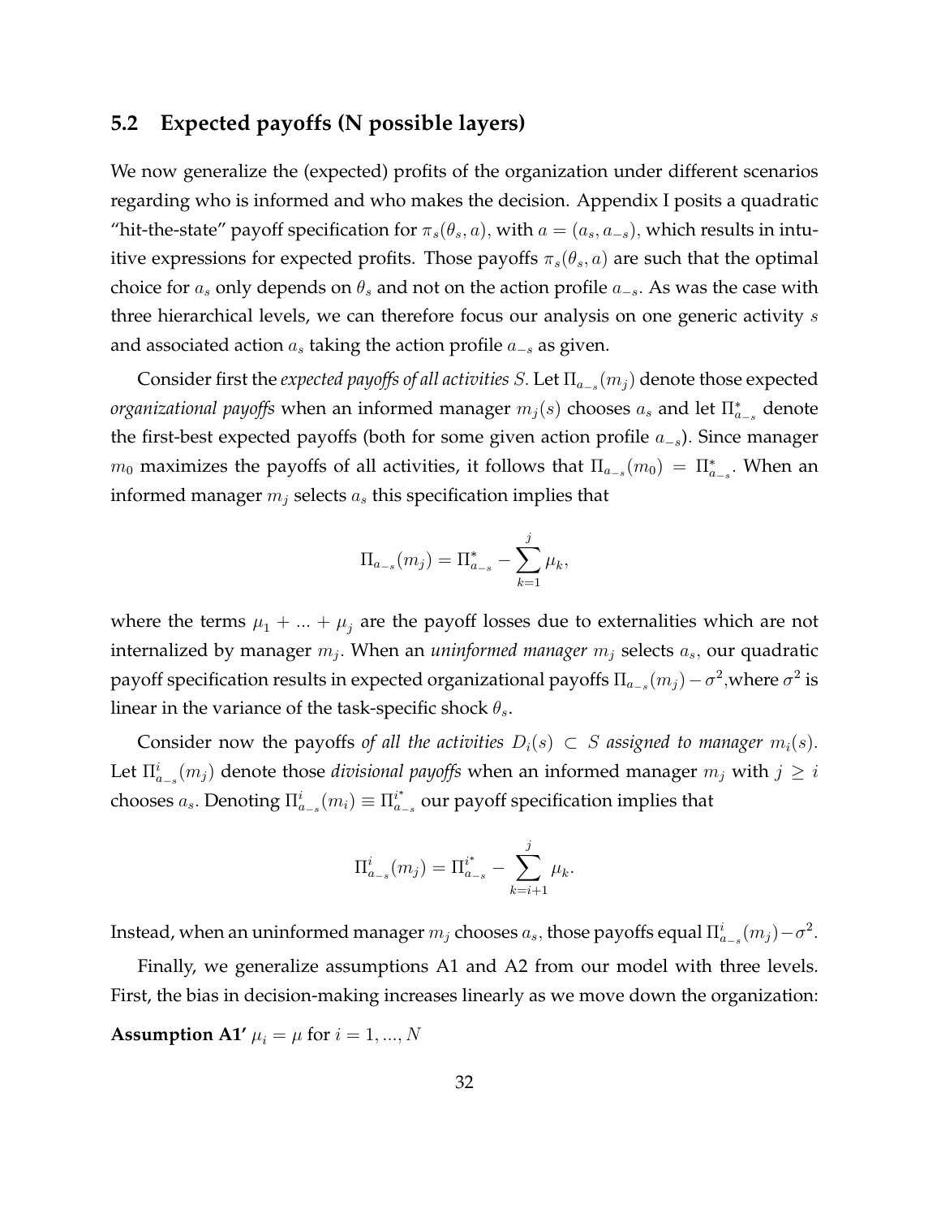### 5.2 Expected payoffs (N possible layers)

We now generalize the (expected) profits of the organization under different scenarios regarding who is informed and who makes the decision. Appendix I posits a quadratic "hit-the-state" payoff specification for $\pi_s(\theta_s, a)$, with $a = (a_s, a_{-s})$, which results in intuitive expressions for expected profits. Those payoffs $\pi_s(\theta_s, a)$ are such that the optimal choice for $a_s$ only depends on $\theta_s$ and not on the action profile $a_{-s}$. As was the case with three hierarchical levels, we can therefore focus our analysis on one generic activity $s$ and associated action $a_s$ taking the action profile $a_{-s}$ as given.

Consider first the *expected payoffs of all activities* $S$. Let $\Pi_{a_{-s}}(m_j)$ denote those expected *organizational payoffs* when an informed manager $m_j(s)$ chooses $a_s$ and let $\Pi^*_{a_{-s}}$ denote the first-best expected payoffs (both for some given action profile $a_{-s}$). Since manager $m_0$ maximizes the payoffs of all activities, it follows that $\Pi_{a_{-s}}(m_0) = \Pi^*_{a_{-s}}$. When an informed manager $m_j$ selects $a_s$ this specification implies that

$$\Pi_{a_{-s}}(m_j) = \Pi^*_{a_{-s}} - \sum_{k=1}^{j} \mu_k,$$

where the terms $\mu_1 + ... + \mu_j$ are the payoff losses due to externalities which are not internalized by manager $m_j$. When an *uninformed manager* $m_j$ selects $a_s$, our quadratic payoff specification results in expected organizational payoffs $\Pi_{a_{-s}}(m_j) - \sigma^2$,where $\sigma^2$ is linear in the variance of the task-specific shock $\theta_s$.

Consider now the payoffs *of all the activities* $D_i(s) \subset S$ *assigned to manager* $m_i(s)$. Let $\Pi^i_{a_{-s}}(m_j)$ denote those *divisional payoffs* when an informed manager $m_j$ with $j \geq i$ chooses $a_s$. Denoting $\Pi^i_{a_{-s}}(m_i) \equiv \Pi^{i^*}_{a_{-s}}$ our payoff specification implies that

$$\Pi^i_{a_{-s}}(m_j) = \Pi^{i^*}_{a_{-s}} - \sum_{k=i+1}^{j} \mu_k.$$

Instead, when an uninformed manager $m_j$ chooses $a_s$, those payoffs equal $\Pi^i_{a_{-s}}(m_j) - \sigma^2$.

Finally, we generalize assumptions A1 and A2 from our model with three levels. First, the bias in decision-making increases linearly as we move down the organization:

**Assumption A1'** $\mu_i = \mu$ for $i = 1, ..., N$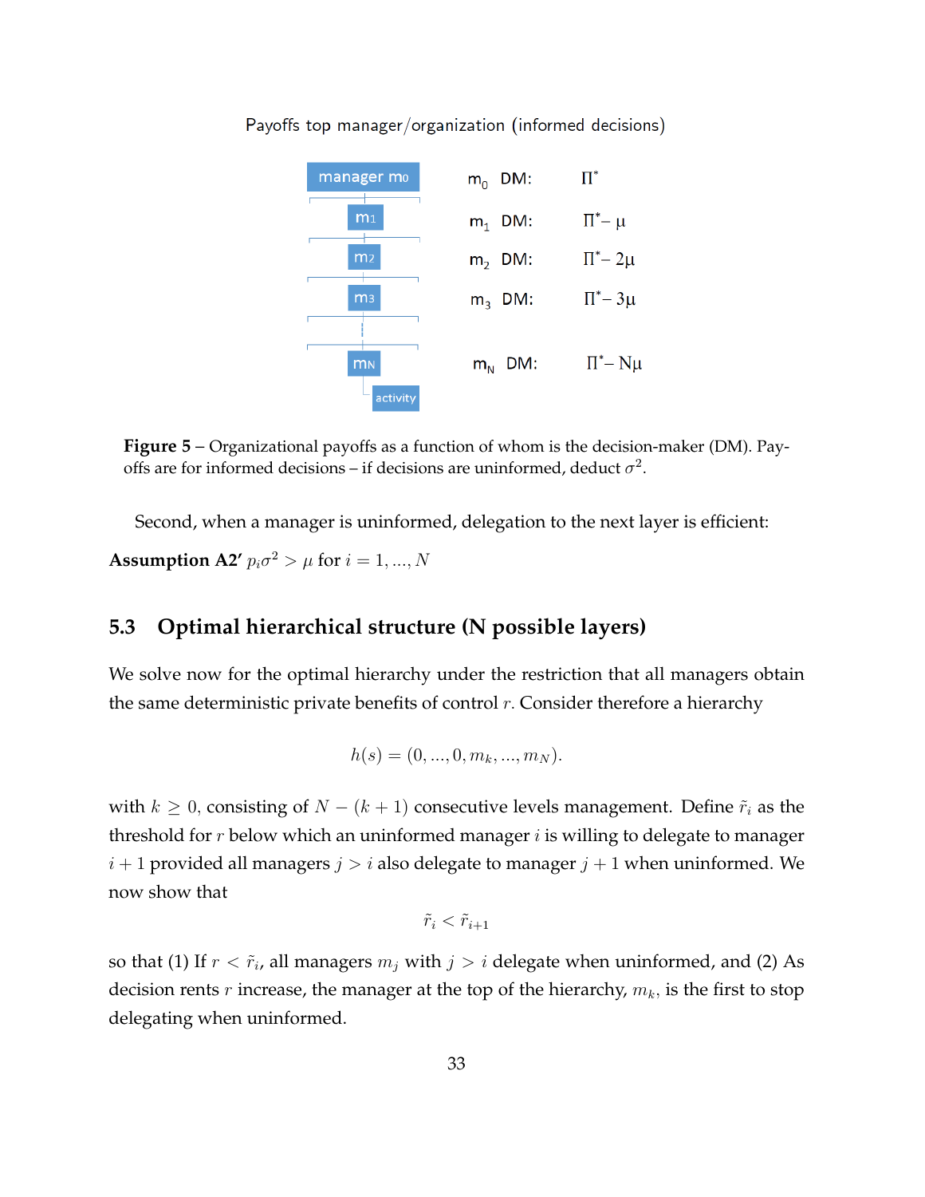Payoffs top manager/organization (informed decisions)

| | |
|---|---|
| $m_0$ DM: | $\Pi^*$ |
| $m_1$ DM: | $\Pi^* - \mu$ |
| $m_2$ DM: | $\Pi^* - 2\mu$ |
| $m_3$ DM: | $\Pi^* - 3\mu$ |
| $m_N$ DM: | $\Pi^* - N\mu$ |

**Figure 5** – Organizational payoffs as a function of whom is the decision-maker (DM). Payoffs are for informed decisions – if decisions are uninformed, deduct $\sigma^2$.

Second, when a manager is uninformed, delegation to the next layer is efficient:

**Assumption A2'** $p_i\sigma^2 > \mu$ for $i = 1, ..., N$

## 5.3 Optimal hierarchical structure (N possible layers)

We solve now for the optimal hierarchy under the restriction that all managers obtain the same deterministic private benefits of control $r$. Consider therefore a hierarchy

$$h(s) = (0, ..., 0, m_k, ..., m_N).$$

with $k \geq 0$, consisting of $N - (k+1)$ consecutive levels management. Define $\tilde{r}_i$ as the threshold for $r$ below which an uninformed manager $i$ is willing to delegate to manager $i+1$ provided all managers $j > i$ also delegate to manager $j+1$ when uninformed. We now show that

$$\tilde{r}_i < \tilde{r}_{i+1}$$

so that (1) If $r < \tilde{r}_i$, all managers $m_j$ with $j > i$ delegate when uninformed, and (2) As decision rents $r$ increase, the manager at the top of the hierarchy, $m_k$, is the first to stop delegating when uninformed.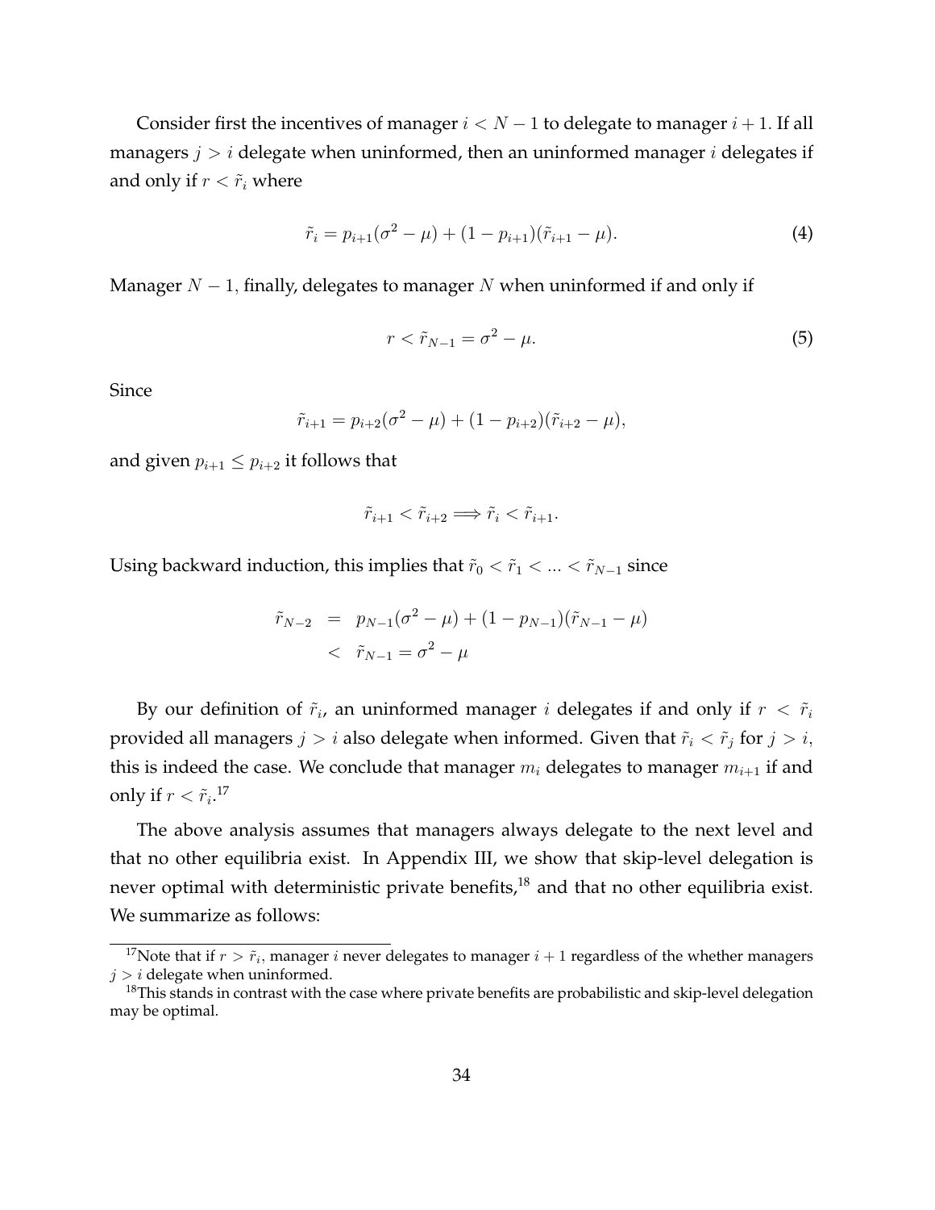Consider first the incentives of manager $i < N-1$ to delegate to manager $i+1$. If all managers $j > i$ delegate when uninformed, then an uninformed manager $i$ delegates if and only if $r < \tilde{r}_i$ where

$$\tilde{r}_i = p_{i+1}(\sigma^2 - \mu) + (1 - p_{i+1})(\tilde{r}_{i+1} - \mu). \tag{4}$$

Manager $N-1$, finally, delegates to manager $N$ when uninformed if and only if

$$r < \tilde{r}_{N-1} = \sigma^2 - \mu. \tag{5}$$

Since

$$\tilde{r}_{i+1} = p_{i+2}(\sigma^2 - \mu) + (1 - p_{i+2})(\tilde{r}_{i+2} - \mu),$$

and given $p_{i+1} \leq p_{i+2}$ it follows that

$$\tilde{r}_{i+1} < \tilde{r}_{i+2} \Longrightarrow \tilde{r}_i < \tilde{r}_{i+1}.$$

Using backward induction, this implies that $\tilde{r}_0 < \tilde{r}_1 < ... < \tilde{r}_{N-1}$ since

$$\begin{aligned} \tilde{r}_{N-2} &= p_{N-1}(\sigma^2 - \mu) + (1 - p_{N-1})(\tilde{r}_{N-1} - \mu) \\ &< \tilde{r}_{N-1} = \sigma^2 - \mu \end{aligned}$$

By our definition of $\tilde{r}_i$, an uninformed manager $i$ delegates if and only if $r < \tilde{r}_i$ provided all managers $j > i$ also delegate when informed. Given that $\tilde{r}_i < \tilde{r}_j$ for $j > i$, this is indeed the case. We conclude that manager $m_i$ delegates to manager $m_{i+1}$ if and only if $r < \tilde{r}_i$.[17]

The above analysis assumes that managers always delegate to the next level and that no other equilibria exist. In Appendix III, we show that skip-level delegation is never optimal with deterministic private benefits,[18] and that no other equilibria exist. We summarize as follows:

[17]Note that if $r > \tilde{r}_i$, manager $i$ never delegates to manager $i+1$ regardless of the whether managers $j > i$ delegate when uninformed.

[18]This stands in contrast with the case where private benefits are probabilistic and skip-level delegation may be optimal.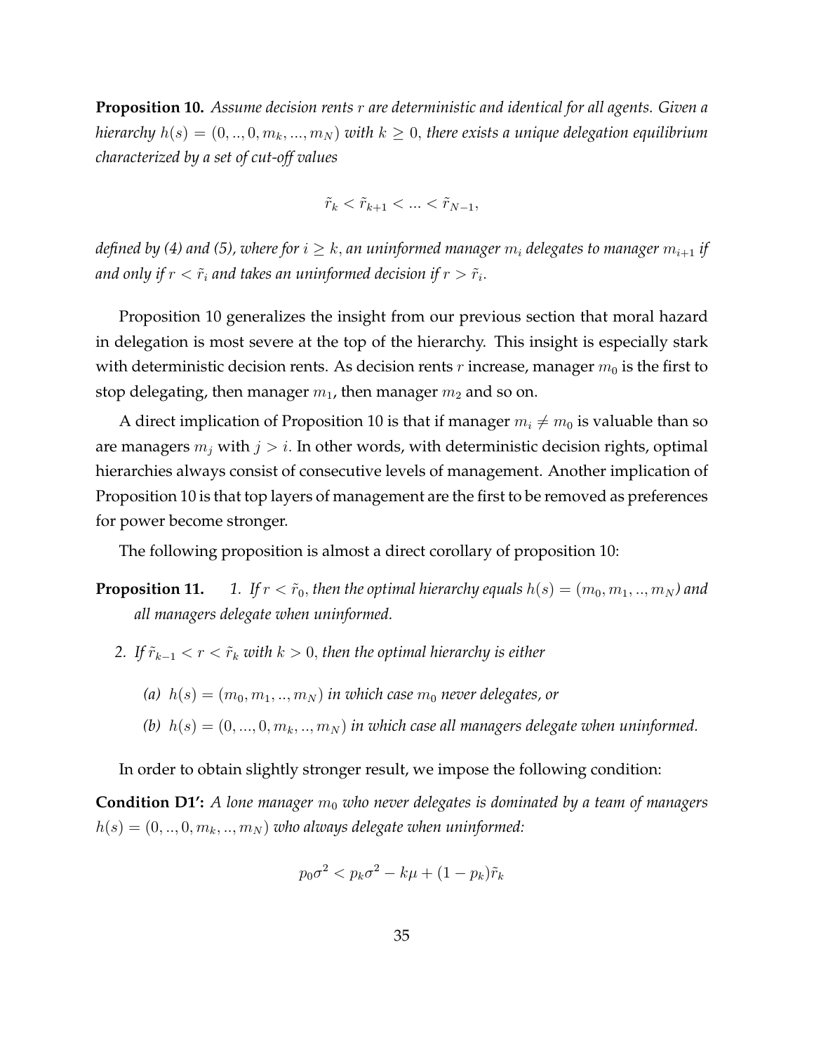**Proposition 10.** *Assume decision rents $r$ are deterministic and identical for all agents. Given a hierarchy $h(s) = (0, .., 0, m_k, ..., m_N)$ with $k \geq 0$, there exists a unique delegation equilibrium characterized by a set of cut-off values*

$$\tilde{r}_k < \tilde{r}_{k+1} < ... < \tilde{r}_{N-1},$$

*defined by (4) and (5), where for $i \geq k$, an uninformed manager $m_i$ delegates to manager $m_{i+1}$ if and only if $r < \tilde{r}_i$ and takes an uninformed decision if $r > \tilde{r}_i$.*

Proposition 10 generalizes the insight from our previous section that moral hazard in delegation is most severe at the top of the hierarchy. This insight is especially stark with deterministic decision rents. As decision rents $r$ increase, manager $m_0$ is the first to stop delegating, then manager $m_1$, then manager $m_2$ and so on.

A direct implication of Proposition 10 is that if manager $m_i \neq m_0$ is valuable than so are managers $m_j$ with $j > i$. In other words, with deterministic decision rights, optimal hierarchies always consist of consecutive levels of management. Another implication of Proposition 10 is that top layers of management are the first to be removed as preferences for power become stronger.

The following proposition is almost a direct corollary of proposition 10:

**Proposition 11.**

1. *If $r < \tilde{r}_0$, then the optimal hierarchy equals $h(s) = (m_0, m_1, .., m_N)$ and all managers delegate when uninformed.*
2. *If $\tilde{r}_{k-1} < r < \tilde{r}_k$ with $k > 0$, then the optimal hierarchy is either*
   - *(a) $h(s) = (m_0, m_1, .., m_N)$ in which case $m_0$ never delegates, or*
   - *(b) $h(s) = (0, ..., 0, m_k, .., m_N)$ in which case all managers delegate when uninformed.*

In order to obtain slightly stronger result, we impose the following condition:

**Condition D1':** *A lone manager $m_0$ who never delegates is dominated by a team of managers $h(s) = (0, .., 0, m_k, .., m_N)$ who always delegate when uninformed:*

$$p_0\sigma^2 < p_k\sigma^2 - k\mu + (1 - p_k)\tilde{r}_k$$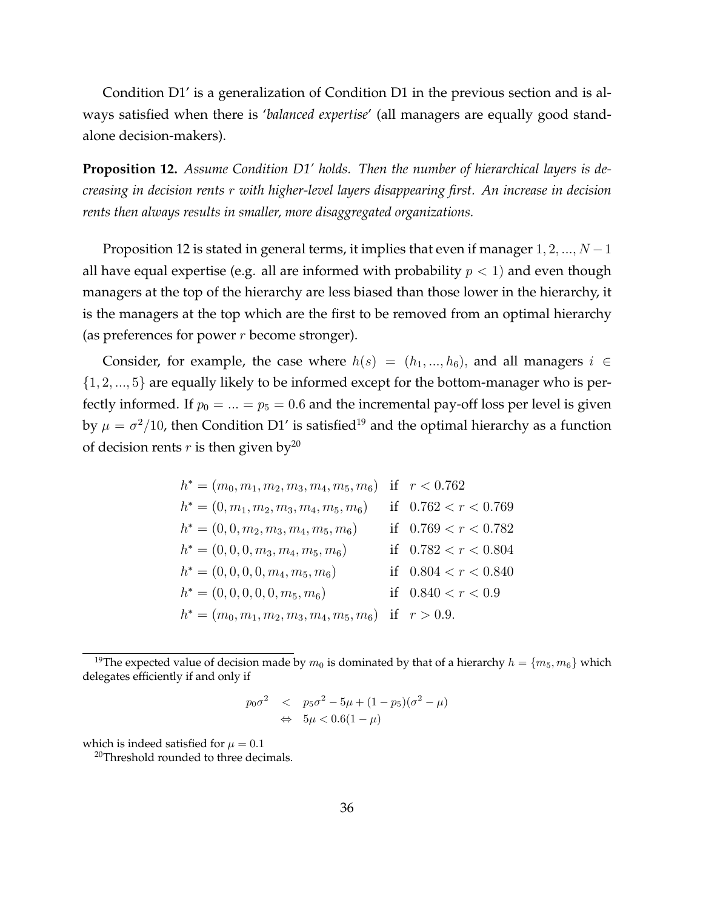Condition D1′ is a generalization of Condition D1 in the previous section and is always satisfied when there is '*balanced expertise*' (all managers are equally good stand-alone decision-makers).

**Proposition 12.** *Assume Condition D1′ holds. Then the number of hierarchical layers is decreasing in decision rents $r$ with higher-level layers disappearing first. An increase in decision rents then always results in smaller, more disaggregated organizations.*

Proposition 12 is stated in general terms, it implies that even if manager $1, 2, ..., N-1$ all have equal expertise (e.g. all are informed with probability $p < 1$) and even though managers at the top of the hierarchy are less biased than those lower in the hierarchy, it is the managers at the top which are the first to be removed from an optimal hierarchy (as preferences for power $r$ become stronger).

Consider, for example, the case where $h(s) = (h_1, ..., h_6)$, and all managers $i \in \{1, 2, ..., 5\}$ are equally likely to be informed except for the bottom-manager who is perfectly informed. If $p_0 = ... = p_5 = 0.6$ and the incremental pay-off loss per level is given by $\mu = \sigma^2/10$, then Condition D1′ is satisfied[19] and the optimal hierarchy as a function of decision rents $r$ is then given by[20]

$$
\begin{array}{ll}
h^* = (m_0, m_1, m_2, m_3, m_4, m_5, m_6) & \text{if} \quad r < 0.762 \\
h^* = (0, m_1, m_2, m_3, m_4, m_5, m_6) & \text{if} \quad 0.762 < r < 0.769 \\
h^* = (0, 0, m_2, m_3, m_4, m_5, m_6) & \text{if} \quad 0.769 < r < 0.782 \\
h^* = (0, 0, 0, m_3, m_4, m_5, m_6) & \text{if} \quad 0.782 < r < 0.804 \\
h^* = (0, 0, 0, 0, m_4, m_5, m_6) & \text{if} \quad 0.804 < r < 0.840 \\
h^* = (0, 0, 0, 0, 0, m_5, m_6) & \text{if} \quad 0.840 < r < 0.9 \\
h^* = (m_0, m_1, m_2, m_3, m_4, m_5, m_6) & \text{if} \quad r > 0.9.
\end{array}
$$

[19] The expected value of decision made by $m_0$ is dominated by that of a hierarchy $h = \{m_5, m_6\}$ which delegates efficiently if and only if

$$
\begin{array}{rcl}
p_0\sigma^2 & < & p_5\sigma^2 - 5\mu + (1 - p_5)(\sigma^2 - \mu) \\
& \Leftrightarrow & 5\mu < 0.6(1 - \mu)
\end{array}
$$

which is indeed satisfied for $\mu = 0.1$

[20] Threshold rounded to three decimals.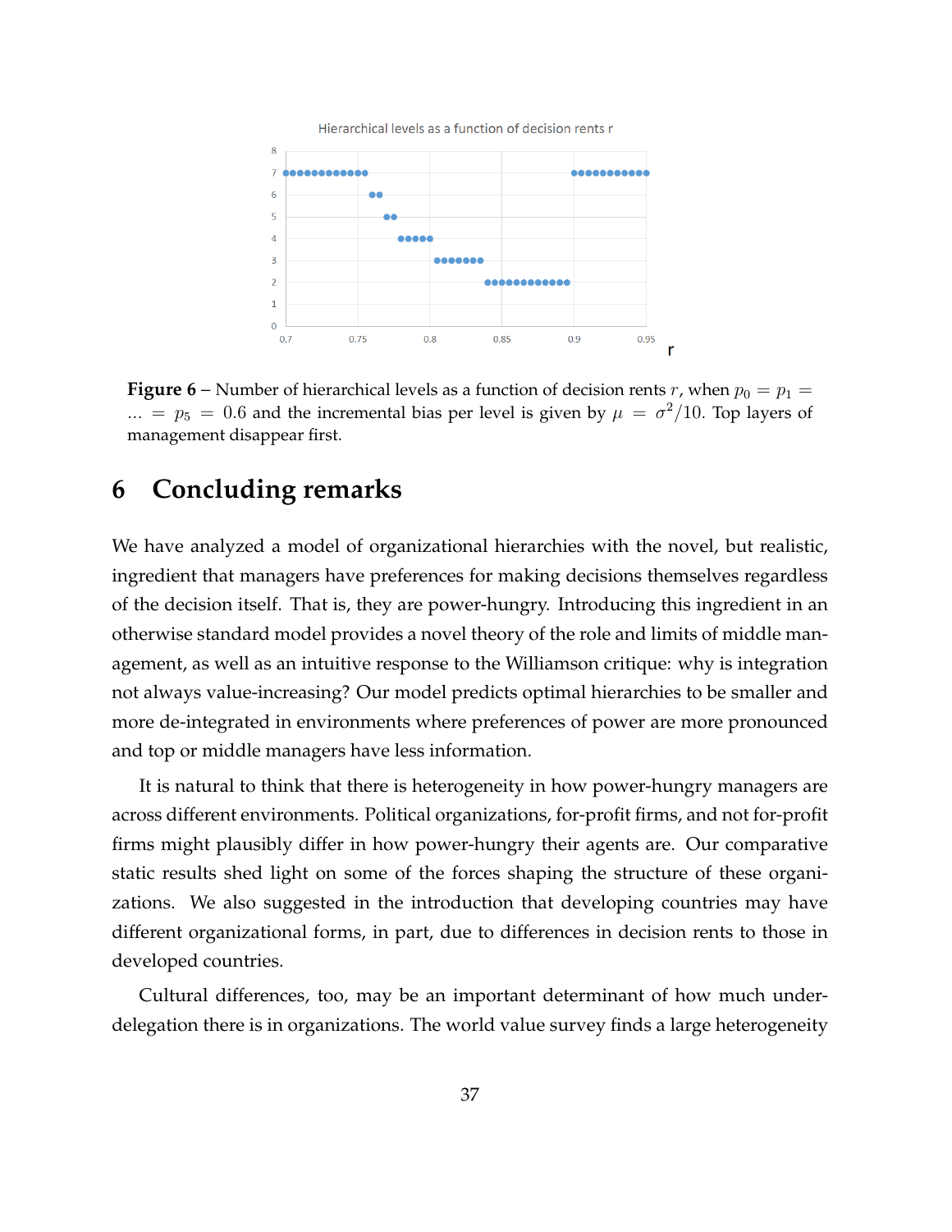**Figure 6** – Number of hierarchical levels as a function of decision rents $r$, when $p_0 = p_1 = \ldots = p_5 = 0.6$ and the incremental bias per level is given by $\mu = \sigma^2/10$. Top layers of management disappear first.

## 6 Concluding remarks

We have analyzed a model of organizational hierarchies with the novel, but realistic, ingredient that managers have preferences for making decisions themselves regardless of the decision itself. That is, they are power-hungry. Introducing this ingredient in an otherwise standard model provides a novel theory of the role and limits of middle management, as well as an intuitive response to the Williamson critique: why is integration not always value-increasing? Our model predicts optimal hierarchies to be smaller and more de-integrated in environments where preferences of power are more pronounced and top or middle managers have less information.

It is natural to think that there is heterogeneity in how power-hungry managers are across different environments. Political organizations, for-profit firms, and not for-profit firms might plausibly differ in how power-hungry their agents are. Our comparative static results shed light on some of the forces shaping the structure of these organizations. We also suggested in the introduction that developing countries may have different organizational forms, in part, due to differences in decision rents to those in developed countries.

Cultural differences, too, may be an important determinant of how much under-delegation there is in organizations. The world value survey finds a large heterogeneity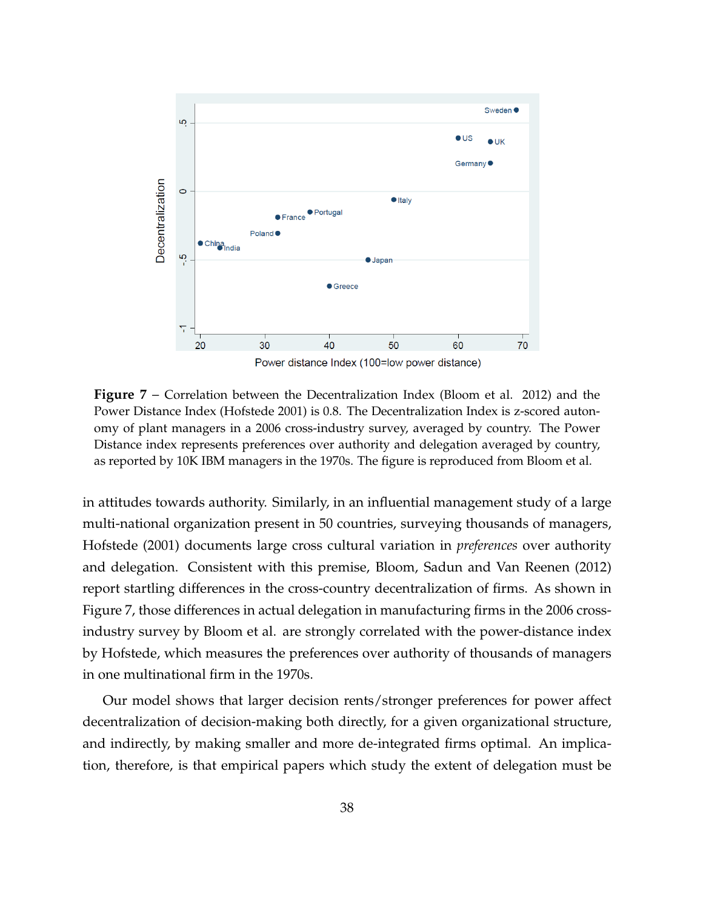**Figure 7** – Correlation between the Decentralization Index (Bloom et al. 2012) and the Power Distance Index (Hofstede 2001) is 0.8. The Decentralization Index is z-scored autonomy of plant managers in a 2006 cross-industry survey, averaged by country. The Power Distance index represents preferences over authority and delegation averaged by country, as reported by 10K IBM managers in the 1970s. The figure is reproduced from Bloom et al.

in attitudes towards authority. Similarly, in an influential management study of a large multi-national organization present in 50 countries, surveying thousands of managers, Hofstede (2001) documents large cross cultural variation in *preferences* over authority and delegation. Consistent with this premise, Bloom, Sadun and Van Reenen (2012) report startling differences in the cross-country decentralization of firms. As shown in Figure 7, those differences in actual delegation in manufacturing firms in the 2006 cross-industry survey by Bloom et al. are strongly correlated with the power-distance index by Hofstede, which measures the preferences over authority of thousands of managers in one multinational firm in the 1970s.

Our model shows that larger decision rents/stronger preferences for power affect decentralization of decision-making both directly, for a given organizational structure, and indirectly, by making smaller and more de-integrated firms optimal. An implication, therefore, is that empirical papers which study the extent of delegation must be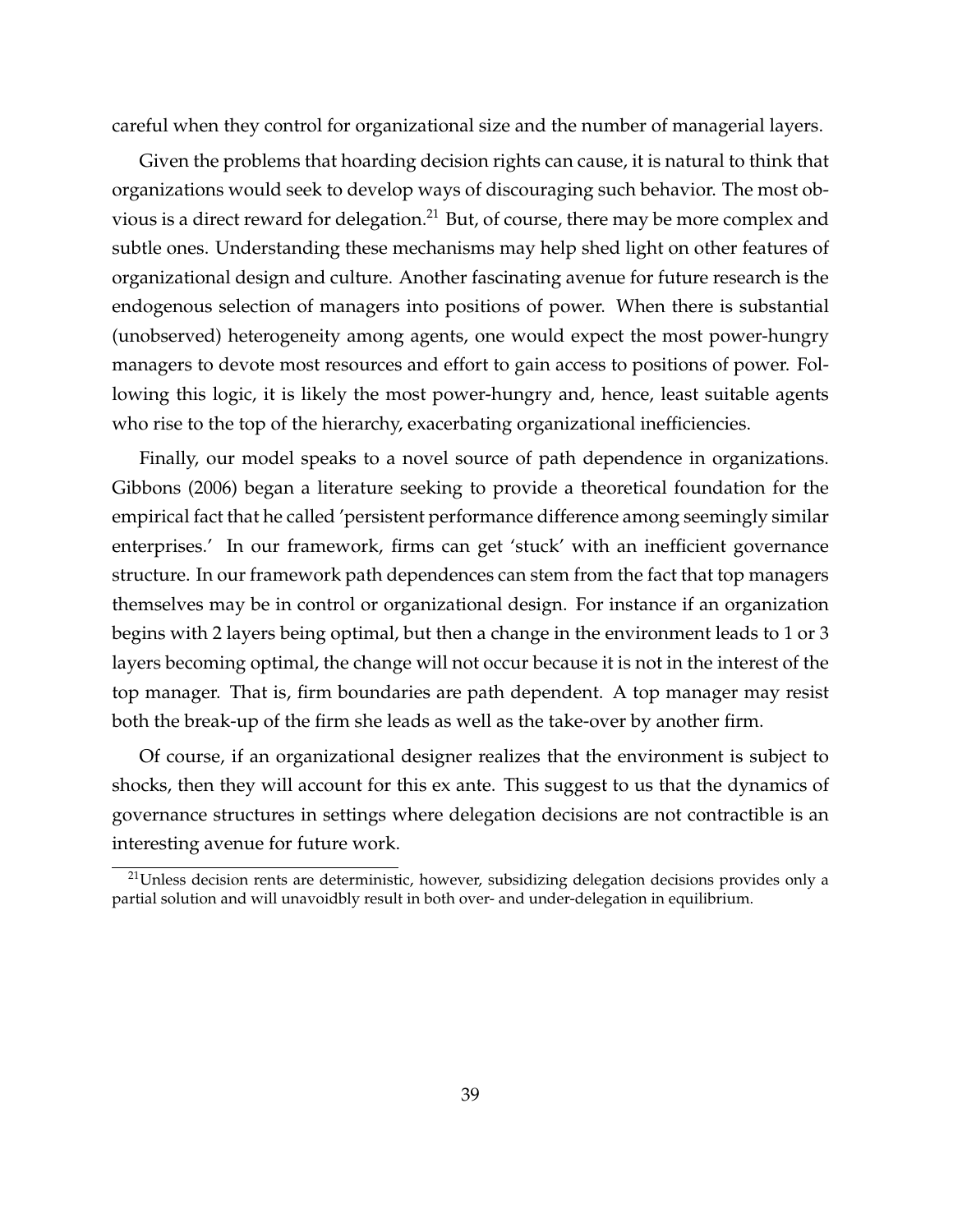careful when they control for organizational size and the number of managerial layers.

Given the problems that hoarding decision rights can cause, it is natural to think that organizations would seek to develop ways of discouraging such behavior. The most obvious is a direct reward for delegation.[21] But, of course, there may be more complex and subtle ones. Understanding these mechanisms may help shed light on other features of organizational design and culture. Another fascinating avenue for future research is the endogenous selection of managers into positions of power. When there is substantial (unobserved) heterogeneity among agents, one would expect the most power-hungry managers to devote most resources and effort to gain access to positions of power. Following this logic, it is likely the most power-hungry and, hence, least suitable agents who rise to the top of the hierarchy, exacerbating organizational inefficiencies.

Finally, our model speaks to a novel source of path dependence in organizations. Gibbons (2006) began a literature seeking to provide a theoretical foundation for the empirical fact that he called 'persistent performance difference among seemingly similar enterprises.' In our framework, firms can get 'stuck' with an inefficient governance structure. In our framework path dependences can stem from the fact that top managers themselves may be in control or organizational design. For instance if an organization begins with 2 layers being optimal, but then a change in the environment leads to 1 or 3 layers becoming optimal, the change will not occur because it is not in the interest of the top manager. That is, firm boundaries are path dependent. A top manager may resist both the break-up of the firm she leads as well as the take-over by another firm.

Of course, if an organizational designer realizes that the environment is subject to shocks, then they will account for this ex ante. This suggest to us that the dynamics of governance structures in settings where delegation decisions are not contractible is an interesting avenue for future work.

[21]Unless decision rents are deterministic, however, subsidizing delegation decisions provides only a partial solution and will unavoidbly result in both over- and under-delegation in equilibrium.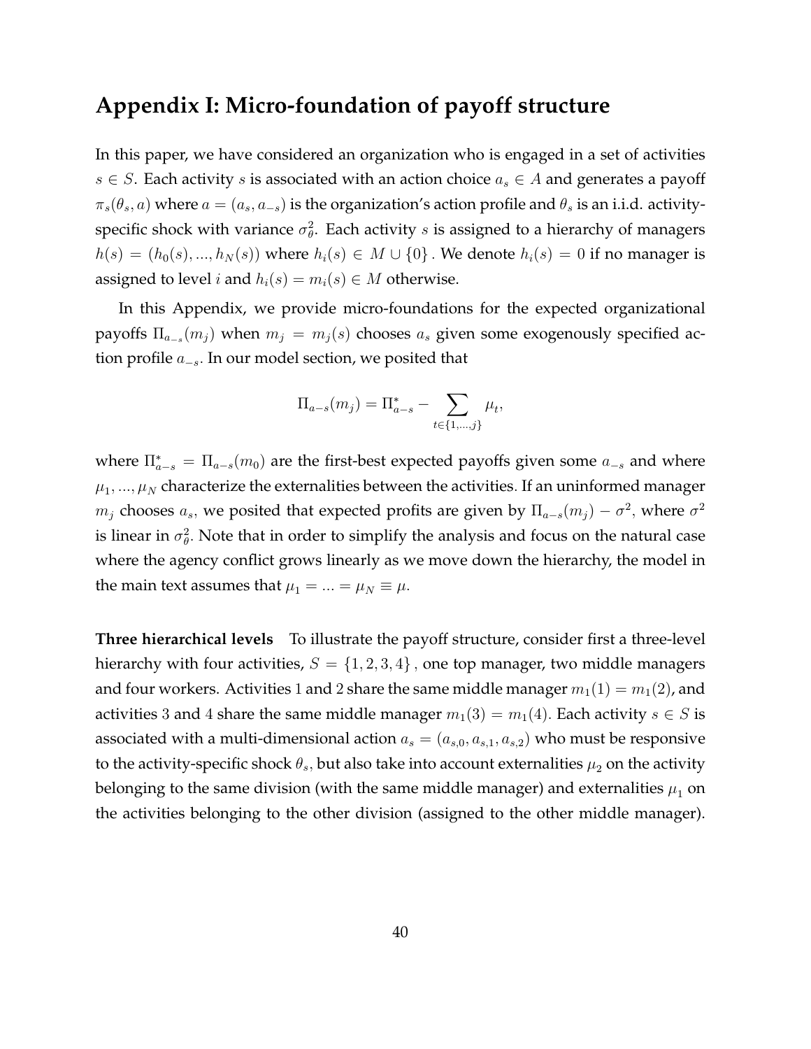## Appendix I: Micro-foundation of payoff structure

In this paper, we have considered an organization who is engaged in a set of activities $s \in S$. Each activity $s$ is associated with an action choice $a_s \in A$ and generates a payoff $\pi_s(\theta_s, a)$ where $a = (a_s, a_{-s})$ is the organization's action profile and $\theta_s$ is an i.i.d. activity-specific shock with variance $\sigma_\theta^2$. Each activity $s$ is assigned to a hierarchy of managers $h(s) = (h_0(s), ..., h_N(s))$ where $h_i(s) \in M \cup \{0\}$. We denote $h_i(s) = 0$ if no manager is assigned to level $i$ and $h_i(s) = m_i(s) \in M$ otherwise.

In this Appendix, we provide micro-foundations for the expected organizational payoffs $\Pi_{a_{-s}}(m_j)$ when $m_j = m_j(s)$ chooses $a_s$ given some exogenously specified action profile $a_{-s}$. In our model section, we posited that

$$\Pi_{a-s}(m_j) = \Pi^*_{a-s} - \sum_{t \in \{1,...,j\}} \mu_t,$$

where $\Pi^*_{a-s} = \Pi_{a-s}(m_0)$ are the first-best expected payoffs given some $a_{-s}$ and where $\mu_1, ..., \mu_N$ characterize the externalities between the activities. If an uninformed manager $m_j$ chooses $a_s$, we posited that expected profits are given by $\Pi_{a-s}(m_j) - \sigma^2$, where $\sigma^2$ is linear in $\sigma_\theta^2$. Note that in order to simplify the analysis and focus on the natural case where the agency conflict grows linearly as we move down the hierarchy, the model in the main text assumes that $\mu_1 = ... = \mu_N \equiv \mu$.

**Three hierarchical levels** To illustrate the payoff structure, consider first a three-level hierarchy with four activities, $S = \{1, 2, 3, 4\}$, one top manager, two middle managers and four workers. Activities 1 and 2 share the same middle manager $m_1(1) = m_1(2)$, and activities 3 and 4 share the same middle manager $m_1(3) = m_1(4)$. Each activity $s \in S$ is associated with a multi-dimensional action $a_s = (a_{s,0}, a_{s,1}, a_{s,2})$ who must be responsive to the activity-specific shock $\theta_s$, but also take into account externalities $\mu_2$ on the activity belonging to the same division (with the same middle manager) and externalities $\mu_1$ on the activities belonging to the other division (assigned to the other middle manager).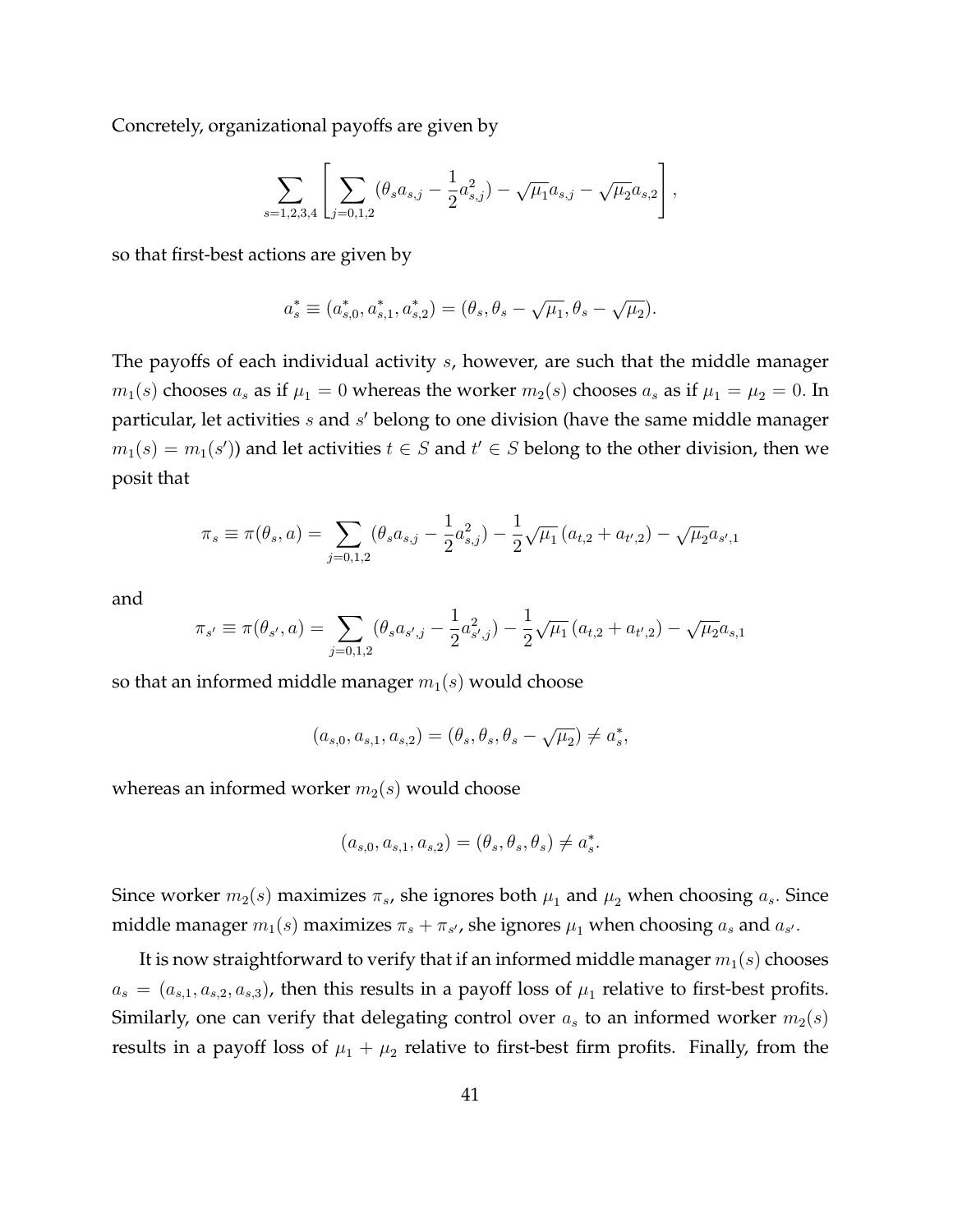Concretely, organizational payoffs are given by

$$\sum_{s=1,2,3,4} \left[ \sum_{j=0,1,2} (\theta_s a_{s,j} - \frac{1}{2} a_{s,j}^2) - \sqrt{\mu_1} a_{s,j} - \sqrt{\mu_2} a_{s,2} \right],$$

so that first-best actions are given by

$$a_s^* \equiv (a_{s,0}^*, a_{s,1}^*, a_{s,2}^*) = (\theta_s, \theta_s - \sqrt{\mu_1}, \theta_s - \sqrt{\mu_2}).$$

The payoffs of each individual activity $s$, however, are such that the middle manager $m_1(s)$ chooses $a_s$ as if $\mu_1 = 0$ whereas the worker $m_2(s)$ chooses $a_s$ as if $\mu_1 = \mu_2 = 0$. In particular, let activities $s$ and $s'$ belong to one division (have the same middle manager $m_1(s) = m_1(s')$) and let activities $t \in S$ and $t' \in S$ belong to the other division, then we posit that

$$\pi_s \equiv \pi(\theta_s, a) = \sum_{j=0,1,2} (\theta_s a_{s,j} - \frac{1}{2} a_{s,j}^2) - \frac{1}{2} \sqrt{\mu_1} \left( a_{t,2} + a_{t',2} \right) - \sqrt{\mu_2} a_{s',1}$$

and

$$\pi_{s'} \equiv \pi(\theta_{s'}, a) = \sum_{j=0,1,2} (\theta_s a_{s',j} - \frac{1}{2} a_{s',j}^2) - \frac{1}{2} \sqrt{\mu_1} \left( a_{t,2} + a_{t',2} \right) - \sqrt{\mu_2} a_{s,1}$$

so that an informed middle manager $m_1(s)$ would choose

$$(a_{s,0}, a_{s,1}, a_{s,2}) = (\theta_s, \theta_s, \theta_s - \sqrt{\mu_2}) \neq a_s^*,$$

whereas an informed worker $m_2(s)$ would choose

$$(a_{s,0}, a_{s,1}, a_{s,2}) = (\theta_s, \theta_s, \theta_s) \neq a_s^*.$$

Since worker $m_2(s)$ maximizes $\pi_s$, she ignores both $\mu_1$ and $\mu_2$ when choosing $a_s$. Since middle manager $m_1(s)$ maximizes $\pi_s + \pi_{s'}$, she ignores $\mu_1$ when choosing $a_s$ and $a_{s'}$.

It is now straightforward to verify that if an informed middle manager $m_1(s)$ chooses $a_s = (a_{s,1}, a_{s,2}, a_{s,3})$, then this results in a payoff loss of $\mu_1$ relative to first-best profits. Similarly, one can verify that delegating control over $a_s$ to an informed worker $m_2(s)$ results in a payoff loss of $\mu_1 + \mu_2$ relative to first-best firm profits. Finally, from the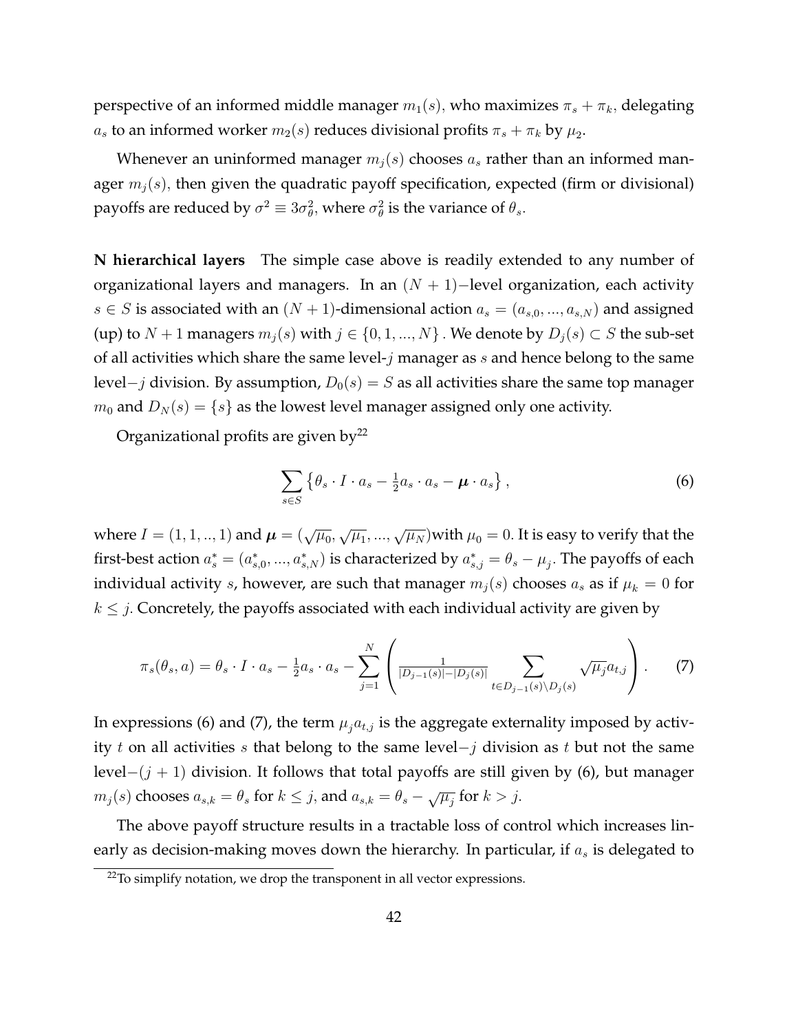perspective of an informed middle manager $m_1(s)$, who maximizes $\pi_s + \pi_k$, delegating $a_s$ to an informed worker $m_2(s)$ reduces divisional profits $\pi_s + \pi_k$ by $\mu_2$.

Whenever an uninformed manager $m_j(s)$ chooses $a_s$ rather than an informed manager $m_j(s)$, then given the quadratic payoff specification, expected (firm or divisional) payoffs are reduced by $\sigma^2 \equiv 3\sigma_\theta^2$, where $\sigma_\theta^2$ is the variance of $\theta_s$.

**N hierarchical layers** The simple case above is readily extended to any number of organizational layers and managers. In an $(N+1)-$level organization, each activity $s \in S$ is associated with an $(N+1)$-dimensional action $a_s = (a_{s,0}, ..., a_{s,N})$ and assigned (up) to $N+1$ managers $m_j(s)$ with $j \in \{0, 1, ..., N\}$. We denote by $D_j(s) \subset S$ the sub-set of all activities which share the same level-$j$ manager as $s$ and hence belong to the same level$-j$ division. By assumption, $D_0(s) = S$ as all activities share the same top manager $m_0$ and $D_N(s) = \{s\}$ as the lowest level manager assigned only one activity.

Organizational profits are given by[22]

$$\sum_{s \in S} \left\{ \theta_s \cdot I \cdot a_s - \tfrac{1}{2} a_s \cdot a_s - \boldsymbol{\mu} \cdot a_s \right\}, \tag{6}$$

where $I = (1, 1, .., 1)$ and $\boldsymbol{\mu} = (\sqrt{\mu_0}, \sqrt{\mu_1}, ..., \sqrt{\mu_N})$with $\mu_0 = 0$. It is easy to verify that the first-best action $a_s^* = (a_{s,0}^*, ..., a_{s,N}^*)$ is characterized by $a_{s,j}^* = \theta_s - \mu_j$. The payoffs of each individual activity $s$, however, are such that manager $m_j(s)$ chooses $a_s$ as if $\mu_k = 0$ for $k \leq j$. Concretely, the payoffs associated with each individual activity are given by

$$\pi_s(\theta_s, a) = \theta_s \cdot I \cdot a_s - \tfrac{1}{2} a_s \cdot a_s - \sum_{j=1}^{N} \left( \tfrac{1}{|D_{j-1}(s)| - |D_j(s)|} \sum_{t \in D_{j-1}(s) \setminus D_j(s)} \sqrt{\mu_j} a_{t,j} \right). \tag{7}$$

In expressions (6) and (7), the term $\mu_j a_{t,j}$ is the aggregate externality imposed by activity $t$ on all activities $s$ that belong to the same level$-j$ division as $t$ but not the same level$-(j+1)$ division. It follows that total payoffs are still given by (6), but manager $m_j(s)$ chooses $a_{s,k} = \theta_s$ for $k \leq j$, and $a_{s,k} = \theta_s - \sqrt{\mu_j}$ for $k > j$.

The above payoff structure results in a tractable loss of control which increases linearly as decision-making moves down the hierarchy. In particular, if $a_s$ is delegated to

[22]To simplify notation, we drop the transponent in all vector expressions.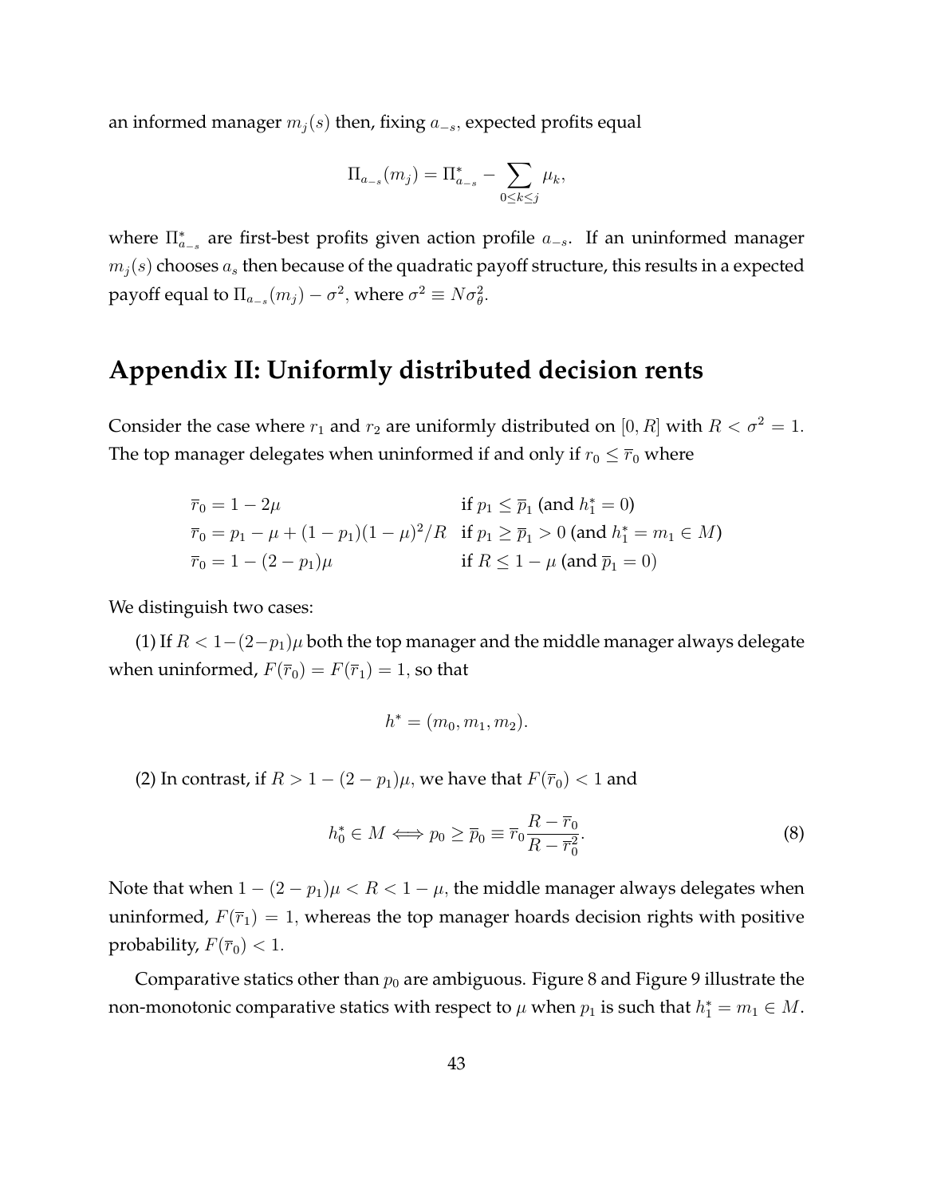an informed manager $m_j(s)$ then, fixing $a_{-s}$, expected profits equal

$$\Pi_{a_{-s}}(m_j) = \Pi^*_{a_{-s}} - \sum_{0 \leq k \leq j} \mu_k,$$

where $\Pi^*_{a_{-s}}$ are first-best profits given action profile $a_{-s}$. If an uninformed manager $m_j(s)$ chooses $a_s$ then because of the quadratic payoff structure, this results in a expected payoff equal to $\Pi_{a_{-s}}(m_j) - \sigma^2$, where $\sigma^2 \equiv N\sigma^2_\theta$.

## Appendix II: Uniformly distributed decision rents

Consider the case where $r_1$ and $r_2$ are uniformly distributed on $[0, R]$ with $R < \sigma^2 = 1$. The top manager delegates when uninformed if and only if $r_0 \leq \overline{r}_0$ where

$$\begin{array}{ll}
\overline{r}_0 = 1 - 2\mu & \text{if } p_1 \leq \overline{p}_1 \text{ (and } h^*_1 = 0) \\
\overline{r}_0 = p_1 - \mu + (1-p_1)(1-\mu)^2/R & \text{if } p_1 \geq \overline{p}_1 > 0 \text{ (and } h^*_1 = m_1 \in M) \\
\overline{r}_0 = 1 - (2-p_1)\mu & \text{if } R \leq 1-\mu \text{ (and } \overline{p}_1 = 0)
\end{array}$$

We distinguish two cases:

(1) If $R < 1-(2-p_1)\mu$ both the top manager and the middle manager always delegate when uninformed, $F(\overline{r}_0) = F(\overline{r}_1) = 1$, so that

$$h^* = (m_0, m_1, m_2).$$

(2) In contrast, if $R > 1-(2-p_1)\mu$, we have that $F(\overline{r}_0) < 1$ and

$$h^*_0 \in M \Longleftrightarrow p_0 \geq \overline{p}_0 \equiv \overline{r}_0 \frac{R - \overline{r}_0}{R - \overline{r}_0^2}. \tag{8}$$

Note that when $1-(2-p_1)\mu < R < 1-\mu$, the middle manager always delegates when uninformed, $F(\overline{r}_1) = 1$, whereas the top manager hoards decision rights with positive probability, $F(\overline{r}_0) < 1$.

Comparative statics other than $p_0$ are ambiguous. Figure 8 and Figure 9 illustrate the non-monotonic comparative statics with respect to $\mu$ when $p_1$ is such that $h^*_1 = m_1 \in M$.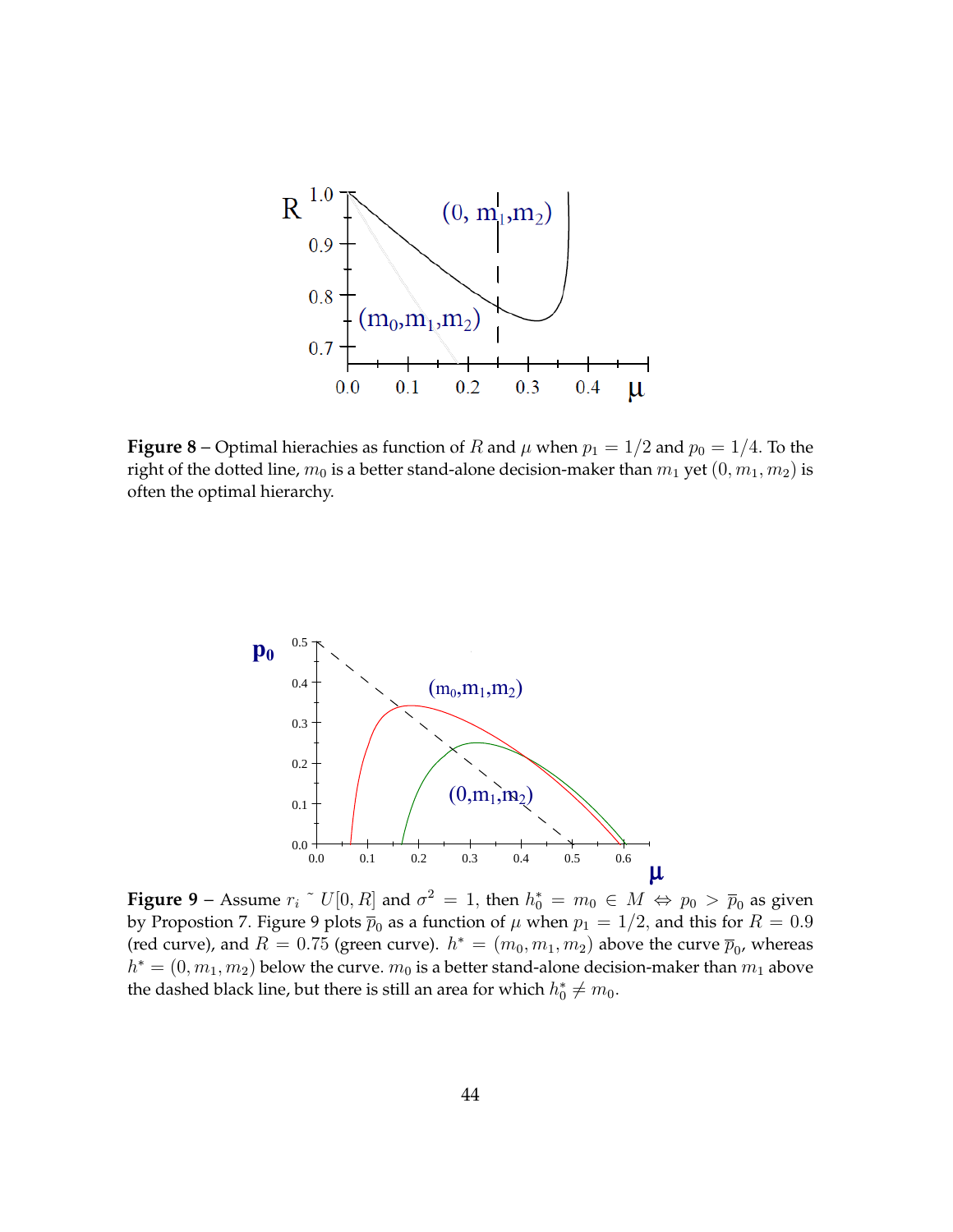**Figure 8** – Optimal hierachies as function of $R$ and $\mu$ when $p_1 = 1/2$ and $p_0 = 1/4$. To the right of the dotted line, $m_0$ is a better stand-alone decision-maker than $m_1$ yet $(0, m_1, m_2)$ is often the optimal hierarchy.

**Figure 9** – Assume $r_i$ ˜ $U[0, R]$ and $\sigma^2 = 1$, then $h_0^* = m_0 \in M \Leftrightarrow p_0 > \overline{p}_0$ as given by Propostion 7. Figure 9 plots $\overline{p}_0$ as a function of $\mu$ when $p_1 = 1/2$, and this for $R = 0.9$ (red curve), and $R = 0.75$ (green curve). $h^* = (m_0, m_1, m_2)$ above the curve $\overline{p}_0$, whereas $h^* = (0, m_1, m_2)$ below the curve. $m_0$ is a better stand-alone decision-maker than $m_1$ above the dashed black line, but there is still an area for which $h_0^* \neq m_0$.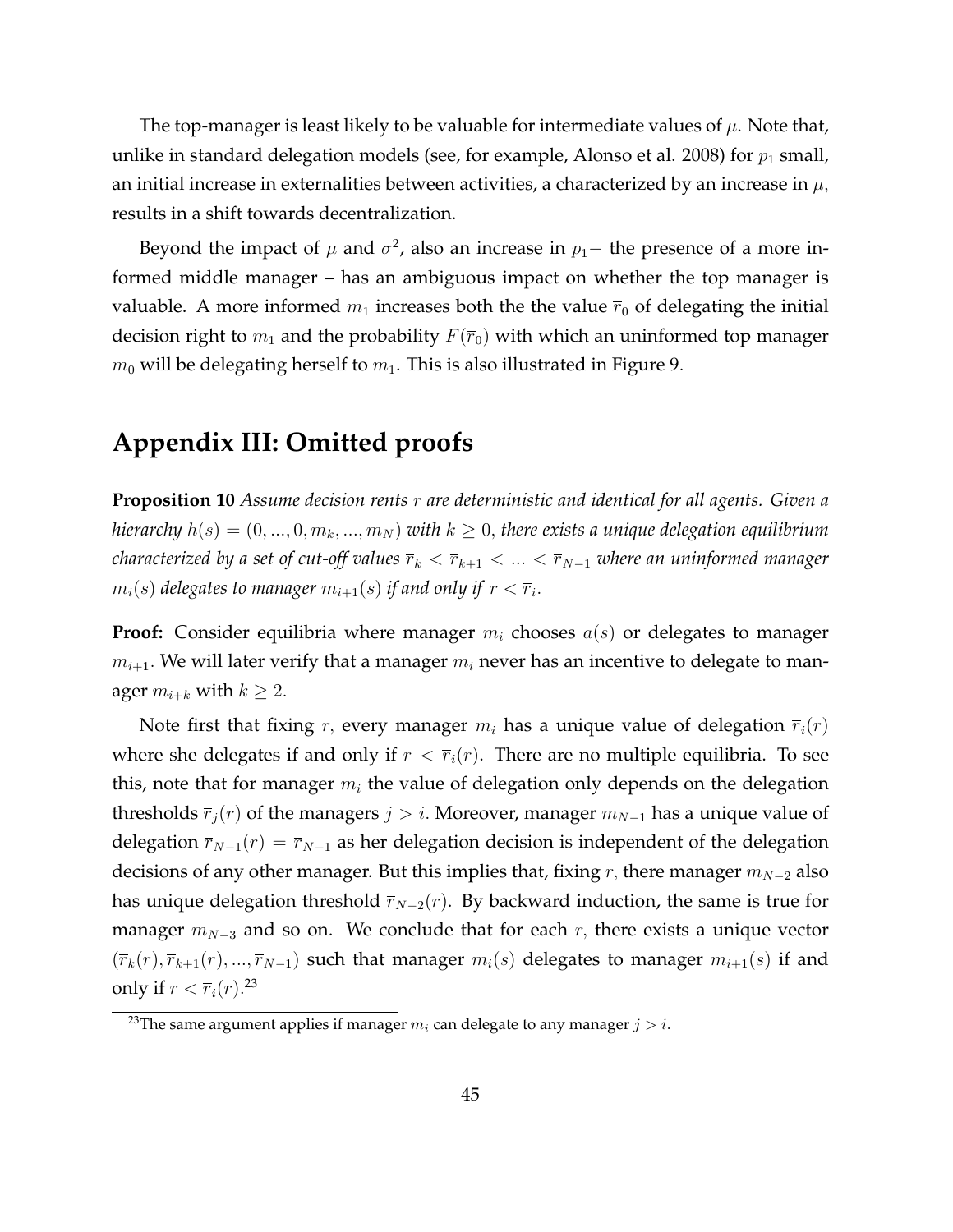The top-manager is least likely to be valuable for intermediate values of $\mu$. Note that, unlike in standard delegation models (see, for example, Alonso et al. 2008) for $p_1$ small, an initial increase in externalities between activities, a characterized by an increase in $\mu$, results in a shift towards decentralization.

Beyond the impact of $\mu$ and $\sigma^2$, also an increase in $p_1-$ the presence of a more informed middle manager – has an ambiguous impact on whether the top manager is valuable. A more informed $m_1$ increases both the the value $\overline{r}_0$ of delegating the initial decision right to $m_1$ and the probability $F(\overline{r}_0)$ with which an uninformed top manager $m_0$ will be delegating herself to $m_1$. This is also illustrated in Figure 9.

# Appendix III: Omitted proofs

**Proposition 10** *Assume decision rents $r$ are deterministic and identical for all agents. Given a hierarchy $h(s) = (0, ..., 0, m_k, ..., m_N)$ with $k \geq 0$, there exists a unique delegation equilibrium characterized by a set of cut-off values $\overline{r}_k < \overline{r}_{k+1} < ... < \overline{r}_{N-1}$ where an uninformed manager $m_i(s)$ delegates to manager $m_{i+1}(s)$ if and only if $r < \overline{r}_i$.*

**Proof:** Consider equilibria where manager $m_i$ chooses $a(s)$ or delegates to manager $m_{i+1}$. We will later verify that a manager $m_i$ never has an incentive to delegate to manager $m_{i+k}$ with $k \geq 2$.

Note first that fixing $r$, every manager $m_i$ has a unique value of delegation $\overline{r}_i(r)$ where she delegates if and only if $r < \overline{r}_i(r)$. There are no multiple equilibria. To see this, note that for manager $m_i$ the value of delegation only depends on the delegation thresholds $\overline{r}_j(r)$ of the managers $j > i$. Moreover, manager $m_{N-1}$ has a unique value of delegation $\overline{r}_{N-1}(r) = \overline{r}_{N-1}$ as her delegation decision is independent of the delegation decisions of any other manager. But this implies that, fixing $r$, there manager $m_{N-2}$ also has unique delegation threshold $\overline{r}_{N-2}(r)$. By backward induction, the same is true for manager $m_{N-3}$ and so on. We conclude that for each $r$, there exists a unique vector $(\overline{r}_k(r), \overline{r}_{k+1}(r), ..., \overline{r}_{N-1})$ such that manager $m_i(s)$ delegates to manager $m_{i+1}(s)$ if and only if $r < \overline{r}_i(r)$.[23]

[23] The same argument applies if manager $m_i$ can delegate to any manager $j > i$.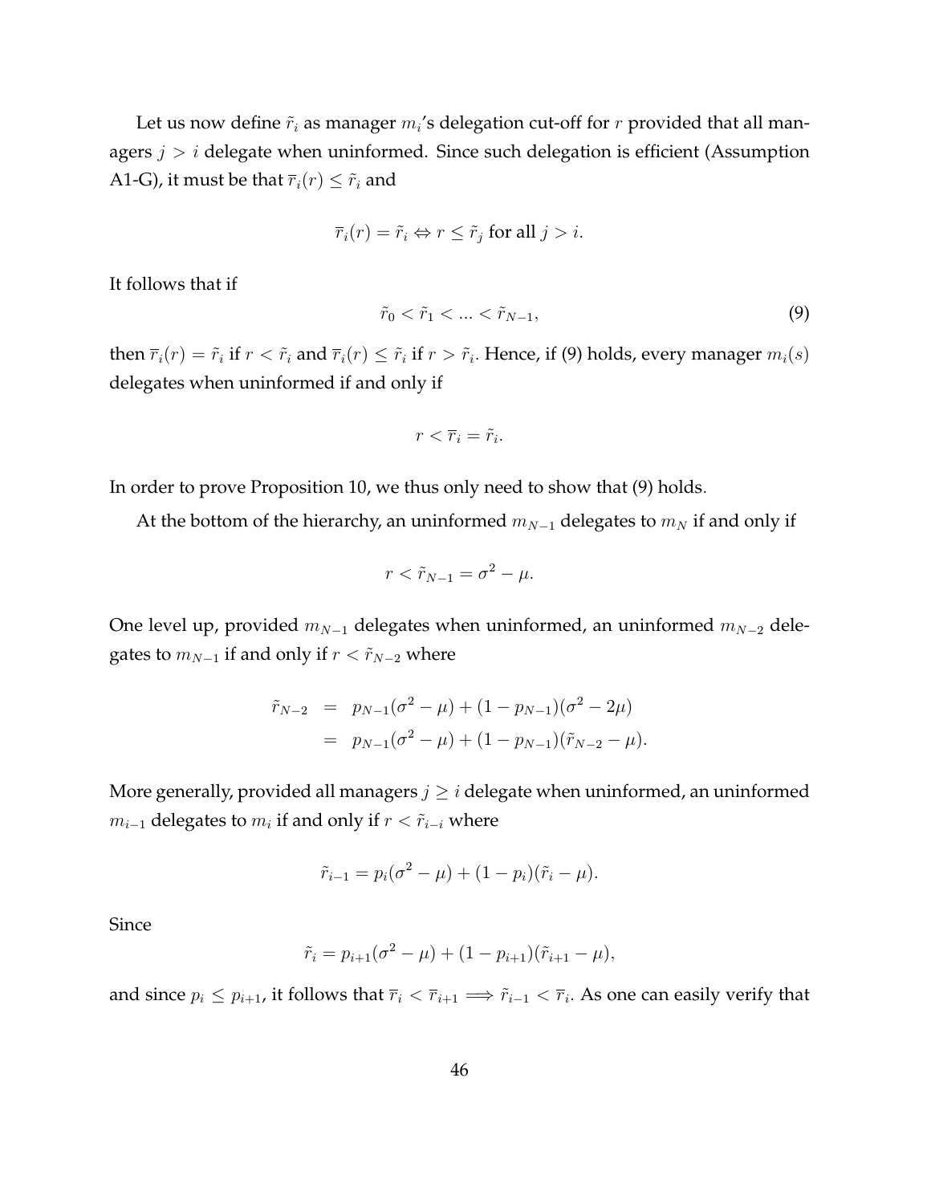Let us now define $\tilde{r}_i$ as manager $m_i$'s delegation cut-off for $r$ provided that all managers $j > i$ delegate when uninformed. Since such delegation is efficient (Assumption A1-G), it must be that $\overline{r}_i(r) \leq \tilde{r}_i$ and

$$\overline{r}_i(r) = \tilde{r}_i \Leftrightarrow r \leq \tilde{r}_j \text{ for all } j > i.$$

It follows that if

$$\tilde{r}_0 < \tilde{r}_1 < ... < \tilde{r}_{N-1}, \tag{9}$$

then $\overline{r}_i(r) = \tilde{r}_i$ if $r < \tilde{r}_i$ and $\overline{r}_i(r) \leq \tilde{r}_i$ if $r > \tilde{r}_i$. Hence, if (9) holds, every manager $m_i(s)$ delegates when uninformed if and only if

$$r < \overline{r}_i = \tilde{r}_i.$$

In order to prove Proposition 10, we thus only need to show that (9) holds.

At the bottom of the hierarchy, an uninformed $m_{N-1}$ delegates to $m_N$ if and only if

$$r < \tilde{r}_{N-1} = \sigma^2 - \mu.$$

One level up, provided $m_{N-1}$ delegates when uninformed, an uninformed $m_{N-2}$ delegates to $m_{N-1}$ if and only if $r < \tilde{r}_{N-2}$ where

$$\begin{aligned}
\tilde{r}_{N-2} &= p_{N-1}(\sigma^2 - \mu) + (1 - p_{N-1})(\sigma^2 - 2\mu) \\
&= p_{N-1}(\sigma^2 - \mu) + (1 - p_{N-1})(\tilde{r}_{N-2} - \mu).
\end{aligned}$$

More generally, provided all managers $j \geq i$ delegate when uninformed, an uninformed $m_{i-1}$ delegates to $m_i$ if and only if $r < \tilde{r}_{i-i}$ where

$$\tilde{r}_{i-1} = p_i(\sigma^2 - \mu) + (1 - p_i)(\tilde{r}_i - \mu).$$

Since

$$\tilde{r}_i = p_{i+1}(\sigma^2 - \mu) + (1 - p_{i+1})(\tilde{r}_{i+1} - \mu),$$

and since $p_i \leq p_{i+1}$, it follows that $\overline{r}_i < \overline{r}_{i+1} \implies \tilde{r}_{i-1} < \overline{r}_i$. As one can easily verify that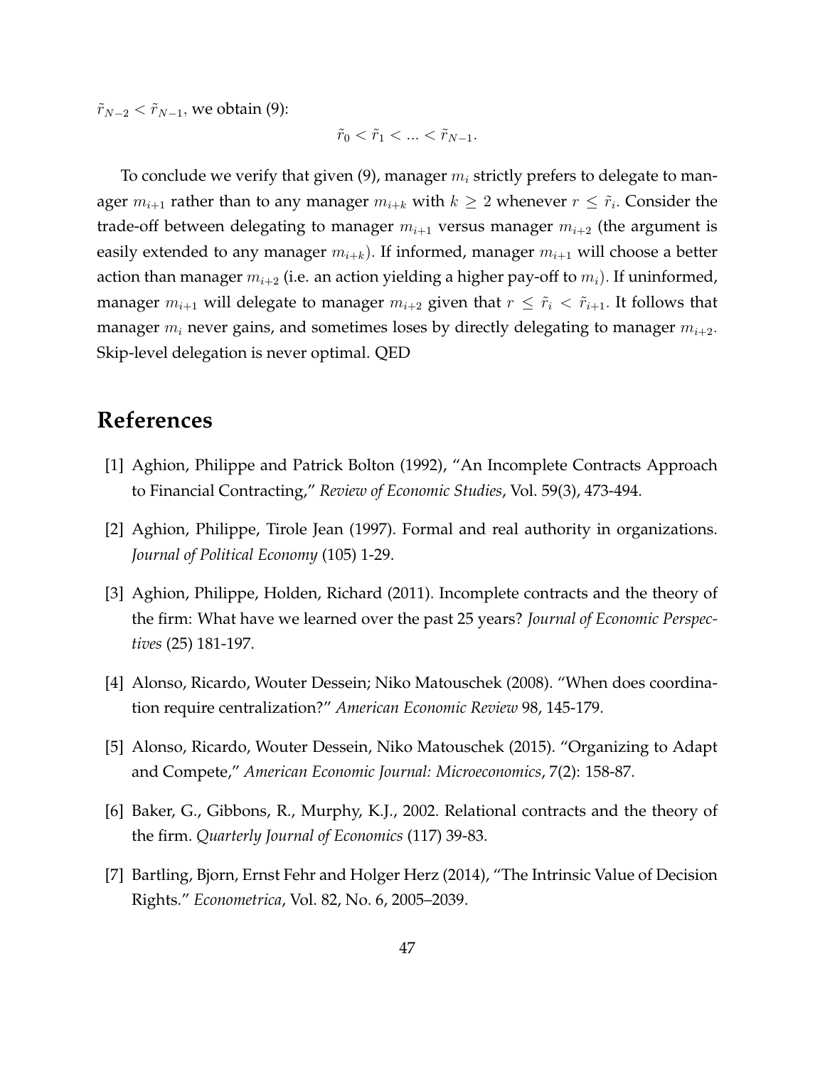$\tilde{r}_{N-2} < \tilde{r}_{N-1}$, we obtain (9):

$$\tilde{r}_0 < \tilde{r}_1 < \ldots < \tilde{r}_{N-1}.$$

To conclude we verify that given (9), manager $m_i$ strictly prefers to delegate to manager $m_{i+1}$ rather than to any manager $m_{i+k}$ with $k \geq 2$ whenever $r \leq \tilde{r}_i$. Consider the trade-off between delegating to manager $m_{i+1}$ versus manager $m_{i+2}$ (the argument is easily extended to any manager $m_{i+k}$). If informed, manager $m_{i+1}$ will choose a better action than manager $m_{i+2}$ (i.e. an action yielding a higher pay-off to $m_i$). If uninformed, manager $m_{i+1}$ will delegate to manager $m_{i+2}$ given that $r \leq \tilde{r}_i < \tilde{r}_{i+1}$. It follows that manager $m_i$ never gains, and sometimes loses by directly delegating to manager $m_{i+2}$. Skip-level delegation is never optimal. QED

# References

[1] Aghion, Philippe and Patrick Bolton (1992), "An Incomplete Contracts Approach to Financial Contracting," *Review of Economic Studies*, Vol. 59(3), 473-494.

[2] Aghion, Philippe, Tirole Jean (1997). Formal and real authority in organizations. *Journal of Political Economy* (105) 1-29.

[3] Aghion, Philippe, Holden, Richard (2011). Incomplete contracts and the theory of the firm: What have we learned over the past 25 years? *Journal of Economic Perspectives* (25) 181-197.

[4] Alonso, Ricardo, Wouter Dessein; Niko Matouschek (2008). "When does coordination require centralization?" *American Economic Review* 98, 145-179.

[5] Alonso, Ricardo, Wouter Dessein, Niko Matouschek (2015). "Organizing to Adapt and Compete," *American Economic Journal: Microeconomics*, 7(2): 158-87.

[6] Baker, G., Gibbons, R., Murphy, K.J., 2002. Relational contracts and the theory of the firm. *Quarterly Journal of Economics* (117) 39-83.

[7] Bartling, Bjorn, Ernst Fehr and Holger Herz (2014), "The Intrinsic Value of Decision Rights." *Econometrica*, Vol. 82, No. 6, 2005–2039.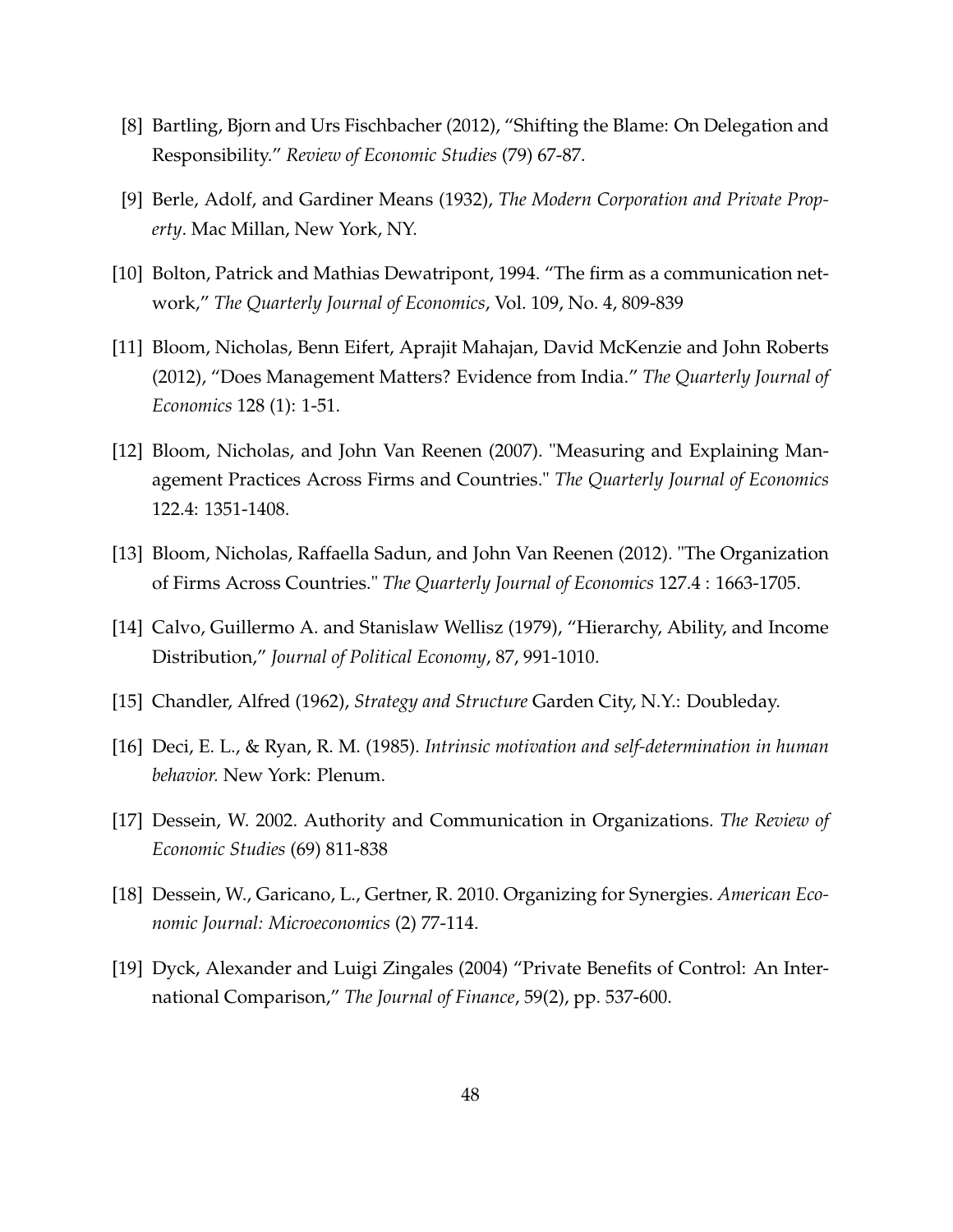[8] Bartling, Bjorn and Urs Fischbacher (2012), "Shifting the Blame: On Delegation and Responsibility." *Review of Economic Studies* (79) 67-87.

[9] Berle, Adolf, and Gardiner Means (1932), *The Modern Corporation and Private Property*. Mac Millan, New York, NY.

[10] Bolton, Patrick and Mathias Dewatripont, 1994. "The firm as a communication network," *The Quarterly Journal of Economics*, Vol. 109, No. 4, 809-839

[11] Bloom, Nicholas, Benn Eifert, Aprajit Mahajan, David McKenzie and John Roberts (2012), "Does Management Matters? Evidence from India." *The Quarterly Journal of Economics* 128 (1): 1-51.

[12] Bloom, Nicholas, and John Van Reenen (2007). "Measuring and Explaining Management Practices Across Firms and Countries." *The Quarterly Journal of Economics* 122.4: 1351-1408.

[13] Bloom, Nicholas, Raffaella Sadun, and John Van Reenen (2012). "The Organization of Firms Across Countries." *The Quarterly Journal of Economics* 127.4 : 1663-1705.

[14] Calvo, Guillermo A. and Stanislaw Wellisz (1979), "Hierarchy, Ability, and Income Distribution," *Journal of Political Economy*, 87, 991-1010.

[15] Chandler, Alfred (1962), *Strategy and Structure* Garden City, N.Y.: Doubleday.

[16] Deci, E. L., & Ryan, R. M. (1985). *Intrinsic motivation and self-determination in human behavior.* New York: Plenum.

[17] Dessein, W. 2002. Authority and Communication in Organizations. *The Review of Economic Studies* (69) 811-838

[18] Dessein, W., Garicano, L., Gertner, R. 2010. Organizing for Synergies. *American Economic Journal: Microeconomics* (2) 77-114.

[19] Dyck, Alexander and Luigi Zingales (2004) "Private Benefits of Control: An International Comparison," *The Journal of Finance*, 59(2), pp. 537-600.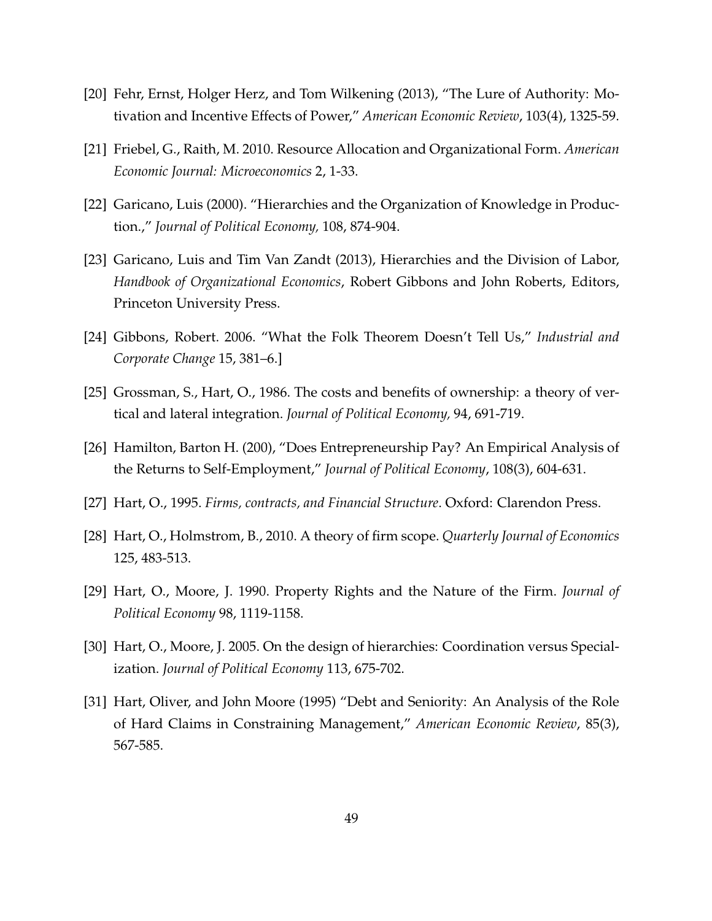[20] Fehr, Ernst, Holger Herz, and Tom Wilkening (2013), "The Lure of Authority: Motivation and Incentive Effects of Power," *American Economic Review*, 103(4), 1325-59.

[21] Friebel, G., Raith, M. 2010. Resource Allocation and Organizational Form. *American Economic Journal: Microeconomics* 2, 1-33.

[22] Garicano, Luis (2000). "Hierarchies and the Organization of Knowledge in Production.," *Journal of Political Economy,* 108, 874-904.

[23] Garicano, Luis and Tim Van Zandt (2013), Hierarchies and the Division of Labor, *Handbook of Organizational Economics*, Robert Gibbons and John Roberts, Editors, Princeton University Press.

[24] Gibbons, Robert. 2006. "What the Folk Theorem Doesn't Tell Us," *Industrial and Corporate Change* 15, 381–6.]

[25] Grossman, S., Hart, O., 1986. The costs and benefits of ownership: a theory of vertical and lateral integration. *Journal of Political Economy,* 94, 691-719.

[26] Hamilton, Barton H. (200), "Does Entrepreneurship Pay? An Empirical Analysis of the Returns to Self-Employment," *Journal of Political Economy*, 108(3), 604-631.

[27] Hart, O., 1995. *Firms, contracts, and Financial Structure*. Oxford: Clarendon Press.

[28] Hart, O., Holmstrom, B., 2010. A theory of firm scope. *Quarterly Journal of Economics* 125, 483-513.

[29] Hart, O., Moore, J. 1990. Property Rights and the Nature of the Firm. *Journal of Political Economy* 98, 1119-1158.

[30] Hart, O., Moore, J. 2005. On the design of hierarchies: Coordination versus Specialization. *Journal of Political Economy* 113, 675-702.

[31] Hart, Oliver, and John Moore (1995) "Debt and Seniority: An Analysis of the Role of Hard Claims in Constraining Management," *American Economic Review*, 85(3), 567-585.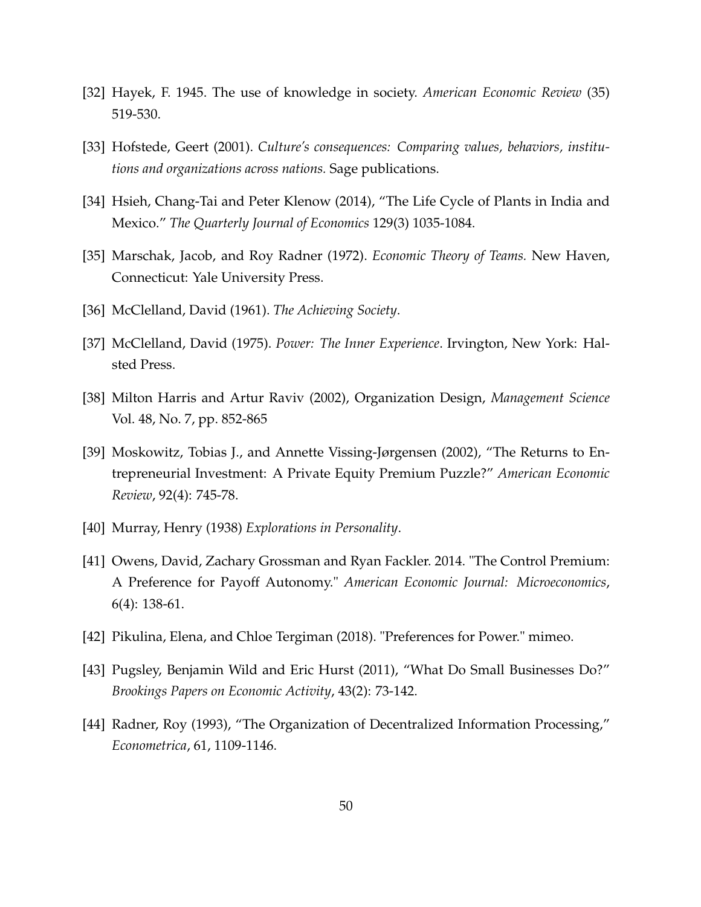[32] Hayek, F. 1945. The use of knowledge in society. *American Economic Review* (35) 519-530.

[33] Hofstede, Geert (2001). *Culture's consequences: Comparing values, behaviors, institutions and organizations across nations.* Sage publications.

[34] Hsieh, Chang-Tai and Peter Klenow (2014), "The Life Cycle of Plants in India and Mexico." *The Quarterly Journal of Economics* 129(3) 1035-1084.

[35] Marschak, Jacob, and Roy Radner (1972). *Economic Theory of Teams.* New Haven, Connecticut: Yale University Press.

[36] McClelland, David (1961). *The Achieving Society*.

[37] McClelland, David (1975). *Power: The Inner Experience*. Irvington, New York: Halsted Press.

[38] Milton Harris and Artur Raviv (2002), Organization Design, *Management Science* Vol. 48, No. 7, pp. 852-865

[39] Moskowitz, Tobias J., and Annette Vissing-Jørgensen (2002), "The Returns to Entrepreneurial Investment: A Private Equity Premium Puzzle?" *American Economic Review*, 92(4): 745-78.

[40] Murray, Henry (1938) *Explorations in Personality*.

[41] Owens, David, Zachary Grossman and Ryan Fackler. 2014. "The Control Premium: A Preference for Payoff Autonomy." *American Economic Journal: Microeconomics*, 6(4): 138-61.

[42] Pikulina, Elena, and Chloe Tergiman (2018). "Preferences for Power." mimeo.

[43] Pugsley, Benjamin Wild and Eric Hurst (2011), "What Do Small Businesses Do?" *Brookings Papers on Economic Activity*, 43(2): 73-142.

[44] Radner, Roy (1993), "The Organization of Decentralized Information Processing," *Econometrica*, 61, 1109-1146.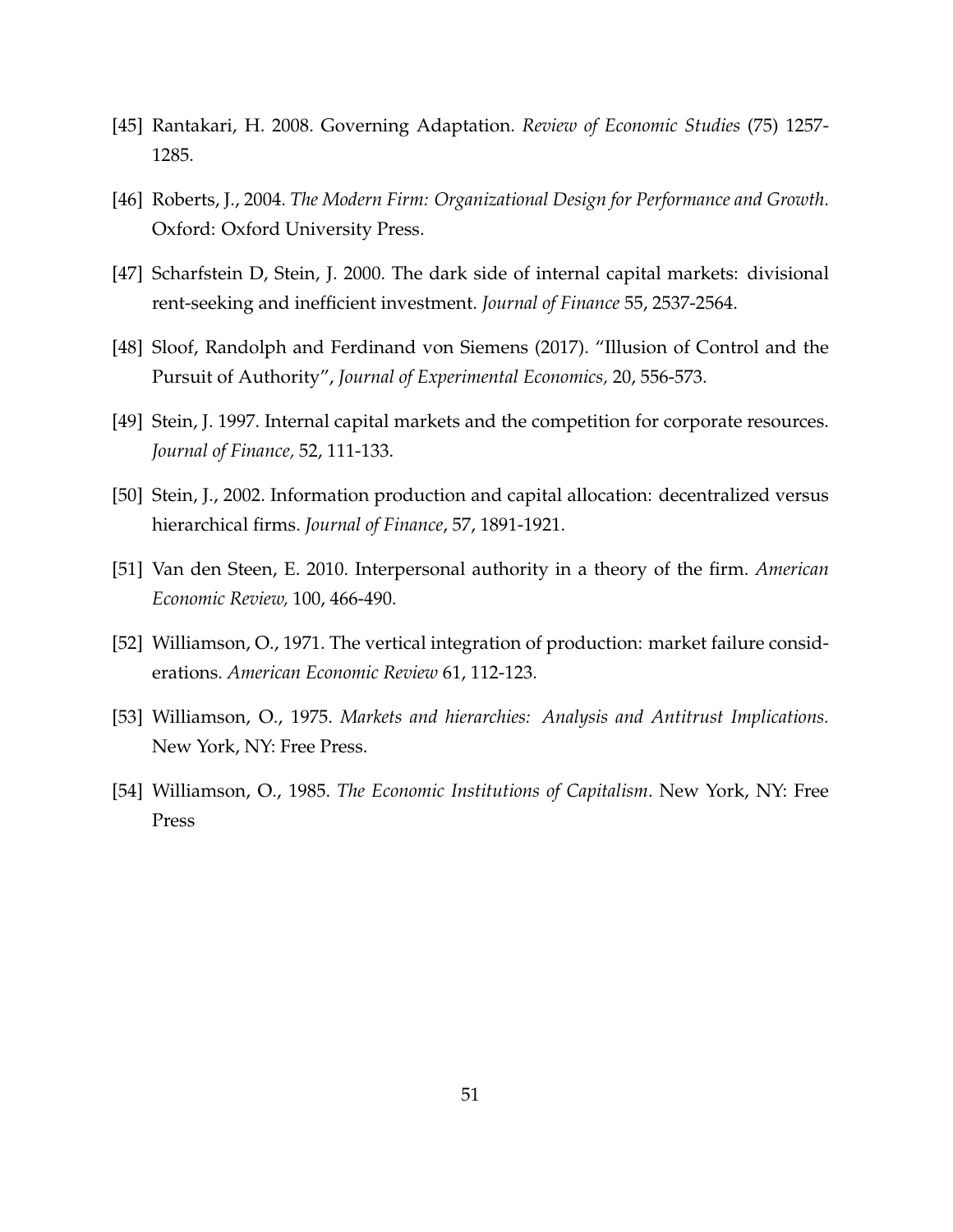[45] Rantakari, H. 2008. Governing Adaptation. *Review of Economic Studies* (75) 1257-1285.

[46] Roberts, J., 2004. *The Modern Firm: Organizational Design for Performance and Growth*. Oxford: Oxford University Press.

[47] Scharfstein D, Stein, J. 2000. The dark side of internal capital markets: divisional rent-seeking and inefficient investment. *Journal of Finance* 55, 2537-2564.

[48] Sloof, Randolph and Ferdinand von Siemens (2017). "Illusion of Control and the Pursuit of Authority", *Journal of Experimental Economics,* 20, 556-573.

[49] Stein, J. 1997. Internal capital markets and the competition for corporate resources. *Journal of Finance,* 52, 111-133.

[50] Stein, J., 2002. Information production and capital allocation: decentralized versus hierarchical firms. *Journal of Finance*, 57, 1891-1921.

[51] Van den Steen, E. 2010. Interpersonal authority in a theory of the firm. *American Economic Review,* 100, 466-490.

[52] Williamson, O., 1971. The vertical integration of production: market failure considerations. *American Economic Review* 61, 112-123.

[53] Williamson, O., 1975. *Markets and hierarchies: Analysis and Antitrust Implications.* New York, NY: Free Press.

[54] Williamson, O., 1985. *The Economic Institutions of Capitalism*. New York, NY: Free Press